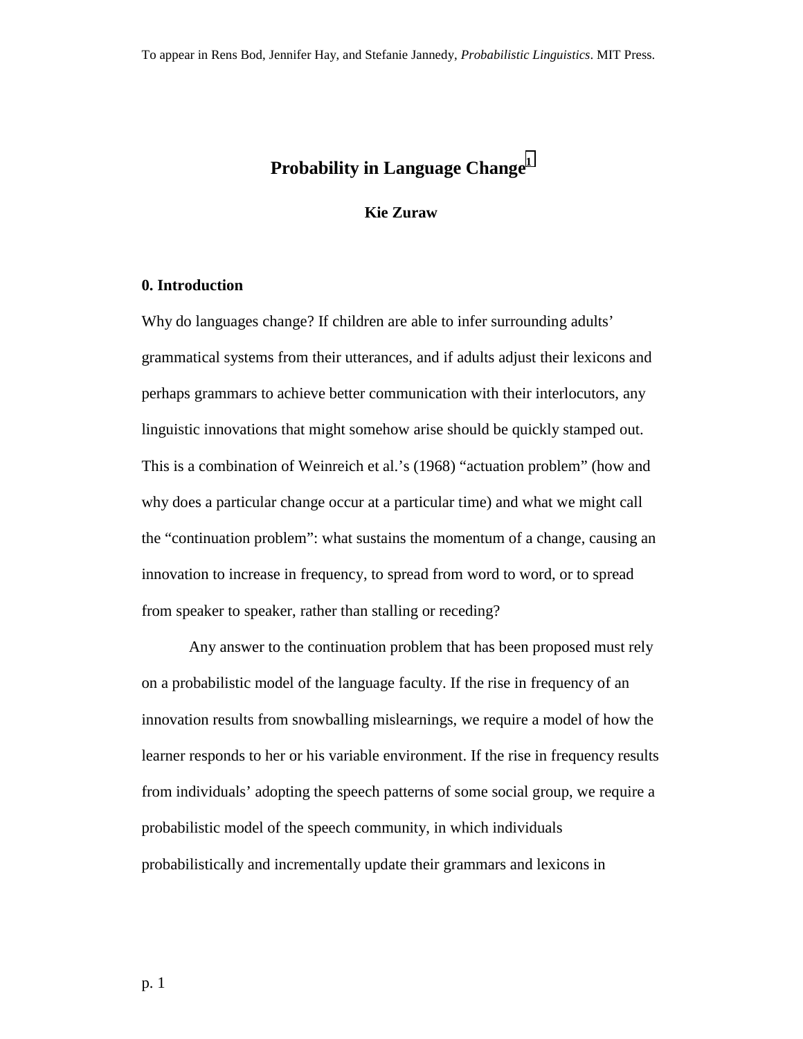To appear in Rens Bod, Jennifer Hay, and Stefanie Jannedy, *Probabilistic Linguistics*. MIT Press.

# Probability in Language Change[1]

**Kie Zuraw**

## 0. Introduction

Why do languages change? If children are able to infer surrounding adults' grammatical systems from their utterances, and if adults adjust their lexicons and perhaps grammars to achieve better communication with their interlocutors, any linguistic innovations that might somehow arise should be quickly stamped out. This is a combination of Weinreich et al.'s (1968) "actuation problem" (how and why does a particular change occur at a particular time) and what we might call the "continuation problem": what sustains the momentum of a change, causing an innovation to increase in frequency, to spread from word to word, or to spread from speaker to speaker, rather than stalling or receding?

Any answer to the continuation problem that has been proposed must rely on a probabilistic model of the language faculty. If the rise in frequency of an innovation results from snowballing mislearnings, we require a model of how the learner responds to her or his variable environment. If the rise in frequency results from individuals' adopting the speech patterns of some social group, we require a probabilistic model of the speech community, in which individuals probabilistically and incrementally update their grammars and lexicons in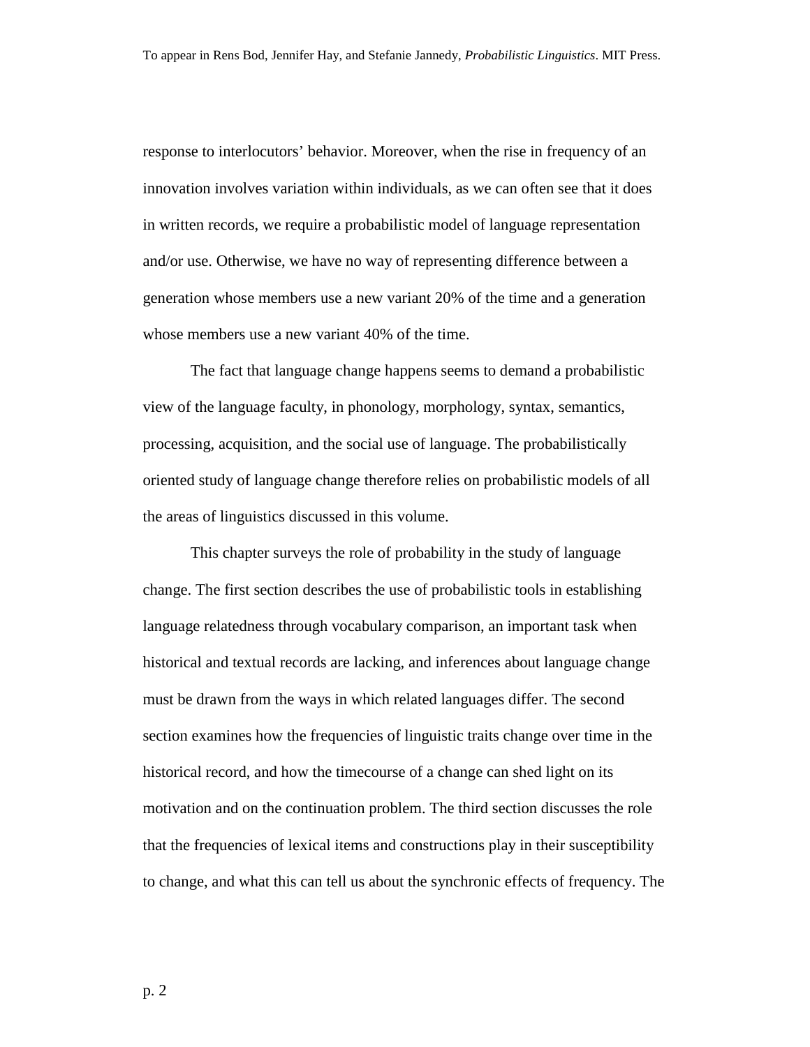response to interlocutors' behavior. Moreover, when the rise in frequency of an innovation involves variation within individuals, as we can often see that it does in written records, we require a probabilistic model of language representation and/or use. Otherwise, we have no way of representing difference between a generation whose members use a new variant 20% of the time and a generation whose members use a new variant 40% of the time.

The fact that language change happens seems to demand a probabilistic view of the language faculty, in phonology, morphology, syntax, semantics, processing, acquisition, and the social use of language. The probabilistically oriented study of language change therefore relies on probabilistic models of all the areas of linguistics discussed in this volume.

This chapter surveys the role of probability in the study of language change. The first section describes the use of probabilistic tools in establishing language relatedness through vocabulary comparison, an important task when historical and textual records are lacking, and inferences about language change must be drawn from the ways in which related languages differ. The second section examines how the frequencies of linguistic traits change over time in the historical record, and how the timecourse of a change can shed light on its motivation and on the continuation problem. The third section discusses the role that the frequencies of lexical items and constructions play in their susceptibility to change, and what this can tell us about the synchronic effects of frequency. The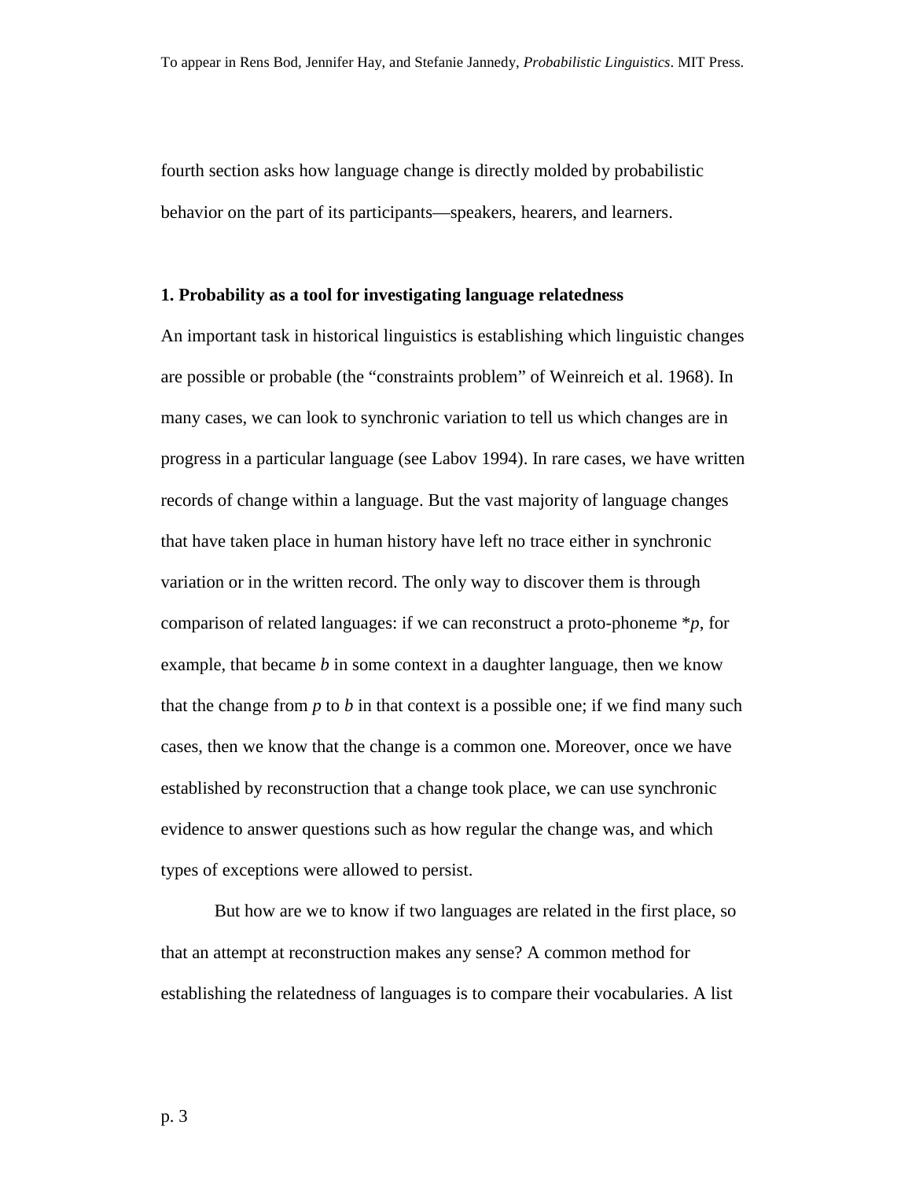fourth section asks how language change is directly molded by probabilistic behavior on the part of its participants—speakers, hearers, and learners.

### 1. Probability as a tool for investigating language relatedness

An important task in historical linguistics is establishing which linguistic changes are possible or probable (the "constraints problem" of Weinreich et al. 1968). In many cases, we can look to synchronic variation to tell us which changes are in progress in a particular language (see Labov 1994). In rare cases, we have written records of change within a language. But the vast majority of language changes that have taken place in human history have left no trace either in synchronic variation or in the written record. The only way to discover them is through comparison of related languages: if we can reconstruct a proto-phoneme **p*, for example, that became *b* in some context in a daughter language, then we know that the change from *p* to *b* in that context is a possible one; if we find many such cases, then we know that the change is a common one. Moreover, once we have established by reconstruction that a change took place, we can use synchronic evidence to answer questions such as how regular the change was, and which types of exceptions were allowed to persist.

But how are we to know if two languages are related in the first place, so that an attempt at reconstruction makes any sense? A common method for establishing the relatedness of languages is to compare their vocabularies. A list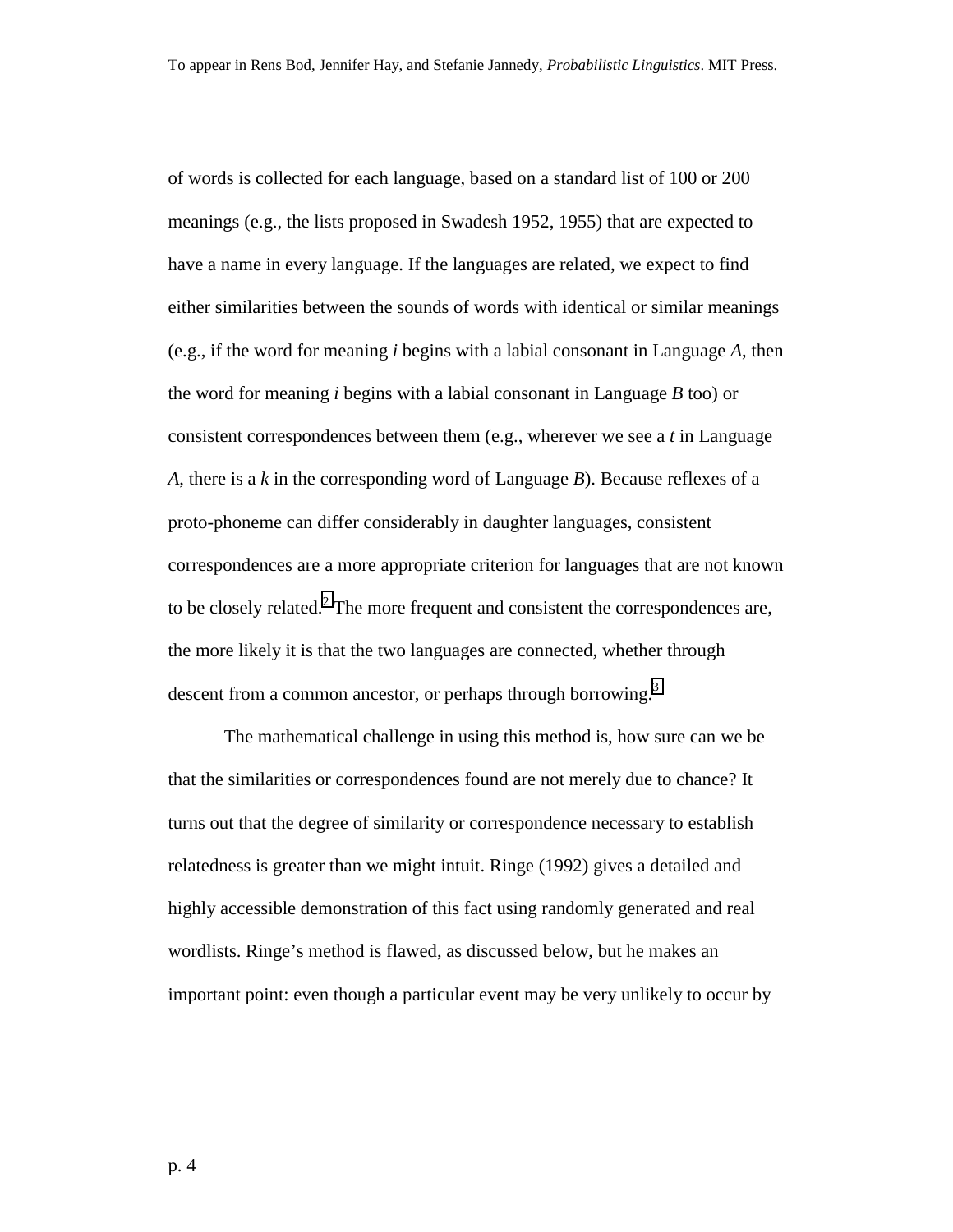of words is collected for each language, based on a standard list of 100 or 200 meanings (e.g., the lists proposed in Swadesh 1952, 1955) that are expected to have a name in every language. If the languages are related, we expect to find either similarities between the sounds of words with identical or similar meanings (e.g., if the word for meaning *i* begins with a labial consonant in Language *A*, then the word for meaning *i* begins with a labial consonant in Language *B* too) or consistent correspondences between them (e.g., wherever we see a *t* in Language *A*, there is a *k* in the corresponding word of Language *B*). Because reflexes of a proto-phoneme can differ considerably in daughter languages, consistent correspondences are a more appropriate criterion for languages that are not known to be closely related.[2] The more frequent and consistent the correspondences are, the more likely it is that the two languages are connected, whether through descent from a common ancestor, or perhaps through borrowing.[3]

The mathematical challenge in using this method is, how sure can we be that the similarities or correspondences found are not merely due to chance? It turns out that the degree of similarity or correspondence necessary to establish relatedness is greater than we might intuit. Ringe (1992) gives a detailed and highly accessible demonstration of this fact using randomly generated and real wordlists. Ringe's method is flawed, as discussed below, but he makes an important point: even though a particular event may be very unlikely to occur by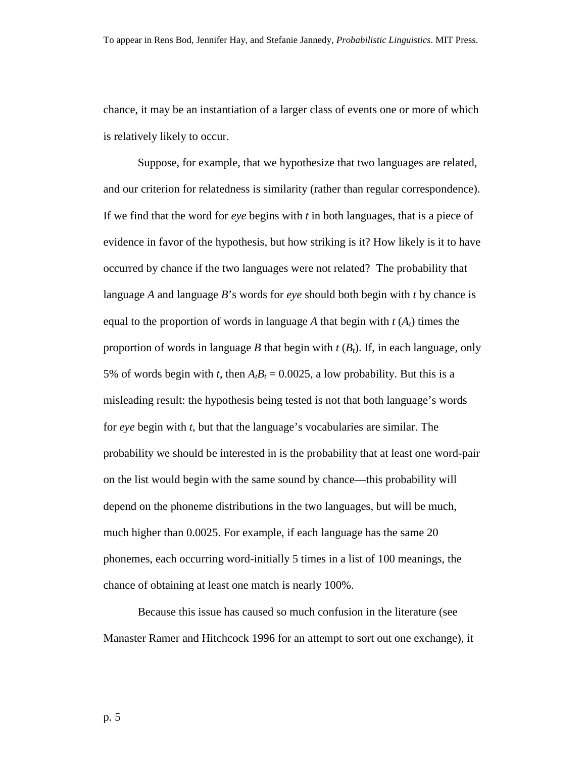chance, it may be an instantiation of a larger class of events one or more of which is relatively likely to occur.

Suppose, for example, that we hypothesize that two languages are related, and our criterion for relatedness is similarity (rather than regular correspondence). If we find that the word for *eye* begins with *t* in both languages, that is a piece of evidence in favor of the hypothesis, but how striking is it? How likely is it to have occurred by chance if the two languages were not related? The probability that language *A* and language *B*'s words for *eye* should both begin with *t* by chance is equal to the proportion of words in language *A* that begin with *t* ($A_t$) times the proportion of words in language *B* that begin with *t* ($B_t$). If, in each language, only 5% of words begin with *t*, then $A_tB_t = 0.0025$, a low probability. But this is a misleading result: the hypothesis being tested is not that both language's words for *eye* begin with *t*, but that the language's vocabularies are similar. The probability we should be interested in is the probability that at least one word-pair on the list would begin with the same sound by chance—this probability will depend on the phoneme distributions in the two languages, but will be much, much higher than 0.0025. For example, if each language has the same 20 phonemes, each occurring word-initially 5 times in a list of 100 meanings, the chance of obtaining at least one match is nearly 100%.

Because this issue has caused so much confusion in the literature (see Manaster Ramer and Hitchcock 1996 for an attempt to sort out one exchange), it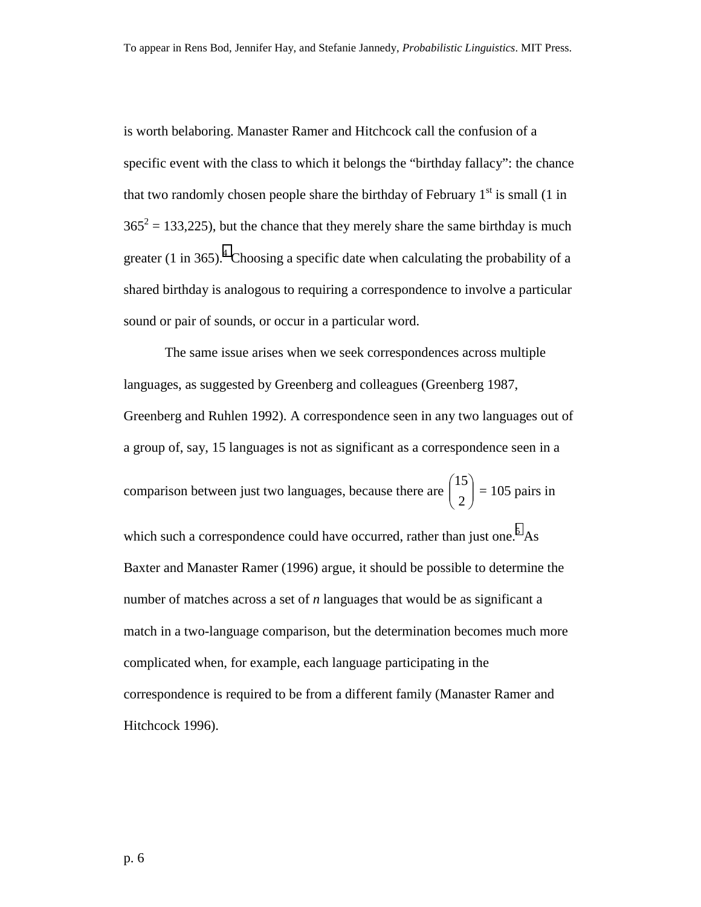is worth belaboring. Manaster Ramer and Hitchcock call the confusion of a specific event with the class to which it belongs the "birthday fallacy": the chance that two randomly chosen people share the birthday of February 1st is small (1 in $365^2 = 133{,}225$), but the chance that they merely share the same birthday is much greater (1 in 365).[4] Choosing a specific date when calculating the probability of a shared birthday is analogous to requiring a correspondence to involve a particular sound or pair of sounds, or occur in a particular word.

The same issue arises when we seek correspondences across multiple languages, as suggested by Greenberg and colleagues (Greenberg 1987, Greenberg and Ruhlen 1992). A correspondence seen in any two languages out of a group of, say, 15 languages is not as significant as a correspondence seen in a comparison between just two languages, because there are $\binom{15}{2} = 105$ pairs in which such a correspondence could have occurred, rather than just one.[5] As Baxter and Manaster Ramer (1996) argue, it should be possible to determine the number of matches across a set of *n* languages that would be as significant a match in a two-language comparison, but the determination becomes much more complicated when, for example, each language participating in the correspondence is required to be from a different family (Manaster Ramer and Hitchcock 1996).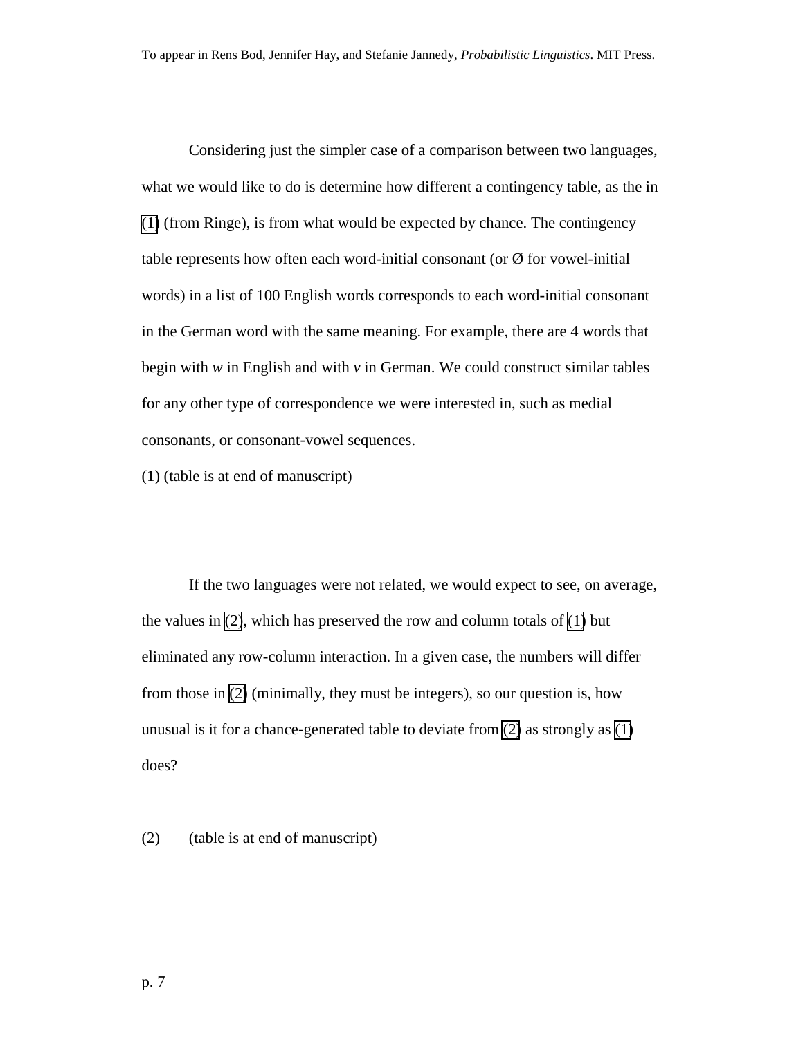Considering just the simpler case of a comparison between two languages, what we would like to do is determine how different a contingency table, as the in (1) (from Ringe), is from what would be expected by chance. The contingency table represents how often each word-initial consonant (or Ø for vowel-initial words) in a list of 100 English words corresponds to each word-initial consonant in the German word with the same meaning. For example, there are 4 words that begin with *w* in English and with *v* in German. We could construct similar tables for any other type of correspondence we were interested in, such as medial consonants, or consonant-vowel sequences.

(1) (table is at end of manuscript)

If the two languages were not related, we would expect to see, on average, the values in (2), which has preserved the row and column totals of (1) but eliminated any row-column interaction. In a given case, the numbers will differ from those in (2) (minimally, they must be integers), so our question is, how unusual is it for a chance-generated table to deviate from (2) as strongly as (1) does?

(2) (table is at end of manuscript)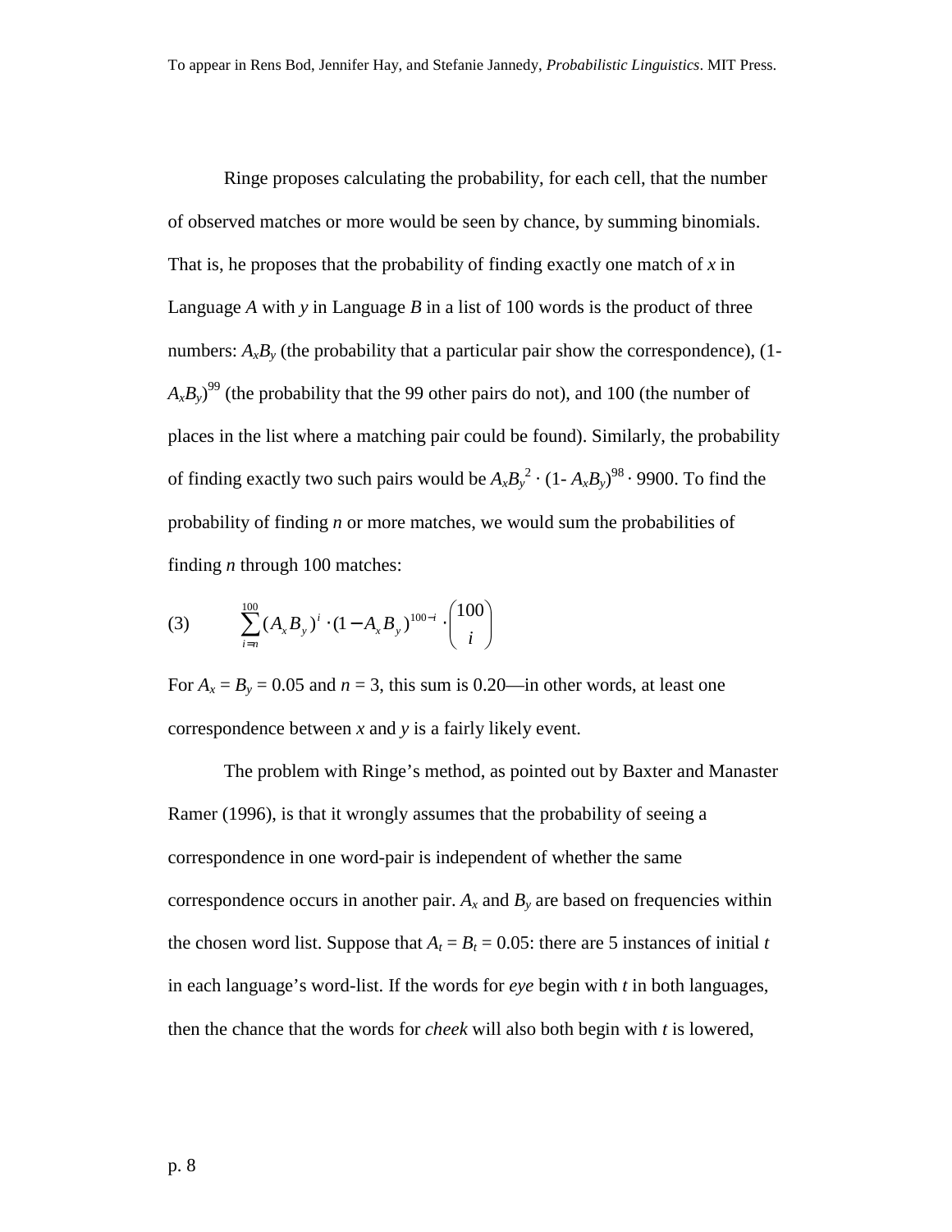Ringe proposes calculating the probability, for each cell, that the number of observed matches or more would be seen by chance, by summing binomials. That is, he proposes that the probability of finding exactly one match of *x* in Language *A* with *y* in Language *B* in a list of 100 words is the product of three numbers: $A_xB_y$ (the probability that a particular pair show the correspondence), $(1-A_xB_y)^{99}$ (the probability that the 99 other pairs do not), and 100 (the number of places in the list where a matching pair could be found). Similarly, the probability of finding exactly two such pairs would be $A_xB_y^2 \cdot (1- A_xB_y)^{98} \cdot 9900$. To find the probability of finding *n* or more matches, we would sum the probabilities of finding *n* through 100 matches:

$$\text{(3)} \qquad \sum_{i=n}^{100} (A_x B_y)^i \cdot (1 - A_x B_y)^{100-i} \cdot \binom{100}{i}$$

For $A_x = B_y = 0.05$ and $n = 3$, this sum is 0.20—in other words, at least one correspondence between *x* and *y* is a fairly likely event.

The problem with Ringe's method, as pointed out by Baxter and Manaster Ramer (1996), is that it wrongly assumes that the probability of seeing a correspondence in one word-pair is independent of whether the same correspondence occurs in another pair. $A_x$ and $B_y$ are based on frequencies within the chosen word list. Suppose that $A_t = B_t = 0.05$: there are 5 instances of initial *t* in each language's word-list. If the words for *eye* begin with *t* in both languages, then the chance that the words for *cheek* will also both begin with *t* is lowered,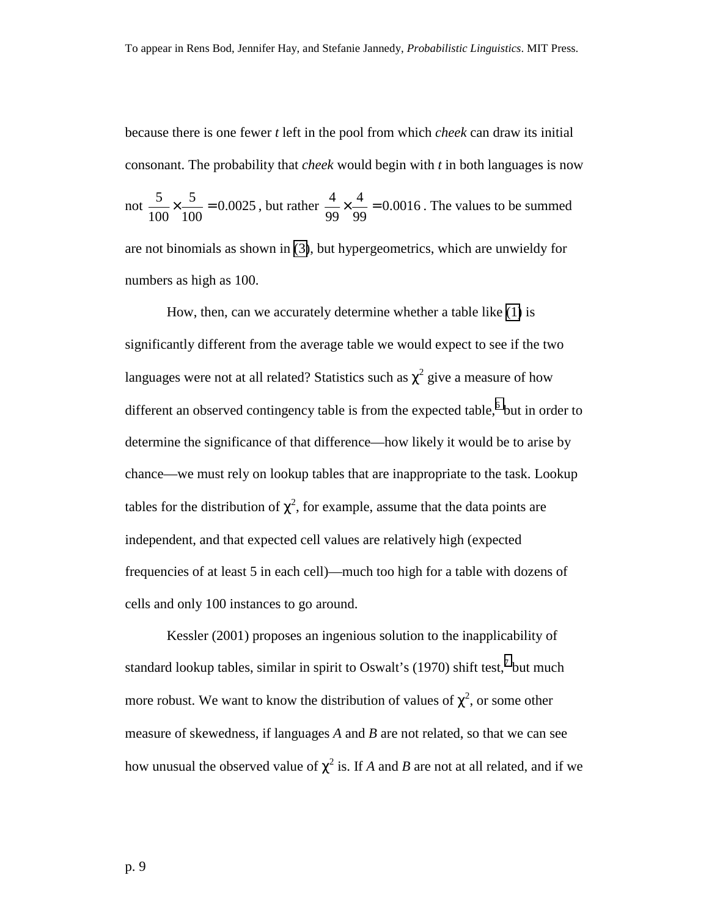because there is one fewer *t* left in the pool from which *cheek* can draw its initial consonant. The probability that *cheek* would begin with *t* in both languages is now not $\frac{5}{100} \times \frac{5}{100} = 0.0025$, but rather $\frac{4}{99} \times \frac{4}{99} = 0.0016$. The values to be summed are not binomials as shown in (3), but hypergeometrics, which are unwieldy for numbers as high as 100.

How, then, can we accurately determine whether a table like (1) is significantly different from the average table we would expect to see if the two languages were not at all related? Statistics such as $\chi^2$ give a measure of how different an observed contingency table is from the expected table,[6] but in order to determine the significance of that difference—how likely it would be to arise by chance—we must rely on lookup tables that are inappropriate to the task. Lookup tables for the distribution of $\chi^2$, for example, assume that the data points are independent, and that expected cell values are relatively high (expected frequencies of at least 5 in each cell)—much too high for a table with dozens of cells and only 100 instances to go around.

Kessler (2001) proposes an ingenious solution to the inapplicability of standard lookup tables, similar in spirit to Oswalt's (1970) shift test,[7] but much more robust. We want to know the distribution of values of $\chi^2$, or some other measure of skewedness, if languages *A* and *B* are not related, so that we can see how unusual the observed value of $\chi^2$ is. If *A* and *B* are not at all related, and if we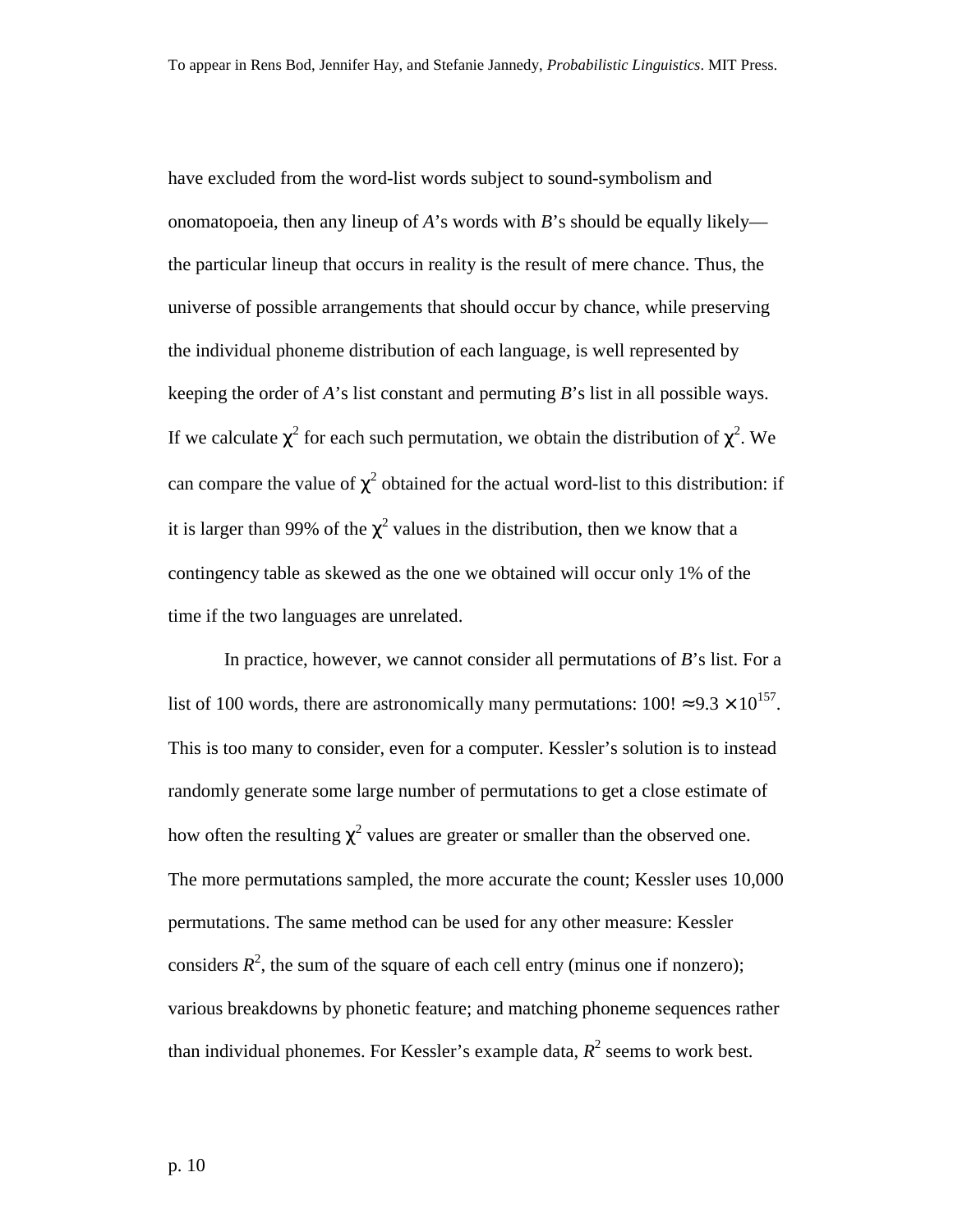have excluded from the word-list words subject to sound-symbolism and onomatopoeia, then any lineup of *A*'s words with *B*'s should be equally likely—the particular lineup that occurs in reality is the result of mere chance. Thus, the universe of possible arrangements that should occur by chance, while preserving the individual phoneme distribution of each language, is well represented by keeping the order of *A*'s list constant and permuting *B*'s list in all possible ways. If we calculate $\chi^2$ for each such permutation, we obtain the distribution of $\chi^2$. We can compare the value of $\chi^2$ obtained for the actual word-list to this distribution: if it is larger than 99% of the $\chi^2$ values in the distribution, then we know that a contingency table as skewed as the one we obtained will occur only 1% of the time if the two languages are unrelated.

In practice, however, we cannot consider all permutations of *B*'s list. For a list of 100 words, there are astronomically many permutations: $100! \approx 9.3 \times 10^{157}$. This is too many to consider, even for a computer. Kessler's solution is to instead randomly generate some large number of permutations to get a close estimate of how often the resulting $\chi^2$ values are greater or smaller than the observed one. The more permutations sampled, the more accurate the count; Kessler uses 10,000 permutations. The same method can be used for any other measure: Kessler considers $R^2$, the sum of the square of each cell entry (minus one if nonzero); various breakdowns by phonetic feature; and matching phoneme sequences rather than individual phonemes. For Kessler's example data, $R^2$ seems to work best.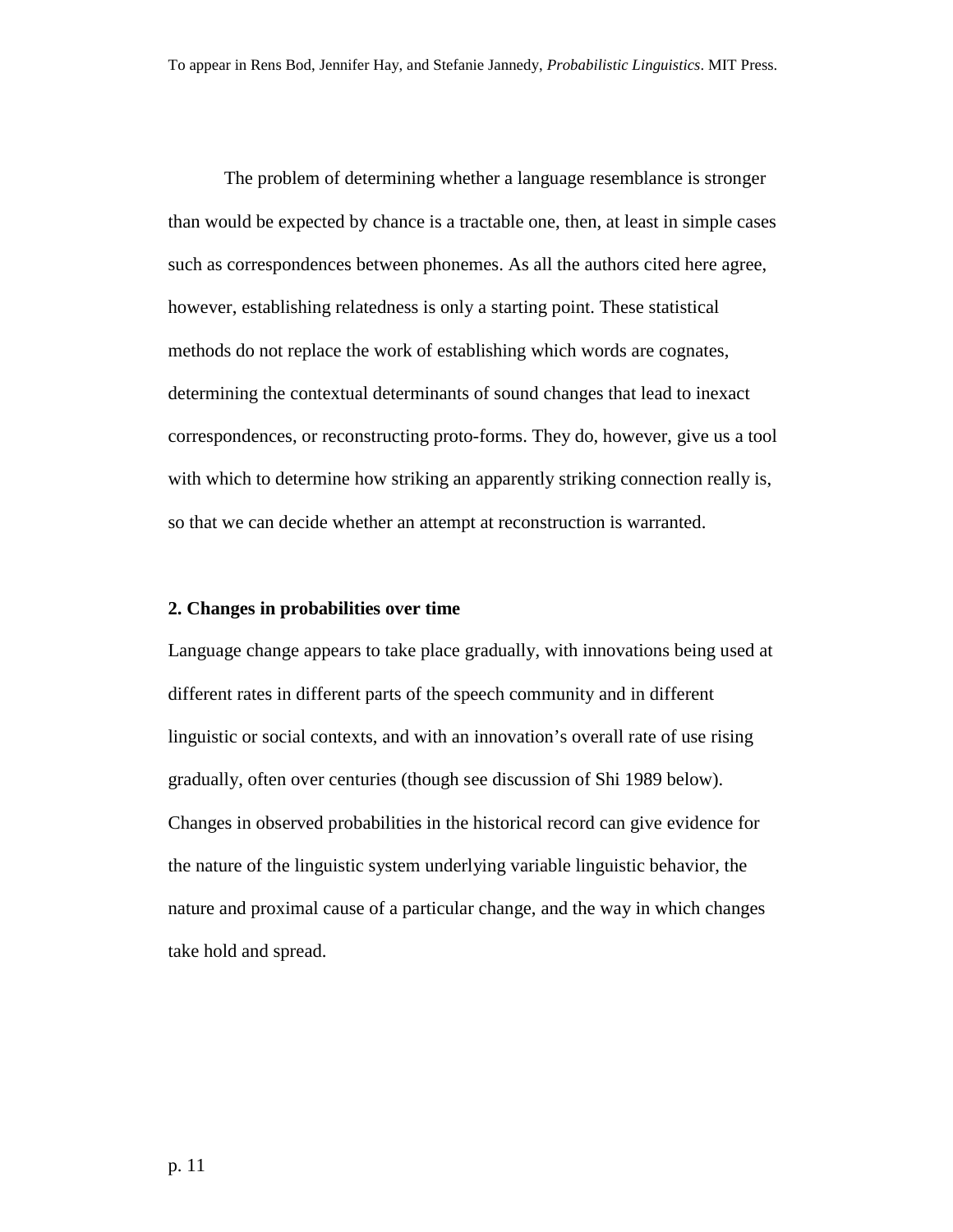The problem of determining whether a language resemblance is stronger than would be expected by chance is a tractable one, then, at least in simple cases such as correspondences between phonemes. As all the authors cited here agree, however, establishing relatedness is only a starting point. These statistical methods do not replace the work of establishing which words are cognates, determining the contextual determinants of sound changes that lead to inexact correspondences, or reconstructing proto-forms. They do, however, give us a tool with which to determine how striking an apparently striking connection really is, so that we can decide whether an attempt at reconstruction is warranted.

## 2. Changes in probabilities over time

Language change appears to take place gradually, with innovations being used at different rates in different parts of the speech community and in different linguistic or social contexts, and with an innovation's overall rate of use rising gradually, often over centuries (though see discussion of Shi 1989 below). Changes in observed probabilities in the historical record can give evidence for the nature of the linguistic system underlying variable linguistic behavior, the nature and proximal cause of a particular change, and the way in which changes take hold and spread.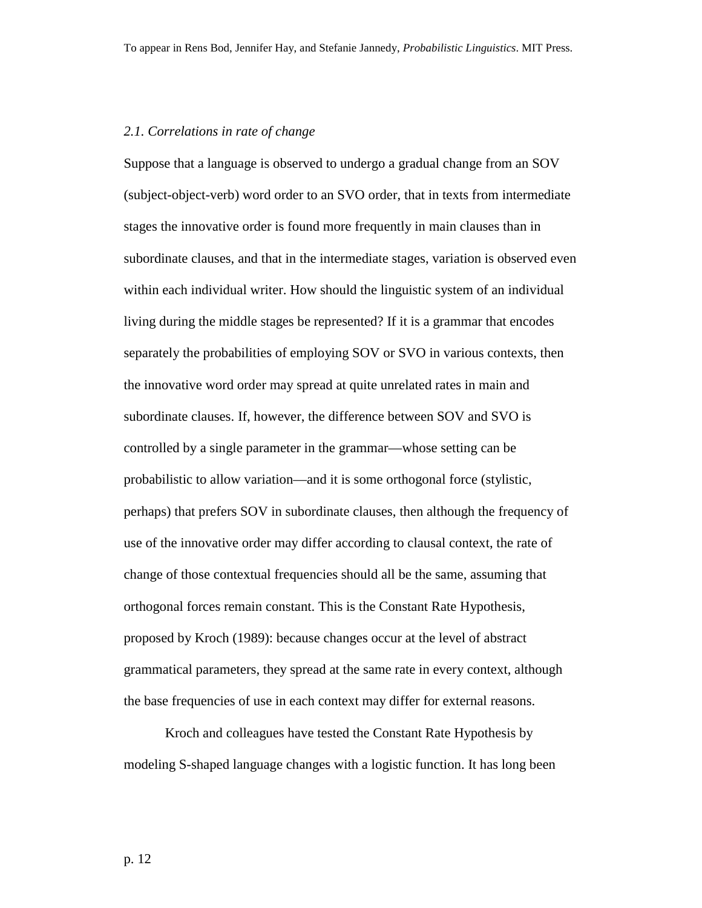### *2.1. Correlations in rate of change*

Suppose that a language is observed to undergo a gradual change from an SOV (subject-object-verb) word order to an SVO order, that in texts from intermediate stages the innovative order is found more frequently in main clauses than in subordinate clauses, and that in the intermediate stages, variation is observed even within each individual writer. How should the linguistic system of an individual living during the middle stages be represented? If it is a grammar that encodes separately the probabilities of employing SOV or SVO in various contexts, then the innovative word order may spread at quite unrelated rates in main and subordinate clauses. If, however, the difference between SOV and SVO is controlled by a single parameter in the grammar—whose setting can be probabilistic to allow variation—and it is some orthogonal force (stylistic, perhaps) that prefers SOV in subordinate clauses, then although the frequency of use of the innovative order may differ according to clausal context, the rate of change of those contextual frequencies should all be the same, assuming that orthogonal forces remain constant. This is the Constant Rate Hypothesis, proposed by Kroch (1989): because changes occur at the level of abstract grammatical parameters, they spread at the same rate in every context, although the base frequencies of use in each context may differ for external reasons.

Kroch and colleagues have tested the Constant Rate Hypothesis by modeling S-shaped language changes with a logistic function. It has long been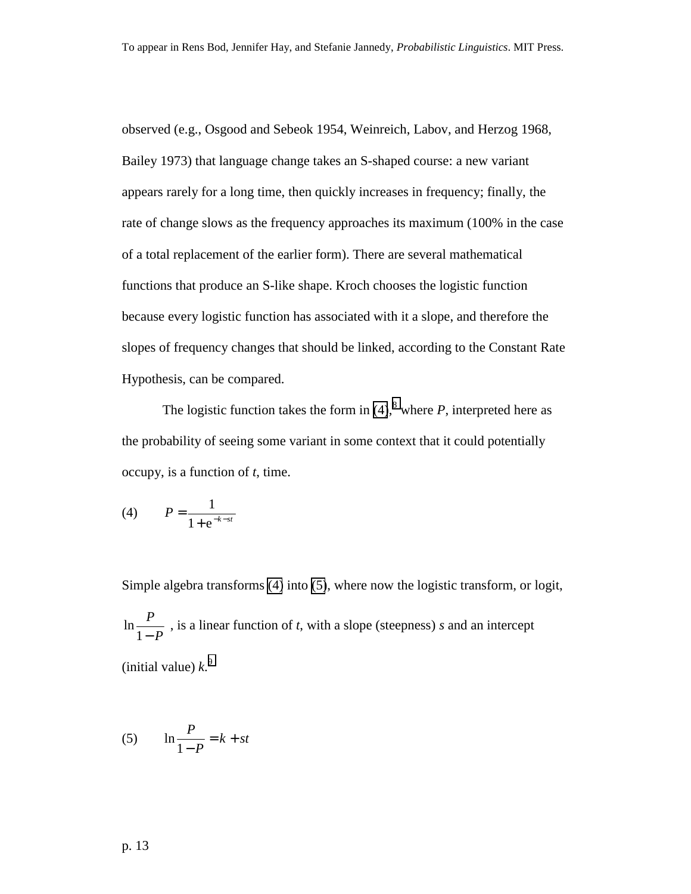observed (e.g., Osgood and Sebeok 1954, Weinreich, Labov, and Herzog 1968, Bailey 1973) that language change takes an S-shaped course: a new variant appears rarely for a long time, then quickly increases in frequency; finally, the rate of change slows as the frequency approaches its maximum (100% in the case of a total replacement of the earlier form). There are several mathematical functions that produce an S-like shape. Kroch chooses the logistic function because every logistic function has associated with it a slope, and therefore the slopes of frequency changes that should be linked, according to the Constant Rate Hypothesis, can be compared.

The logistic function takes the form in (4),[8] where *P*, interpreted here as the probability of seeing some variant in some context that it could potentially occupy, is a function of *t*, time.

(4) $$P = \frac{1}{1 + e^{-k-st}}$$

Simple algebra transforms (4) into (5), where now the logistic transform, or logit, $\ln \frac{P}{1-P}$, is a linear function of *t*, with a slope (steepness) *s* and an intercept (initial value) *k*.[9]

(5) $$\ln \frac{P}{1-P} = k + st$$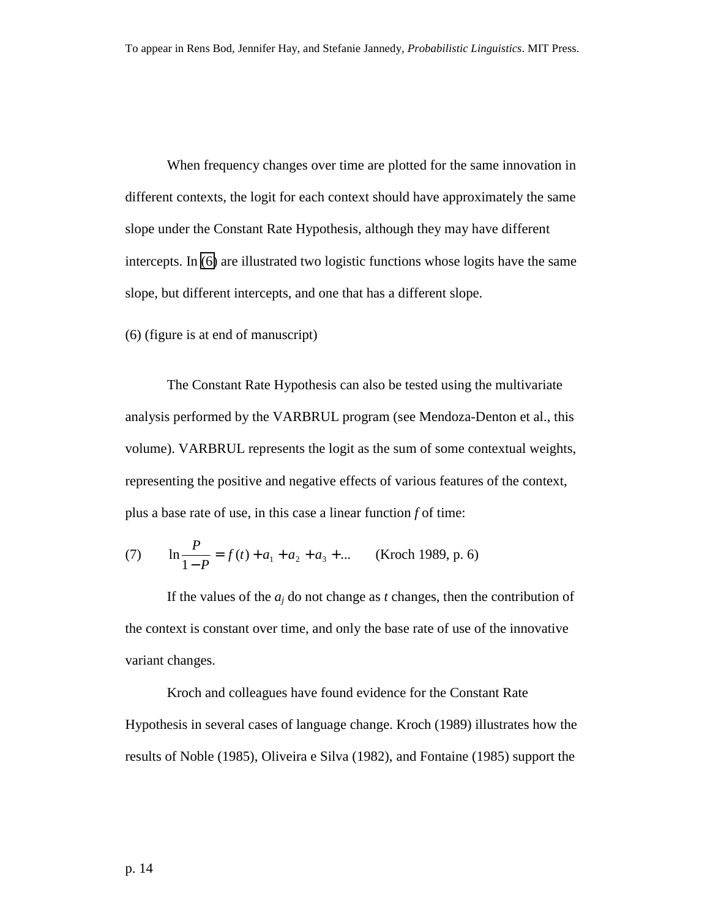When frequency changes over time are plotted for the same innovation in different contexts, the logit for each context should have approximately the same slope under the Constant Rate Hypothesis, although they may have different intercepts. In (6) are illustrated two logistic functions whose logits have the same slope, but different intercepts, and one that has a different slope.

(6) (figure is at end of manuscript)

The Constant Rate Hypothesis can also be tested using the multivariate analysis performed by the VARBRUL program (see Mendoza-Denton et al., this volume). VARBRUL represents the logit as the sum of some contextual weights, representing the positive and negative effects of various features of the context, plus a base rate of use, in this case a linear function *f* of time:

(7) $$\ln \frac{P}{1-P} = f(t) + a_1 + a_2 + a_3 + ...$$ (Kroch 1989, p. 6)

If the values of the $a_j$ do not change as *t* changes, then the contribution of the context is constant over time, and only the base rate of use of the innovative variant changes.

Kroch and colleagues have found evidence for the Constant Rate Hypothesis in several cases of language change. Kroch (1989) illustrates how the results of Noble (1985), Oliveira e Silva (1982), and Fontaine (1985) support the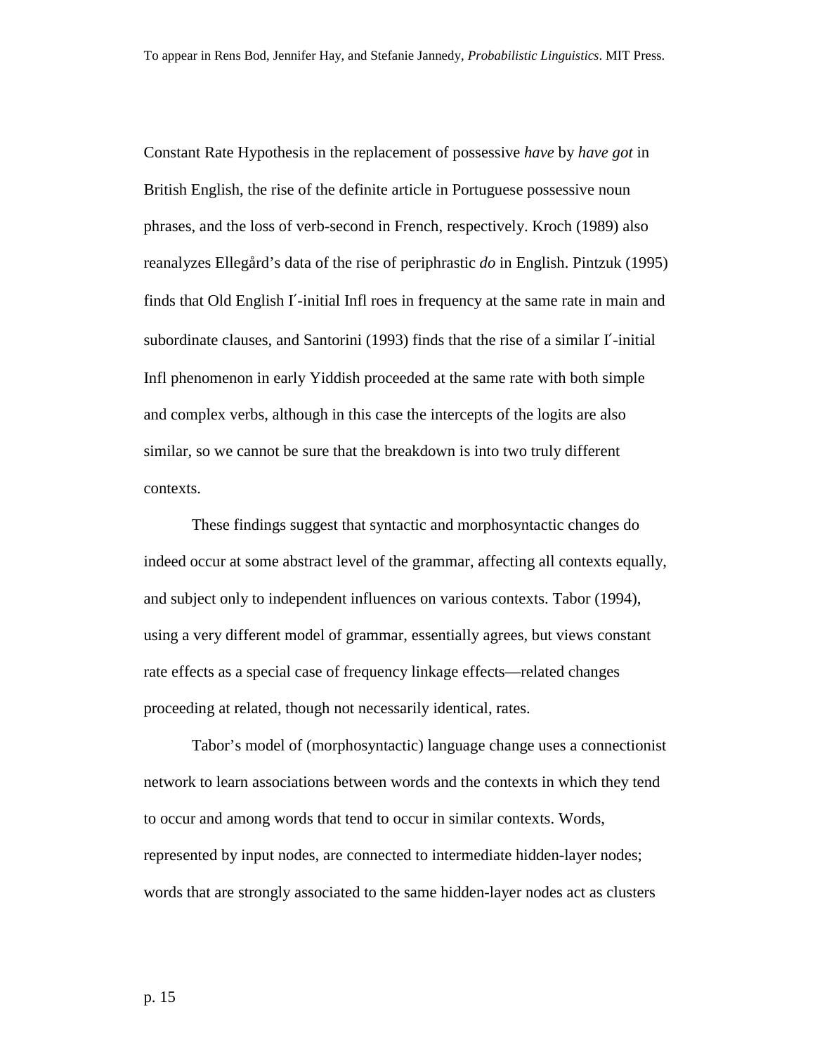Constant Rate Hypothesis in the replacement of possessive *have* by *have got* in British English, the rise of the definite article in Portuguese possessive noun phrases, and the loss of verb-second in French, respectively. Kroch (1989) also reanalyzes Ellegård's data of the rise of periphrastic *do* in English. Pintzuk (1995) finds that Old English I´-initial Infl roes in frequency at the same rate in main and subordinate clauses, and Santorini (1993) finds that the rise of a similar I´-initial Infl phenomenon in early Yiddish proceeded at the same rate with both simple and complex verbs, although in this case the intercepts of the logits are also similar, so we cannot be sure that the breakdown is into two truly different contexts.

These findings suggest that syntactic and morphosyntactic changes do indeed occur at some abstract level of the grammar, affecting all contexts equally, and subject only to independent influences on various contexts. Tabor (1994), using a very different model of grammar, essentially agrees, but views constant rate effects as a special case of frequency linkage effects—related changes proceeding at related, though not necessarily identical, rates.

Tabor's model of (morphosyntactic) language change uses a connectionist network to learn associations between words and the contexts in which they tend to occur and among words that tend to occur in similar contexts. Words, represented by input nodes, are connected to intermediate hidden-layer nodes; words that are strongly associated to the same hidden-layer nodes act as clusters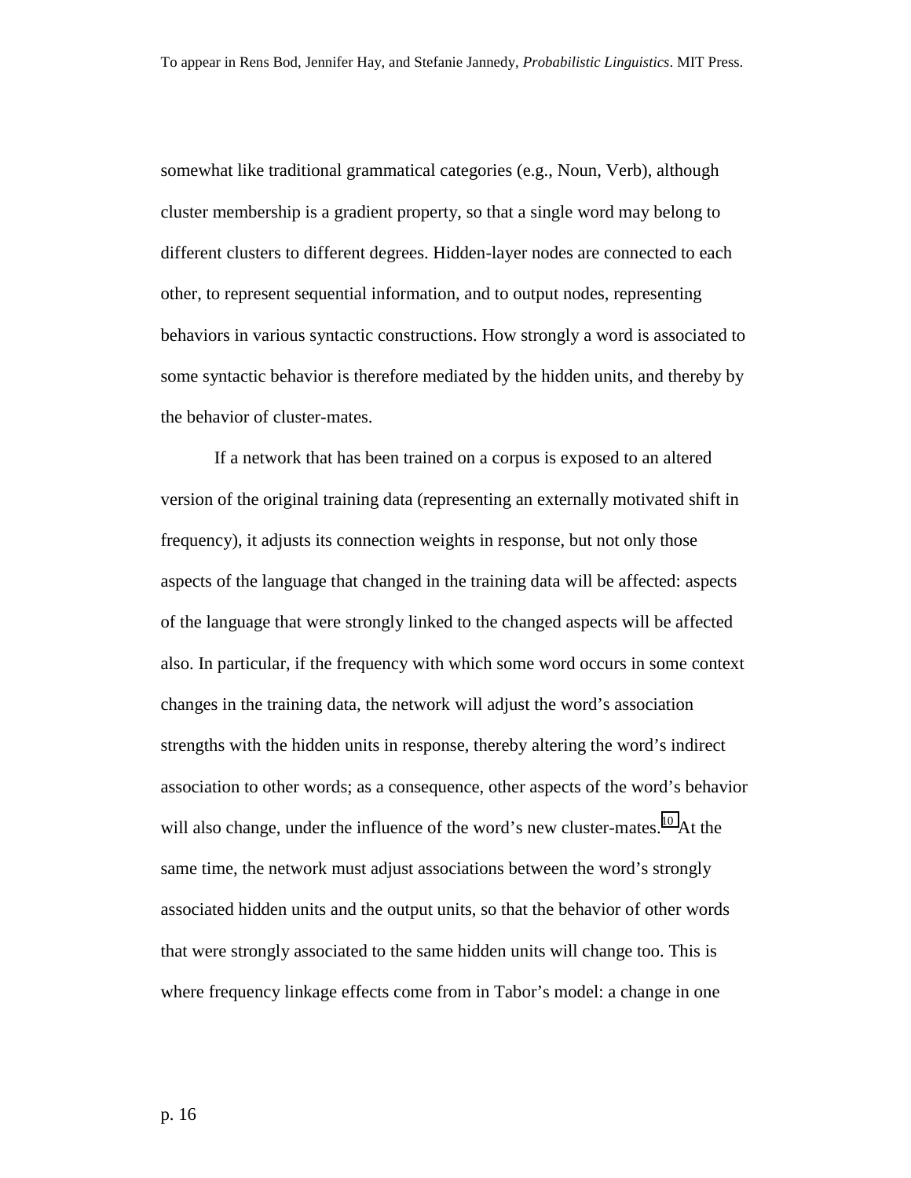somewhat like traditional grammatical categories (e.g., Noun, Verb), although cluster membership is a gradient property, so that a single word may belong to different clusters to different degrees. Hidden-layer nodes are connected to each other, to represent sequential information, and to output nodes, representing behaviors in various syntactic constructions. How strongly a word is associated to some syntactic behavior is therefore mediated by the hidden units, and thereby by the behavior of cluster-mates.

If a network that has been trained on a corpus is exposed to an altered version of the original training data (representing an externally motivated shift in frequency), it adjusts its connection weights in response, but not only those aspects of the language that changed in the training data will be affected: aspects of the language that were strongly linked to the changed aspects will be affected also. In particular, if the frequency with which some word occurs in some context changes in the training data, the network will adjust the word's association strengths with the hidden units in response, thereby altering the word's indirect association to other words; as a consequence, other aspects of the word's behavior will also change, under the influence of the word's new cluster-mates.[10] At the same time, the network must adjust associations between the word's strongly associated hidden units and the output units, so that the behavior of other words that were strongly associated to the same hidden units will change too. This is where frequency linkage effects come from in Tabor's model: a change in one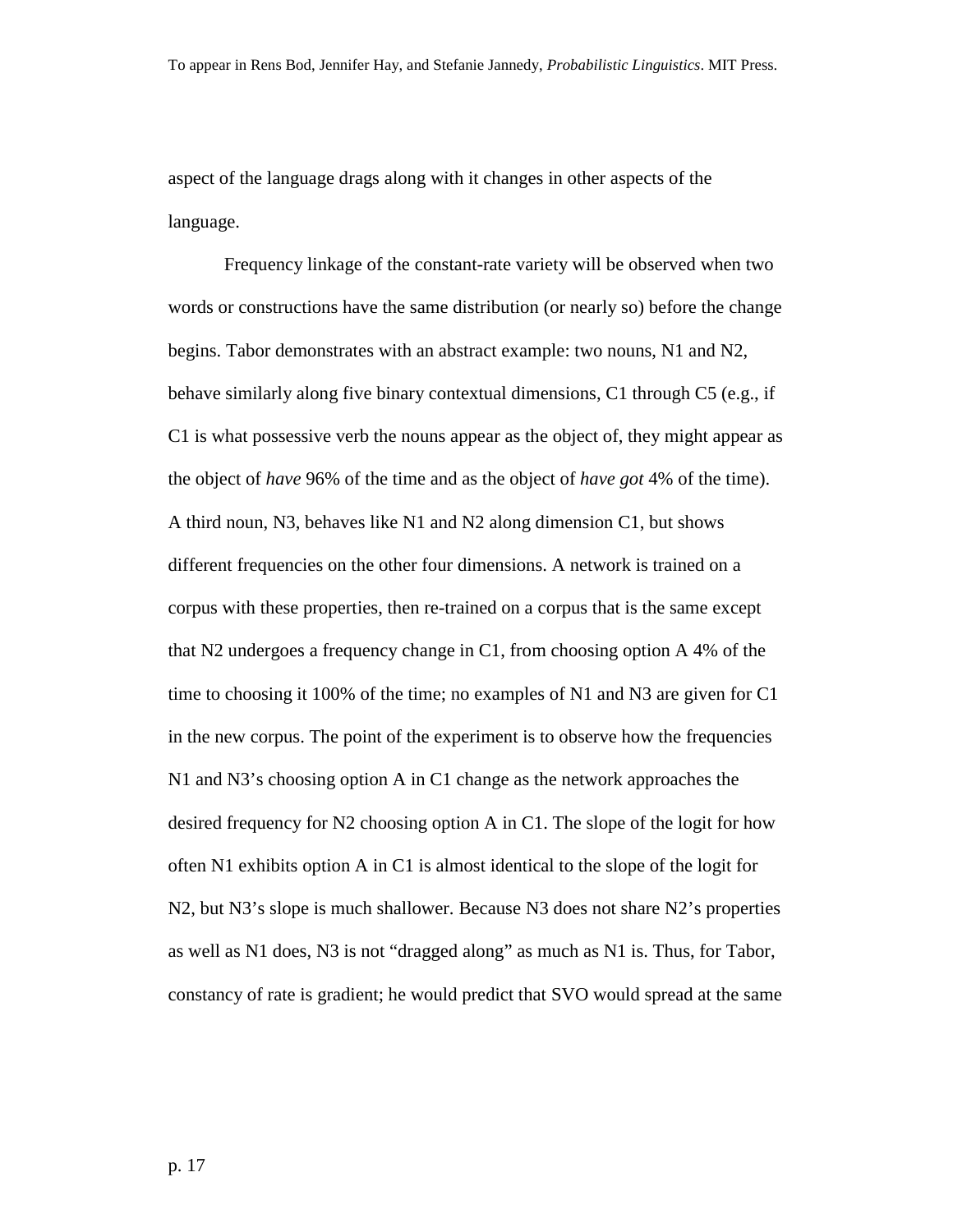aspect of the language drags along with it changes in other aspects of the language.

Frequency linkage of the constant-rate variety will be observed when two words or constructions have the same distribution (or nearly so) before the change begins. Tabor demonstrates with an abstract example: two nouns, N1 and N2, behave similarly along five binary contextual dimensions, C1 through C5 (e.g., if C1 is what possessive verb the nouns appear as the object of, they might appear as the object of *have* 96% of the time and as the object of *have got* 4% of the time). A third noun, N3, behaves like N1 and N2 along dimension C1, but shows different frequencies on the other four dimensions. A network is trained on a corpus with these properties, then re-trained on a corpus that is the same except that N2 undergoes a frequency change in C1, from choosing option A 4% of the time to choosing it 100% of the time; no examples of N1 and N3 are given for C1 in the new corpus. The point of the experiment is to observe how the frequencies N1 and N3's choosing option A in C1 change as the network approaches the desired frequency for N2 choosing option A in C1. The slope of the logit for how often N1 exhibits option A in C1 is almost identical to the slope of the logit for N2, but N3's slope is much shallower. Because N3 does not share N2's properties as well as N1 does, N3 is not "dragged along" as much as N1 is. Thus, for Tabor, constancy of rate is gradient; he would predict that SVO would spread at the same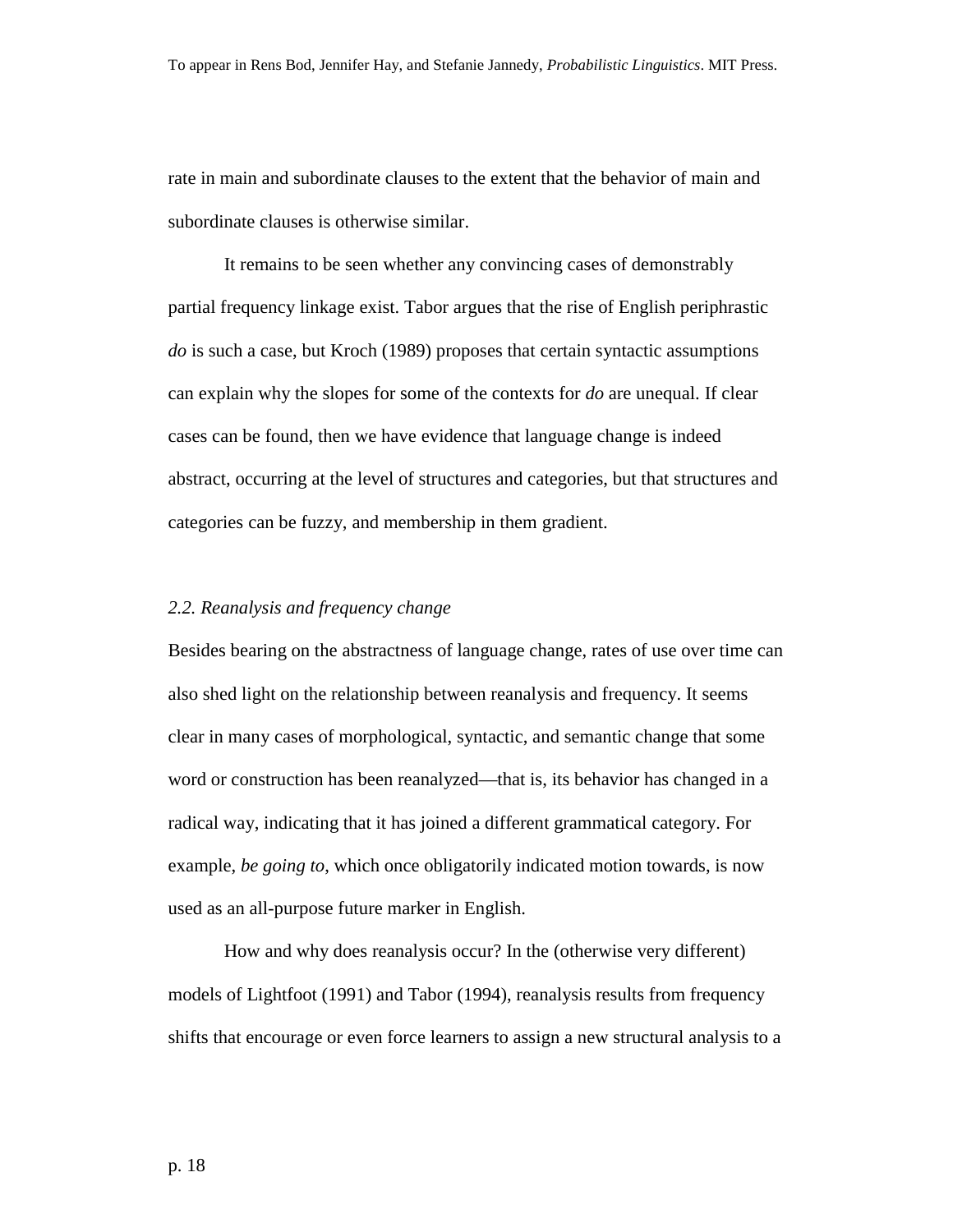rate in main and subordinate clauses to the extent that the behavior of main and subordinate clauses is otherwise similar.

It remains to be seen whether any convincing cases of demonstrably partial frequency linkage exist. Tabor argues that the rise of English periphrastic *do* is such a case, but Kroch (1989) proposes that certain syntactic assumptions can explain why the slopes for some of the contexts for *do* are unequal. If clear cases can be found, then we have evidence that language change is indeed abstract, occurring at the level of structures and categories, but that structures and categories can be fuzzy, and membership in them gradient.

### *2.2. Reanalysis and frequency change*

Besides bearing on the abstractness of language change, rates of use over time can also shed light on the relationship between reanalysis and frequency. It seems clear in many cases of morphological, syntactic, and semantic change that some word or construction has been reanalyzed—that is, its behavior has changed in a radical way, indicating that it has joined a different grammatical category. For example, *be going to*, which once obligatorily indicated motion towards, is now used as an all-purpose future marker in English.

How and why does reanalysis occur? In the (otherwise very different) models of Lightfoot (1991) and Tabor (1994), reanalysis results from frequency shifts that encourage or even force learners to assign a new structural analysis to a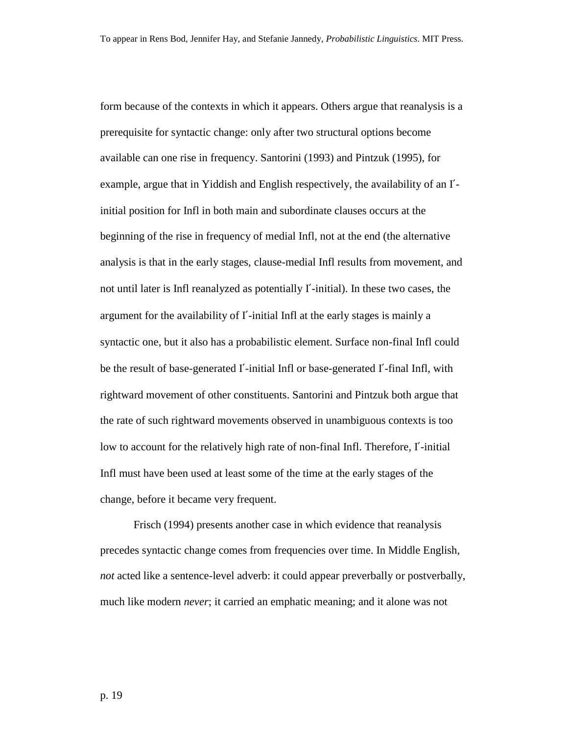form because of the contexts in which it appears. Others argue that reanalysis is a prerequisite for syntactic change: only after two structural options become available can one rise in frequency. Santorini (1993) and Pintzuk (1995), for example, argue that in Yiddish and English respectively, the availability of an I′-initial position for Infl in both main and subordinate clauses occurs at the beginning of the rise in frequency of medial Infl, not at the end (the alternative analysis is that in the early stages, clause-medial Infl results from movement, and not until later is Infl reanalyzed as potentially I′-initial). In these two cases, the argument for the availability of I′-initial Infl at the early stages is mainly a syntactic one, but it also has a probabilistic element. Surface non-final Infl could be the result of base-generated I′-initial Infl or base-generated I′-final Infl, with rightward movement of other constituents. Santorini and Pintzuk both argue that the rate of such rightward movements observed in unambiguous contexts is too low to account for the relatively high rate of non-final Infl. Therefore, I′-initial Infl must have been used at least some of the time at the early stages of the change, before it became very frequent.

Frisch (1994) presents another case in which evidence that reanalysis precedes syntactic change comes from frequencies over time. In Middle English, *not* acted like a sentence-level adverb: it could appear preverbally or postverbally, much like modern *never*; it carried an emphatic meaning; and it alone was not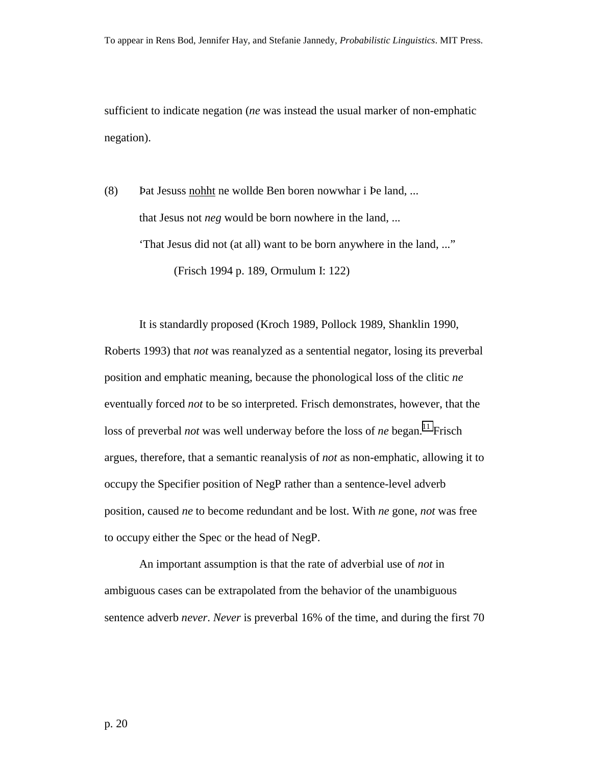sufficient to indicate negation (*ne* was instead the usual marker of non-emphatic negation).

(8) Þat Jesuss <u>nohht</u> ne wollde Ben boren nowwhar i Þe land, ...
that Jesus not *neg* would be born nowhere in the land, ...
'That Jesus did not (at all) want to be born anywhere in the land, ..."
(Frisch 1994 p. 189, Ormulum I: 122)

It is standardly proposed (Kroch 1989, Pollock 1989, Shanklin 1990, Roberts 1993) that *not* was reanalyzed as a sentential negator, losing its preverbal position and emphatic meaning, because the phonological loss of the clitic *ne* eventually forced *not* to be so interpreted. Frisch demonstrates, however, that the loss of preverbal *not* was well underway before the loss of *ne* began.[11] Frisch argues, therefore, that a semantic reanalysis of *not* as non-emphatic, allowing it to occupy the Specifier position of NegP rather than a sentence-level adverb position, caused *ne* to become redundant and be lost. With *ne* gone, *not* was free to occupy either the Spec or the head of NegP.

An important assumption is that the rate of adverbial use of *not* in ambiguous cases can be extrapolated from the behavior of the unambiguous sentence adverb *never*. *Never* is preverbal 16% of the time, and during the first 70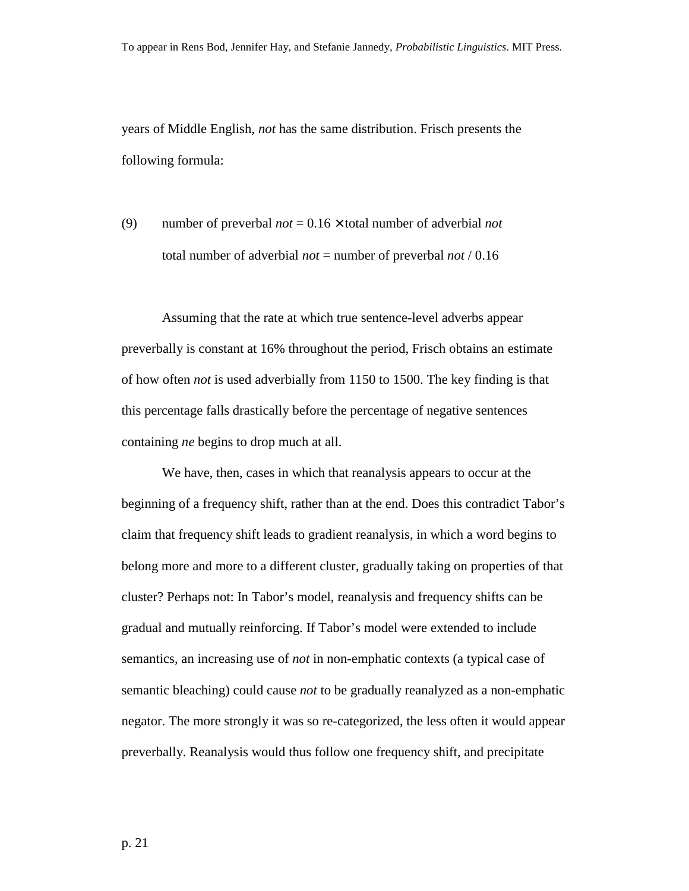years of Middle English, *not* has the same distribution. Frisch presents the following formula:

(9) number of preverbal *not* = 0.16 × total number of adverbial *not*
total number of adverbial *not* = number of preverbal *not* / 0.16

Assuming that the rate at which true sentence-level adverbs appear preverbally is constant at 16% throughout the period, Frisch obtains an estimate of how often *not* is used adverbially from 1150 to 1500. The key finding is that this percentage falls drastically before the percentage of negative sentences containing *ne* begins to drop much at all.

We have, then, cases in which that reanalysis appears to occur at the beginning of a frequency shift, rather than at the end. Does this contradict Tabor's claim that frequency shift leads to gradient reanalysis, in which a word begins to belong more and more to a different cluster, gradually taking on properties of that cluster? Perhaps not: In Tabor's model, reanalysis and frequency shifts can be gradual and mutually reinforcing. If Tabor's model were extended to include semantics, an increasing use of *not* in non-emphatic contexts (a typical case of semantic bleaching) could cause *not* to be gradually reanalyzed as a non-emphatic negator. The more strongly it was so re-categorized, the less often it would appear preverbally. Reanalysis would thus follow one frequency shift, and precipitate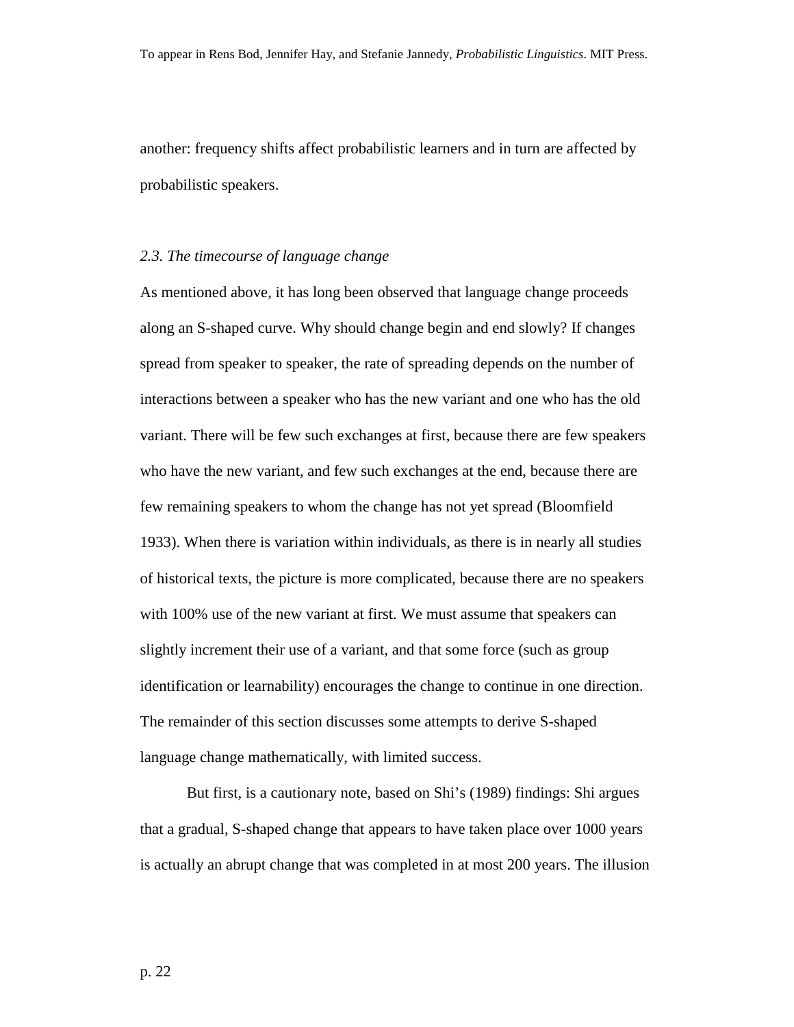another: frequency shifts affect probabilistic learners and in turn are affected by probabilistic speakers.

### *2.3. The timecourse of language change*

As mentioned above, it has long been observed that language change proceeds along an S-shaped curve. Why should change begin and end slowly? If changes spread from speaker to speaker, the rate of spreading depends on the number of interactions between a speaker who has the new variant and one who has the old variant. There will be few such exchanges at first, because there are few speakers who have the new variant, and few such exchanges at the end, because there are few remaining speakers to whom the change has not yet spread (Bloomfield 1933). When there is variation within individuals, as there is in nearly all studies of historical texts, the picture is more complicated, because there are no speakers with 100% use of the new variant at first. We must assume that speakers can slightly increment their use of a variant, and that some force (such as group identification or learnability) encourages the change to continue in one direction. The remainder of this section discusses some attempts to derive S-shaped language change mathematically, with limited success.

But first, is a cautionary note, based on Shi's (1989) findings: Shi argues that a gradual, S-shaped change that appears to have taken place over 1000 years is actually an abrupt change that was completed in at most 200 years. The illusion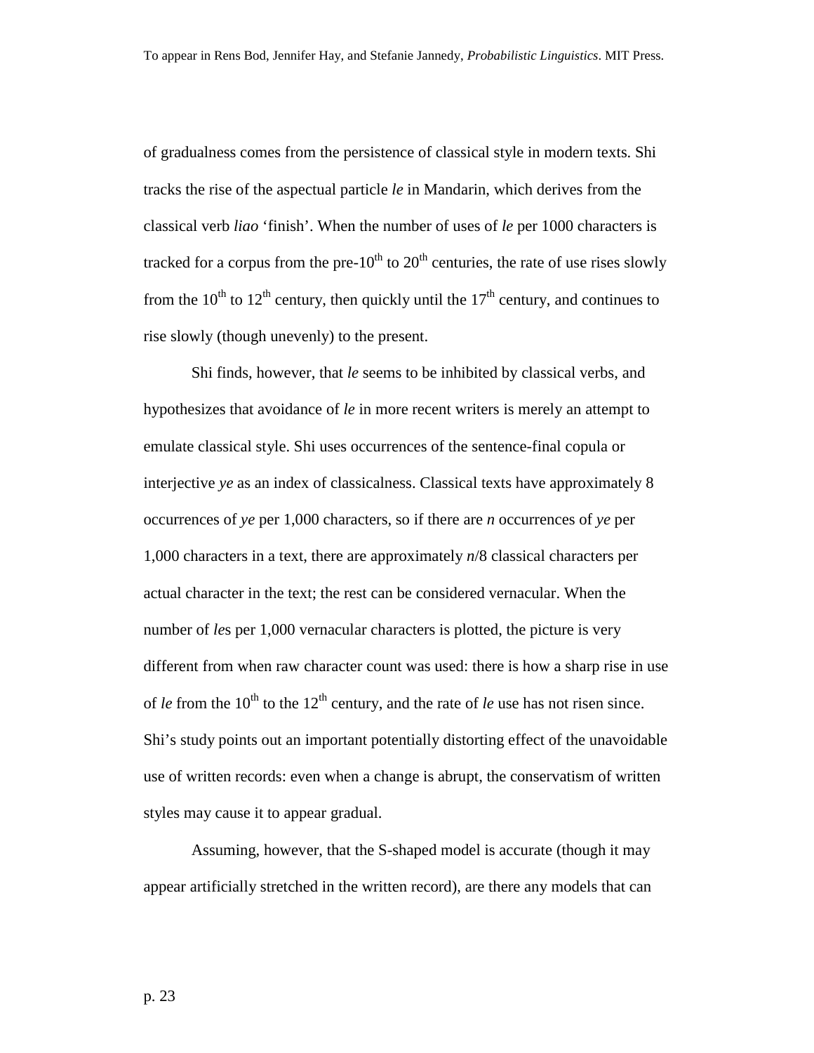of gradualness comes from the persistence of classical style in modern texts. Shi tracks the rise of the aspectual particle *le* in Mandarin, which derives from the classical verb *liao* ‘finish’. When the number of uses of *le* per 1000 characters is tracked for a corpus from the pre-10$^{th}$ to 20$^{th}$ centuries, the rate of use rises slowly from the 10$^{th}$ to 12$^{th}$ century, then quickly until the 17$^{th}$ century, and continues to rise slowly (though unevenly) to the present.

Shi finds, however, that *le* seems to be inhibited by classical verbs, and hypothesizes that avoidance of *le* in more recent writers is merely an attempt to emulate classical style. Shi uses occurrences of the sentence-final copula or interjective *ye* as an index of classicalness. Classical texts have approximately 8 occurrences of *ye* per 1,000 characters, so if there are *n* occurrences of *ye* per 1,000 characters in a text, there are approximately *n*/8 classical characters per actual character in the text; the rest can be considered vernacular. When the number of *le*s per 1,000 vernacular characters is plotted, the picture is very different from when raw character count was used: there is how a sharp rise in use of *le* from the 10$^{th}$ to the 12$^{th}$ century, and the rate of *le* use has not risen since. Shi’s study points out an important potentially distorting effect of the unavoidable use of written records: even when a change is abrupt, the conservatism of written styles may cause it to appear gradual.

Assuming, however, that the S-shaped model is accurate (though it may appear artificially stretched in the written record), are there any models that can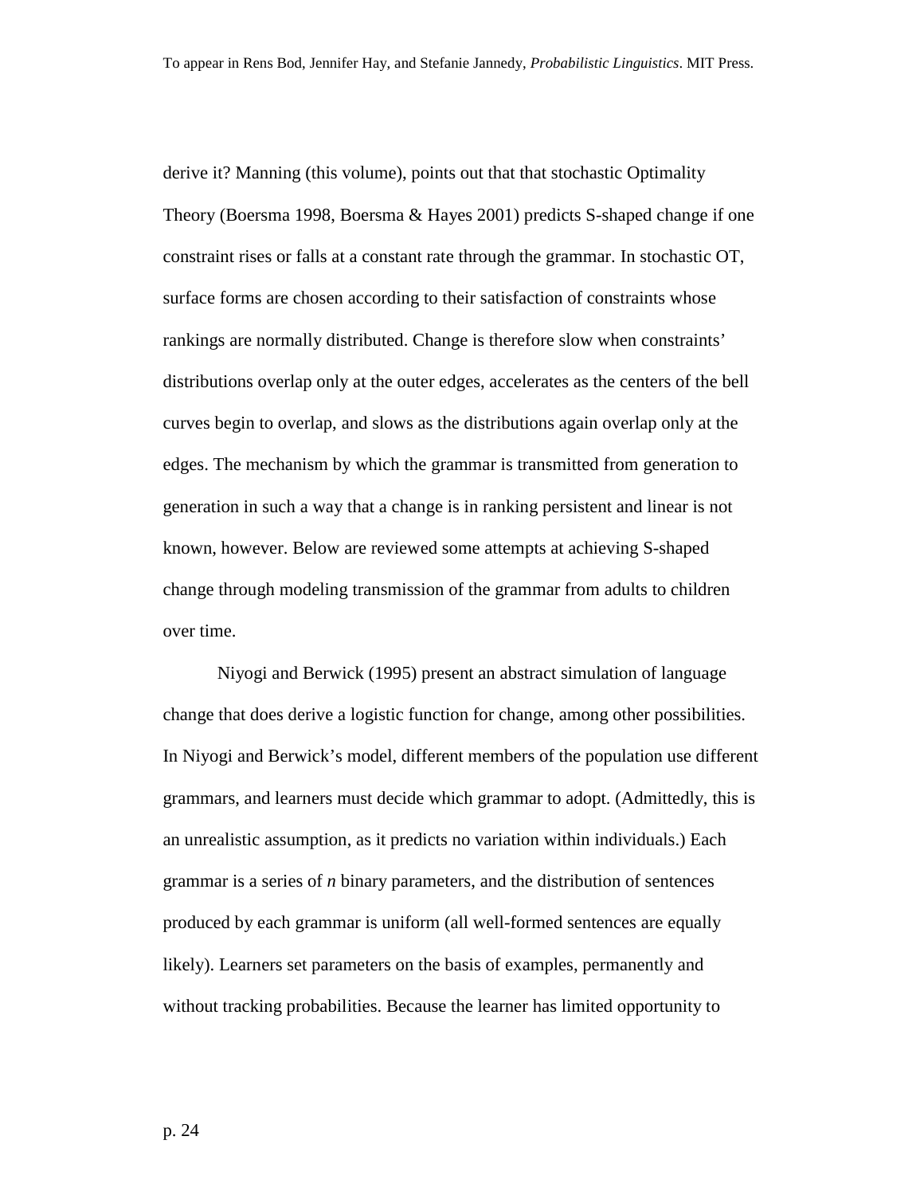derive it? Manning (this volume), points out that that stochastic Optimality Theory (Boersma 1998, Boersma & Hayes 2001) predicts S-shaped change if one constraint rises or falls at a constant rate through the grammar. In stochastic OT, surface forms are chosen according to their satisfaction of constraints whose rankings are normally distributed. Change is therefore slow when constraints' distributions overlap only at the outer edges, accelerates as the centers of the bell curves begin to overlap, and slows as the distributions again overlap only at the edges. The mechanism by which the grammar is transmitted from generation to generation in such a way that a change is in ranking persistent and linear is not known, however. Below are reviewed some attempts at achieving S-shaped change through modeling transmission of the grammar from adults to children over time.

Niyogi and Berwick (1995) present an abstract simulation of language change that does derive a logistic function for change, among other possibilities. In Niyogi and Berwick's model, different members of the population use different grammars, and learners must decide which grammar to adopt. (Admittedly, this is an unrealistic assumption, as it predicts no variation within individuals.) Each grammar is a series of *n* binary parameters, and the distribution of sentences produced by each grammar is uniform (all well-formed sentences are equally likely). Learners set parameters on the basis of examples, permanently and without tracking probabilities. Because the learner has limited opportunity to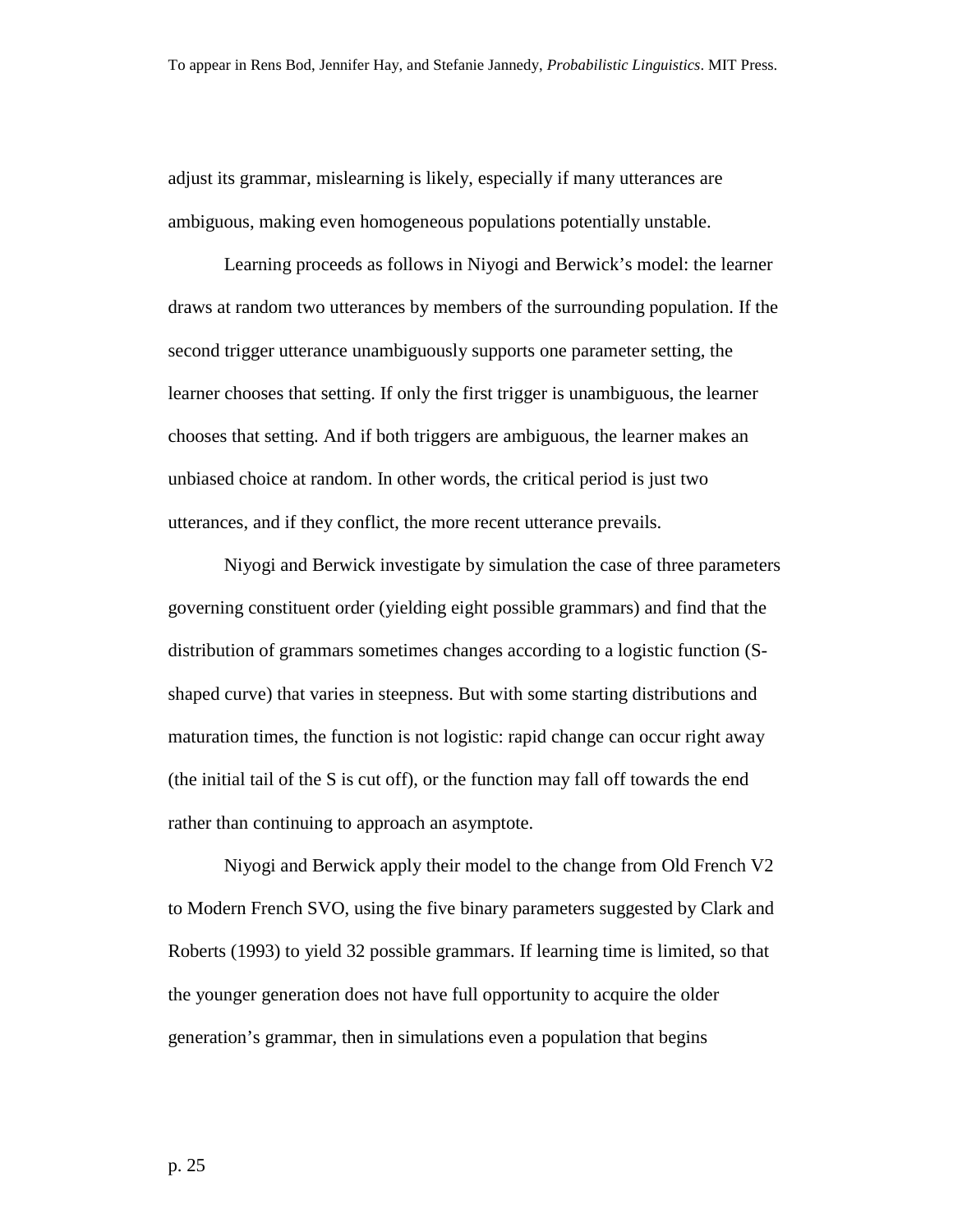adjust its grammar, mislearning is likely, especially if many utterances are ambiguous, making even homogeneous populations potentially unstable.

Learning proceeds as follows in Niyogi and Berwick's model: the learner draws at random two utterances by members of the surrounding population. If the second trigger utterance unambiguously supports one parameter setting, the learner chooses that setting. If only the first trigger is unambiguous, the learner chooses that setting. And if both triggers are ambiguous, the learner makes an unbiased choice at random. In other words, the critical period is just two utterances, and if they conflict, the more recent utterance prevails.

Niyogi and Berwick investigate by simulation the case of three parameters governing constituent order (yielding eight possible grammars) and find that the distribution of grammars sometimes changes according to a logistic function (S-shaped curve) that varies in steepness. But with some starting distributions and maturation times, the function is not logistic: rapid change can occur right away (the initial tail of the S is cut off), or the function may fall off towards the end rather than continuing to approach an asymptote.

Niyogi and Berwick apply their model to the change from Old French V2 to Modern French SVO, using the five binary parameters suggested by Clark and Roberts (1993) to yield 32 possible grammars. If learning time is limited, so that the younger generation does not have full opportunity to acquire the older generation's grammar, then in simulations even a population that begins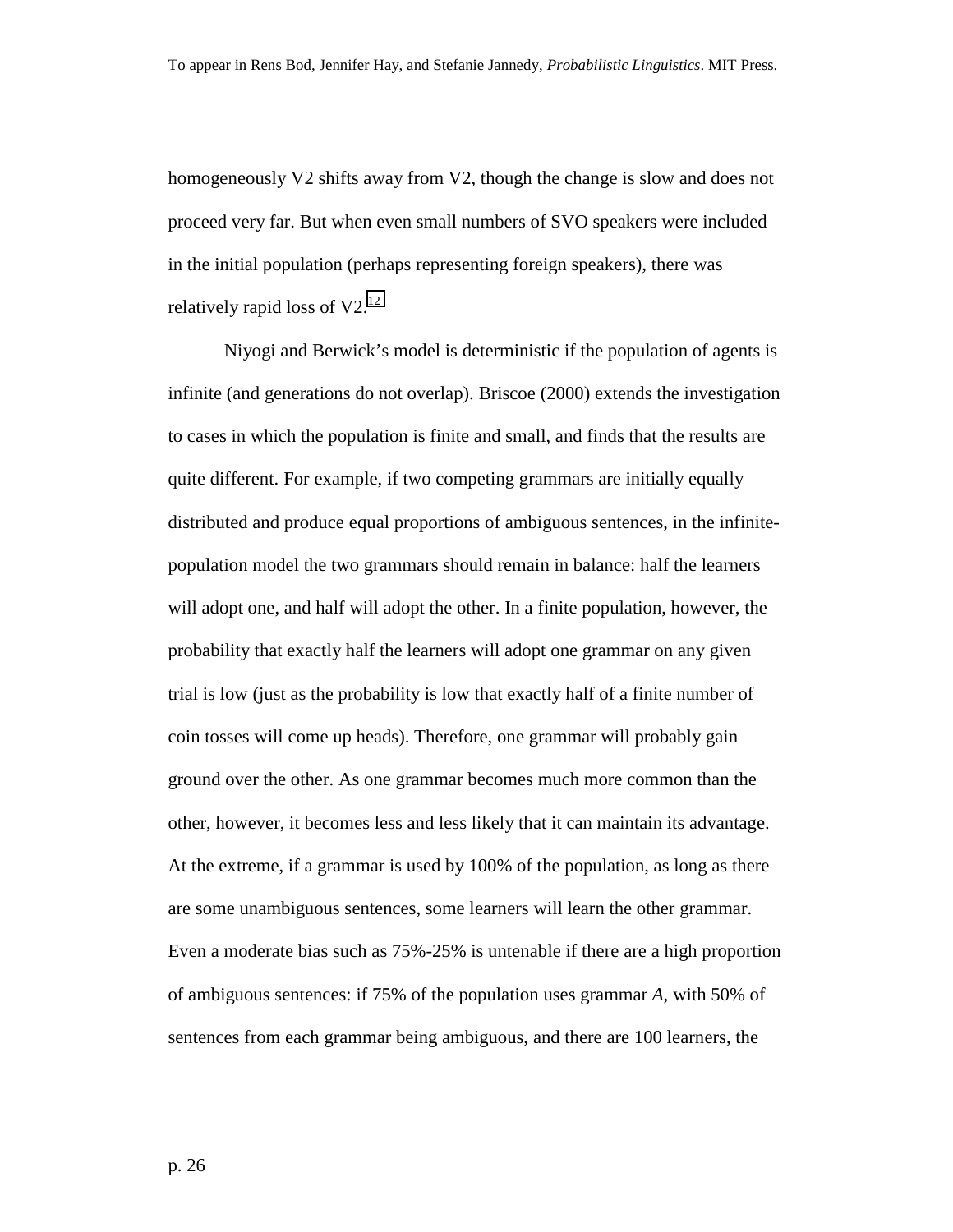homogeneously V2 shifts away from V2, though the change is slow and does not proceed very far. But when even small numbers of SVO speakers were included in the initial population (perhaps representing foreign speakers), there was relatively rapid loss of V2.[12]

Niyogi and Berwick's model is deterministic if the population of agents is infinite (and generations do not overlap). Briscoe (2000) extends the investigation to cases in which the population is finite and small, and finds that the results are quite different. For example, if two competing grammars are initially equally distributed and produce equal proportions of ambiguous sentences, in the infinite-population model the two grammars should remain in balance: half the learners will adopt one, and half will adopt the other. In a finite population, however, the probability that exactly half the learners will adopt one grammar on any given trial is low (just as the probability is low that exactly half of a finite number of coin tosses will come up heads). Therefore, one grammar will probably gain ground over the other. As one grammar becomes much more common than the other, however, it becomes less and less likely that it can maintain its advantage. At the extreme, if a grammar is used by 100% of the population, as long as there are some unambiguous sentences, some learners will learn the other grammar. Even a moderate bias such as 75%-25% is untenable if there are a high proportion of ambiguous sentences: if 75% of the population uses grammar *A*, with 50% of sentences from each grammar being ambiguous, and there are 100 learners, the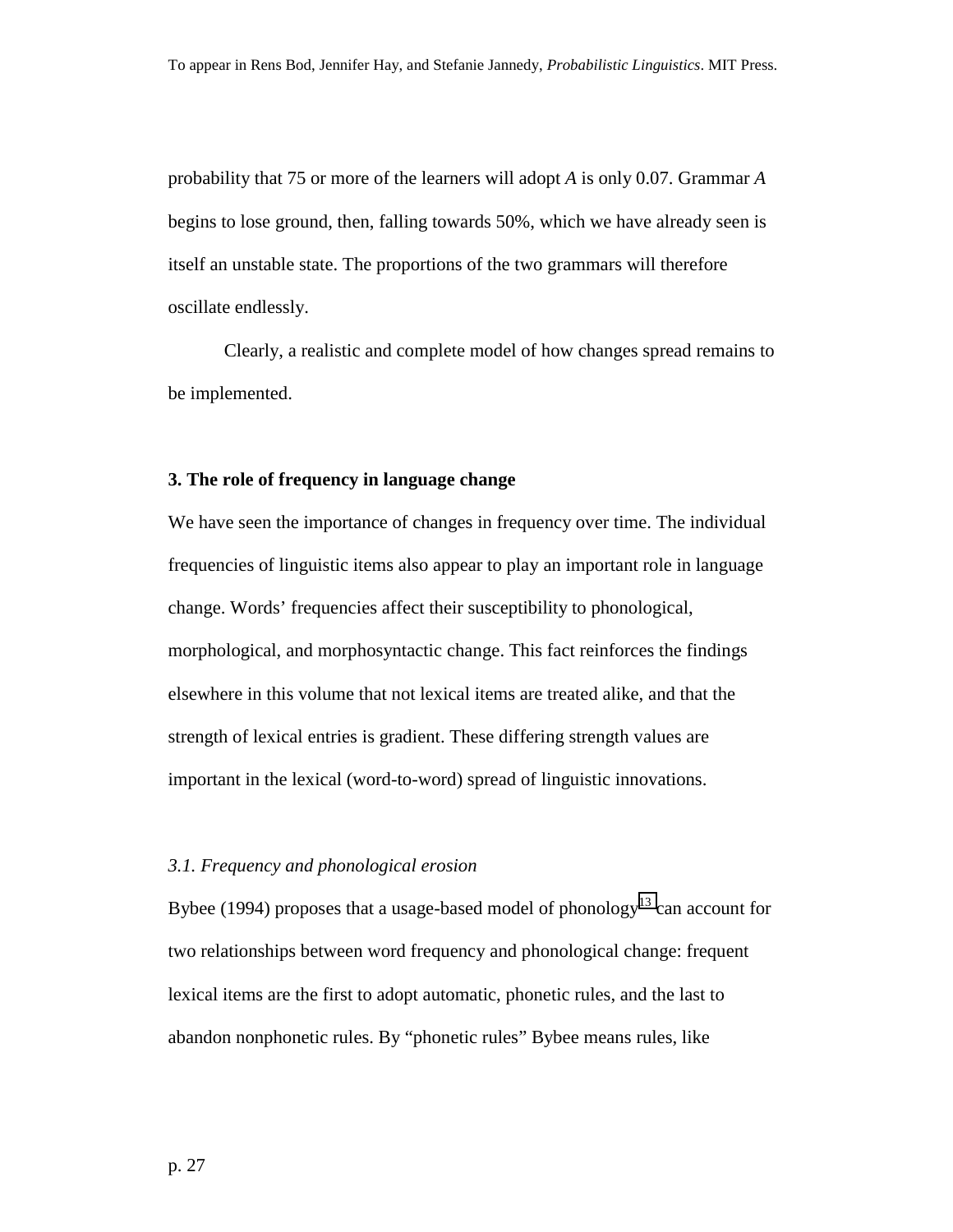probability that 75 or more of the learners will adopt *A* is only 0.07. Grammar *A* begins to lose ground, then, falling towards 50%, which we have already seen is itself an unstable state. The proportions of the two grammars will therefore oscillate endlessly.

Clearly, a realistic and complete model of how changes spread remains to be implemented.

## 3. The role of frequency in language change

We have seen the importance of changes in frequency over time. The individual frequencies of linguistic items also appear to play an important role in language change. Words' frequencies affect their susceptibility to phonological, morphological, and morphosyntactic change. This fact reinforces the findings elsewhere in this volume that not lexical items are treated alike, and that the strength of lexical entries is gradient. These differing strength values are important in the lexical (word-to-word) spread of linguistic innovations.

### *3.1. Frequency and phonological erosion*

Bybee (1994) proposes that a usage-based model of phonology[13] can account for two relationships between word frequency and phonological change: frequent lexical items are the first to adopt automatic, phonetic rules, and the last to abandon nonphonetic rules. By "phonetic rules" Bybee means rules, like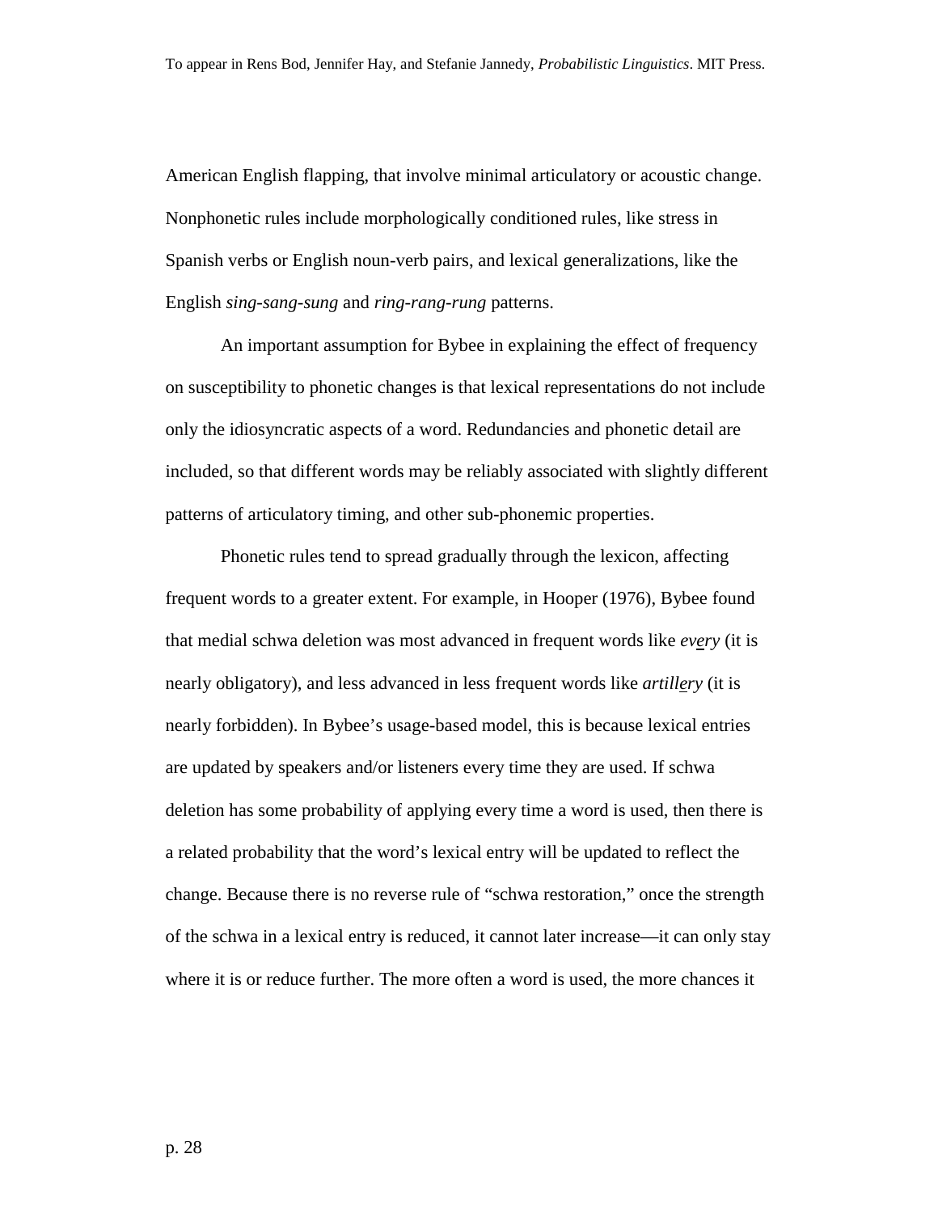American English flapping, that involve minimal articulatory or acoustic change. Nonphonetic rules include morphologically conditioned rules, like stress in Spanish verbs or English noun-verb pairs, and lexical generalizations, like the English *sing-sang-sung* and *ring-rang-rung* patterns.

An important assumption for Bybee in explaining the effect of frequency on susceptibility to phonetic changes is that lexical representations do not include only the idiosyncratic aspects of a word. Redundancies and phonetic detail are included, so that different words may be reliably associated with slightly different patterns of articulatory timing, and other sub-phonemic properties.

Phonetic rules tend to spread gradually through the lexicon, affecting frequent words to a greater extent. For example, in Hooper (1976), Bybee found that medial schwa deletion was most advanced in frequent words like *every* (it is nearly obligatory), and less advanced in less frequent words like *artillery* (it is nearly forbidden). In Bybee's usage-based model, this is because lexical entries are updated by speakers and/or listeners every time they are used. If schwa deletion has some probability of applying every time a word is used, then there is a related probability that the word's lexical entry will be updated to reflect the change. Because there is no reverse rule of "schwa restoration," once the strength of the schwa in a lexical entry is reduced, it cannot later increase—it can only stay where it is or reduce further. The more often a word is used, the more chances it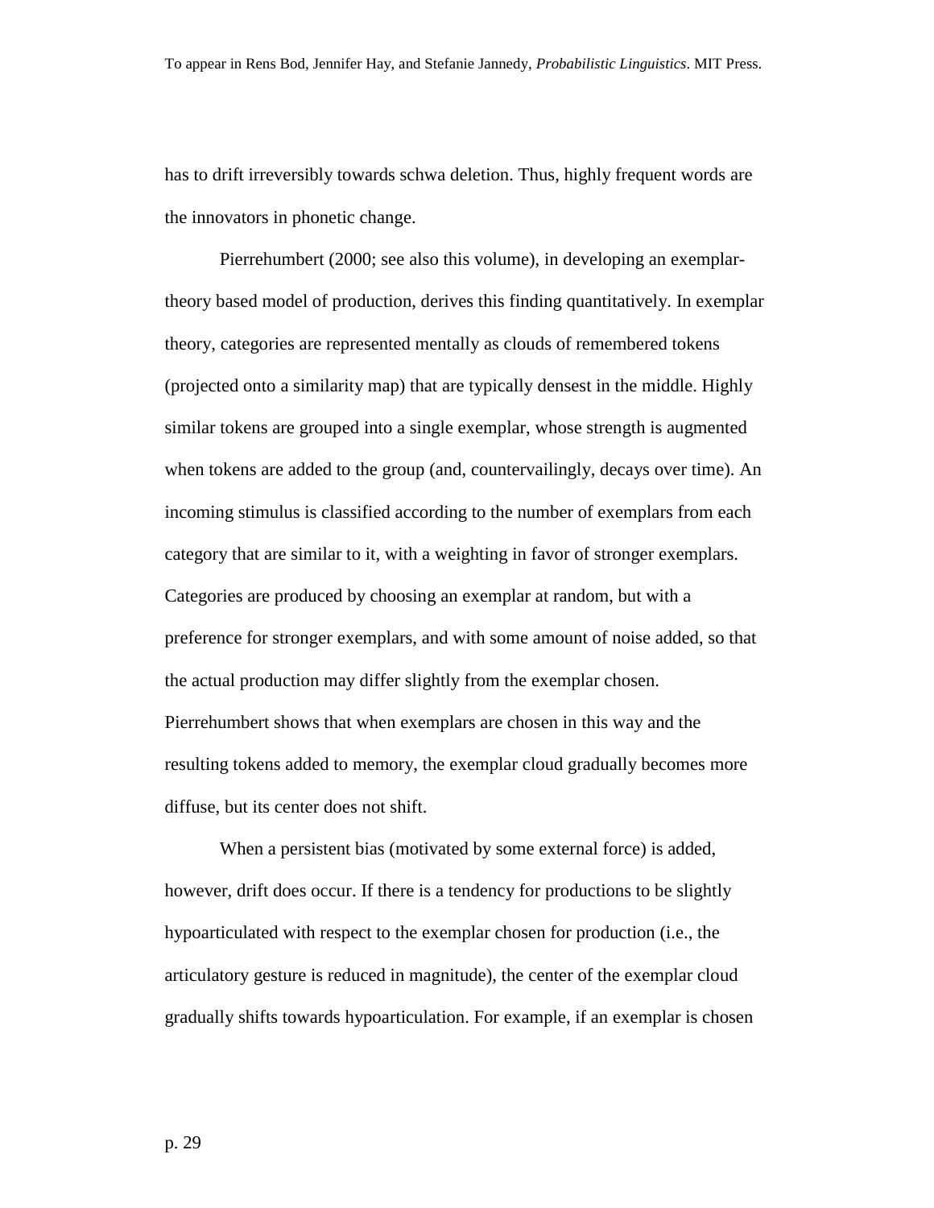has to drift irreversibly towards schwa deletion. Thus, highly frequent words are the innovators in phonetic change.

Pierrehumbert (2000; see also this volume), in developing an exemplar-theory based model of production, derives this finding quantitatively. In exemplar theory, categories are represented mentally as clouds of remembered tokens (projected onto a similarity map) that are typically densest in the middle. Highly similar tokens are grouped into a single exemplar, whose strength is augmented when tokens are added to the group (and, countervailingly, decays over time). An incoming stimulus is classified according to the number of exemplars from each category that are similar to it, with a weighting in favor of stronger exemplars. Categories are produced by choosing an exemplar at random, but with a preference for stronger exemplars, and with some amount of noise added, so that the actual production may differ slightly from the exemplar chosen. Pierrehumbert shows that when exemplars are chosen in this way and the resulting tokens added to memory, the exemplar cloud gradually becomes more diffuse, but its center does not shift.

When a persistent bias (motivated by some external force) is added, however, drift does occur. If there is a tendency for productions to be slightly hypoarticulated with respect to the exemplar chosen for production (i.e., the articulatory gesture is reduced in magnitude), the center of the exemplar cloud gradually shifts towards hypoarticulation. For example, if an exemplar is chosen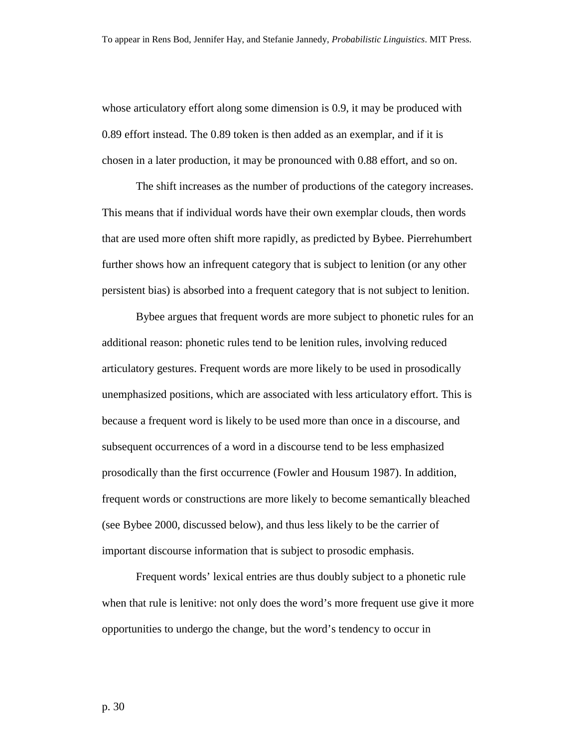whose articulatory effort along some dimension is 0.9, it may be produced with 0.89 effort instead. The 0.89 token is then added as an exemplar, and if it is chosen in a later production, it may be pronounced with 0.88 effort, and so on.

The shift increases as the number of productions of the category increases. This means that if individual words have their own exemplar clouds, then words that are used more often shift more rapidly, as predicted by Bybee. Pierrehumbert further shows how an infrequent category that is subject to lenition (or any other persistent bias) is absorbed into a frequent category that is not subject to lenition.

Bybee argues that frequent words are more subject to phonetic rules for an additional reason: phonetic rules tend to be lenition rules, involving reduced articulatory gestures. Frequent words are more likely to be used in prosodically unemphasized positions, which are associated with less articulatory effort. This is because a frequent word is likely to be used more than once in a discourse, and subsequent occurrences of a word in a discourse tend to be less emphasized prosodically than the first occurrence (Fowler and Housum 1987). In addition, frequent words or constructions are more likely to become semantically bleached (see Bybee 2000, discussed below), and thus less likely to be the carrier of important discourse information that is subject to prosodic emphasis.

Frequent words' lexical entries are thus doubly subject to a phonetic rule when that rule is lenitive: not only does the word's more frequent use give it more opportunities to undergo the change, but the word's tendency to occur in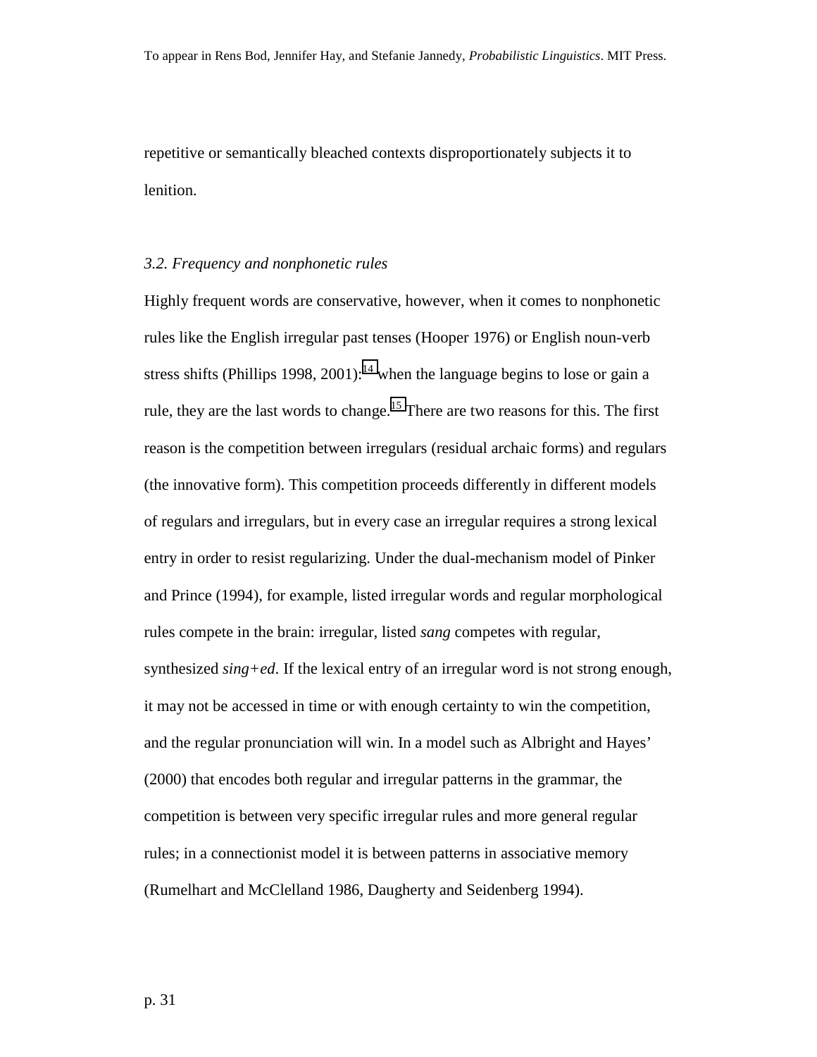repetitive or semantically bleached contexts disproportionately subjects it to lenition.

### *3.2. Frequency and nonphonetic rules*

Highly frequent words are conservative, however, when it comes to nonphonetic rules like the English irregular past tenses (Hooper 1976) or English noun-verb stress shifts (Phillips 1998, 2001):[14] when the language begins to lose or gain a rule, they are the last words to change.[15] There are two reasons for this. The first reason is the competition between irregulars (residual archaic forms) and regulars (the innovative form). This competition proceeds differently in different models of regulars and irregulars, but in every case an irregular requires a strong lexical entry in order to resist regularizing. Under the dual-mechanism model of Pinker and Prince (1994), for example, listed irregular words and regular morphological rules compete in the brain: irregular, listed *sang* competes with regular, synthesized *sing+ed*. If the lexical entry of an irregular word is not strong enough, it may not be accessed in time or with enough certainty to win the competition, and the regular pronunciation will win. In a model such as Albright and Hayes' (2000) that encodes both regular and irregular patterns in the grammar, the competition is between very specific irregular rules and more general regular rules; in a connectionist model it is between patterns in associative memory (Rumelhart and McClelland 1986, Daugherty and Seidenberg 1994).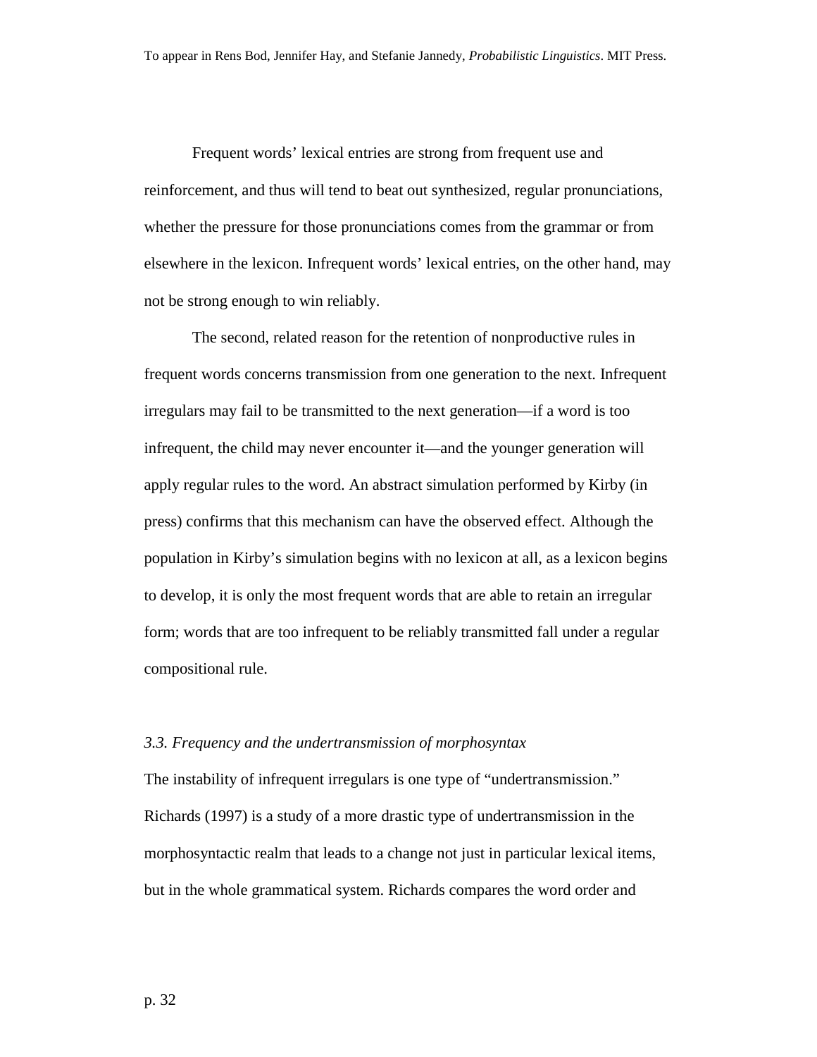Frequent words' lexical entries are strong from frequent use and reinforcement, and thus will tend to beat out synthesized, regular pronunciations, whether the pressure for those pronunciations comes from the grammar or from elsewhere in the lexicon. Infrequent words' lexical entries, on the other hand, may not be strong enough to win reliably.

The second, related reason for the retention of nonproductive rules in frequent words concerns transmission from one generation to the next. Infrequent irregulars may fail to be transmitted to the next generation—if a word is too infrequent, the child may never encounter it—and the younger generation will apply regular rules to the word. An abstract simulation performed by Kirby (in press) confirms that this mechanism can have the observed effect. Although the population in Kirby's simulation begins with no lexicon at all, as a lexicon begins to develop, it is only the most frequent words that are able to retain an irregular form; words that are too infrequent to be reliably transmitted fall under a regular compositional rule.

### *3.3. Frequency and the undertransmission of morphosyntax*

The instability of infrequent irregulars is one type of "undertransmission." Richards (1997) is a study of a more drastic type of undertransmission in the morphosyntactic realm that leads to a change not just in particular lexical items, but in the whole grammatical system. Richards compares the word order and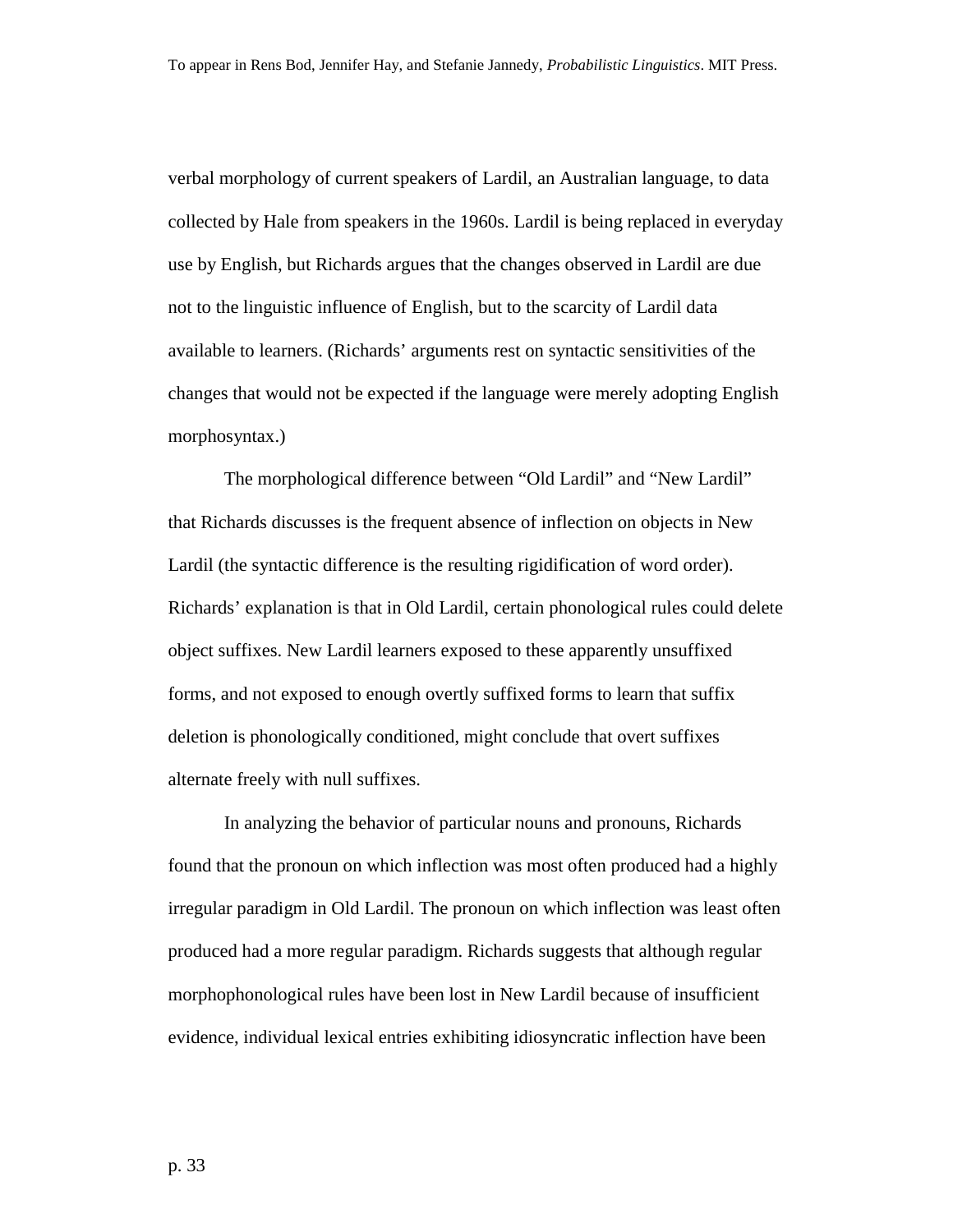verbal morphology of current speakers of Lardil, an Australian language, to data collected by Hale from speakers in the 1960s. Lardil is being replaced in everyday use by English, but Richards argues that the changes observed in Lardil are due not to the linguistic influence of English, but to the scarcity of Lardil data available to learners. (Richards' arguments rest on syntactic sensitivities of the changes that would not be expected if the language were merely adopting English morphosyntax.)

The morphological difference between "Old Lardil" and "New Lardil" that Richards discusses is the frequent absence of inflection on objects in New Lardil (the syntactic difference is the resulting rigidification of word order). Richards' explanation is that in Old Lardil, certain phonological rules could delete object suffixes. New Lardil learners exposed to these apparently unsuffixed forms, and not exposed to enough overtly suffixed forms to learn that suffix deletion is phonologically conditioned, might conclude that overt suffixes alternate freely with null suffixes.

In analyzing the behavior of particular nouns and pronouns, Richards found that the pronoun on which inflection was most often produced had a highly irregular paradigm in Old Lardil. The pronoun on which inflection was least often produced had a more regular paradigm. Richards suggests that although regular morphophonological rules have been lost in New Lardil because of insufficient evidence, individual lexical entries exhibiting idiosyncratic inflection have been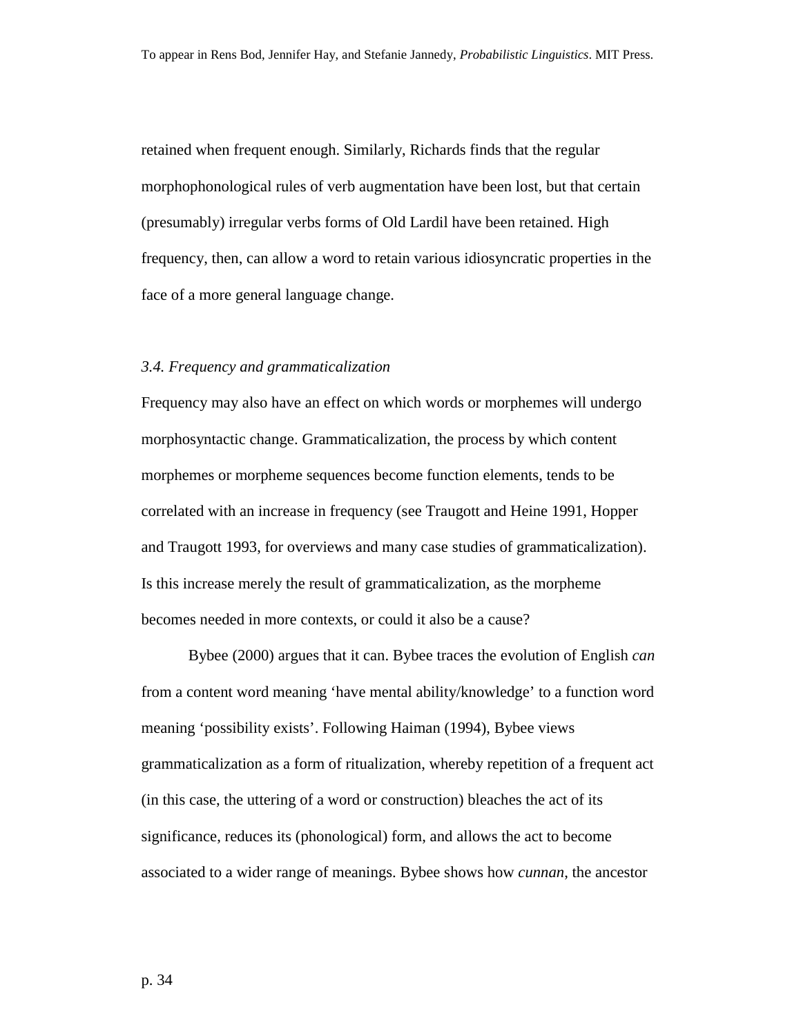retained when frequent enough. Similarly, Richards finds that the regular morphophonological rules of verb augmentation have been lost, but that certain (presumably) irregular verbs forms of Old Lardil have been retained. High frequency, then, can allow a word to retain various idiosyncratic properties in the face of a more general language change.

### *3.4. Frequency and grammaticalization*

Frequency may also have an effect on which words or morphemes will undergo morphosyntactic change. Grammaticalization, the process by which content morphemes or morpheme sequences become function elements, tends to be correlated with an increase in frequency (see Traugott and Heine 1991, Hopper and Traugott 1993, for overviews and many case studies of grammaticalization). Is this increase merely the result of grammaticalization, as the morpheme becomes needed in more contexts, or could it also be a cause?

Bybee (2000) argues that it can. Bybee traces the evolution of English *can* from a content word meaning 'have mental ability/knowledge' to a function word meaning 'possibility exists'. Following Haiman (1994), Bybee views grammaticalization as a form of ritualization, whereby repetition of a frequent act (in this case, the uttering of a word or construction) bleaches the act of its significance, reduces its (phonological) form, and allows the act to become associated to a wider range of meanings. Bybee shows how *cunnan*, the ancestor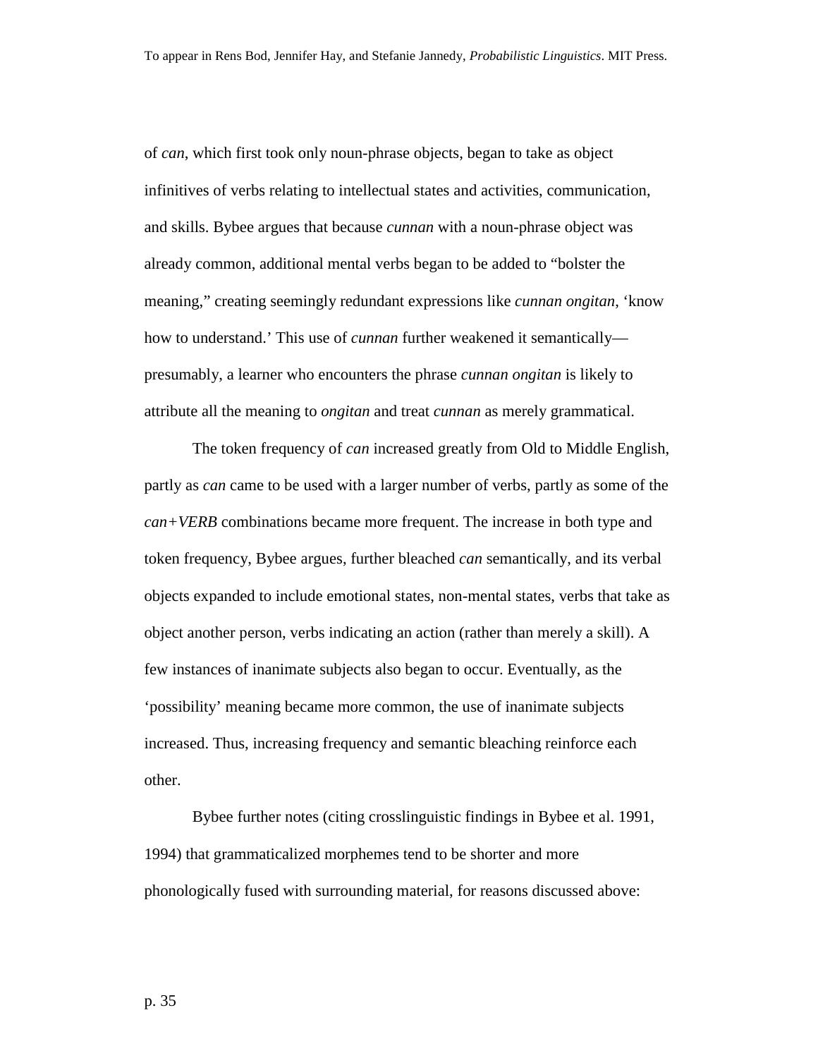of *can*, which first took only noun-phrase objects, began to take as object infinitives of verbs relating to intellectual states and activities, communication, and skills. Bybee argues that because *cunnan* with a noun-phrase object was already common, additional mental verbs began to be added to "bolster the meaning," creating seemingly redundant expressions like *cunnan ongitan*, 'know how to understand.' This use of *cunnan* further weakened it semantically—presumably, a learner who encounters the phrase *cunnan ongitan* is likely to attribute all the meaning to *ongitan* and treat *cunnan* as merely grammatical.

The token frequency of *can* increased greatly from Old to Middle English, partly as *can* came to be used with a larger number of verbs, partly as some of the *can+VERB* combinations became more frequent. The increase in both type and token frequency, Bybee argues, further bleached *can* semantically, and its verbal objects expanded to include emotional states, non-mental states, verbs that take as object another person, verbs indicating an action (rather than merely a skill). A few instances of inanimate subjects also began to occur. Eventually, as the 'possibility' meaning became more common, the use of inanimate subjects increased. Thus, increasing frequency and semantic bleaching reinforce each other.

Bybee further notes (citing crosslinguistic findings in Bybee et al. 1991, 1994) that grammaticalized morphemes tend to be shorter and more phonologically fused with surrounding material, for reasons discussed above: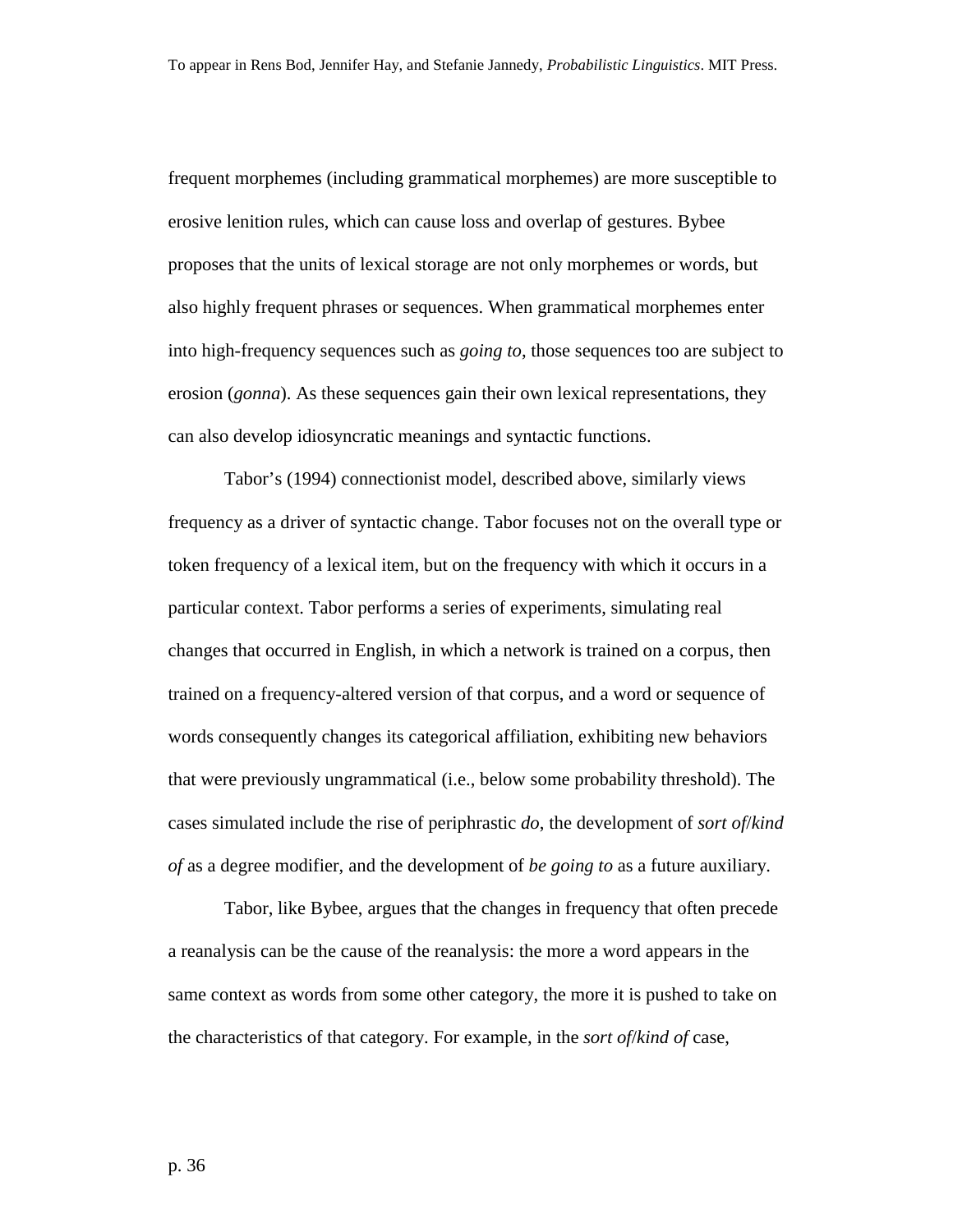frequent morphemes (including grammatical morphemes) are more susceptible to erosive lenition rules, which can cause loss and overlap of gestures. Bybee proposes that the units of lexical storage are not only morphemes or words, but also highly frequent phrases or sequences. When grammatical morphemes enter into high-frequency sequences such as *going to*, those sequences too are subject to erosion (*gonna*). As these sequences gain their own lexical representations, they can also develop idiosyncratic meanings and syntactic functions.

Tabor's (1994) connectionist model, described above, similarly views frequency as a driver of syntactic change. Tabor focuses not on the overall type or token frequency of a lexical item, but on the frequency with which it occurs in a particular context. Tabor performs a series of experiments, simulating real changes that occurred in English, in which a network is trained on a corpus, then trained on a frequency-altered version of that corpus, and a word or sequence of words consequently changes its categorical affiliation, exhibiting new behaviors that were previously ungrammatical (i.e., below some probability threshold). The cases simulated include the rise of periphrastic *do*, the development of *sort of*/*kind of* as a degree modifier, and the development of *be going to* as a future auxiliary.

Tabor, like Bybee, argues that the changes in frequency that often precede a reanalysis can be the cause of the reanalysis: the more a word appears in the same context as words from some other category, the more it is pushed to take on the characteristics of that category. For example, in the *sort of*/*kind of* case,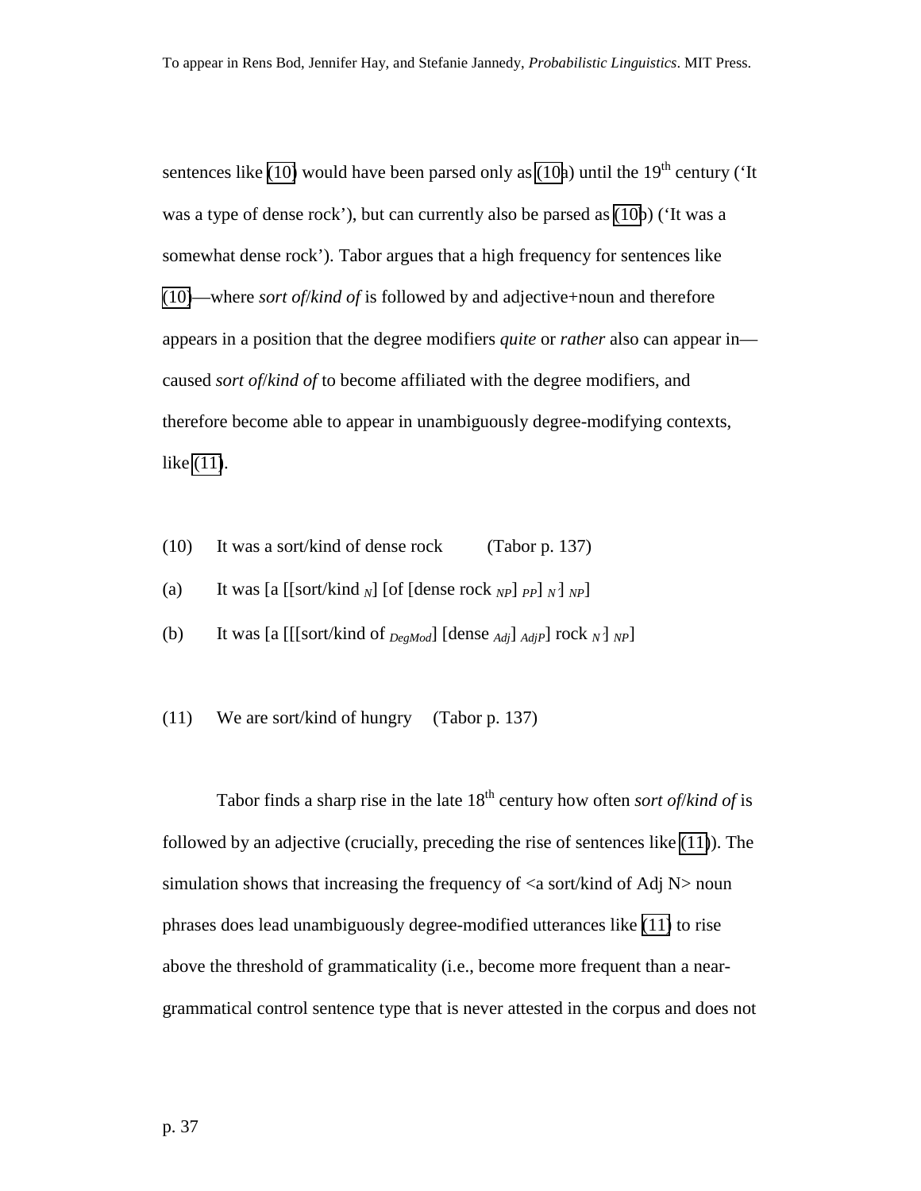sentences like (10) would have been parsed only as (10a) until the 19th century ('It was a type of dense rock'), but can currently also be parsed as (10b) ('It was a somewhat dense rock'). Tabor argues that a high frequency for sentences like (10)—where *sort of*/*kind of* is followed by and adjective+noun and therefore appears in a position that the degree modifiers *quite* or *rather* also can appear in—caused *sort of*/*kind of* to become affiliated with the degree modifiers, and therefore become able to appear in unambiguously degree-modifying contexts, like (11).

(10) It was a sort/kind of dense rock (Tabor p. 137)

(a) It was [a [[sort/kind $_{N}$] [of [dense rock $_{NP}$] $_{PP}$] $_{N'}$] $_{NP}$]

(b) It was [a [[[sort/kind of $_{DegMod}$] [dense $_{Adj}$] $_{AdjP}$] rock $_{N'}$] $_{NP}$]

(11) We are sort/kind of hungry (Tabor p. 137)

Tabor finds a sharp rise in the late 18th century how often *sort of*/*kind of* is followed by an adjective (crucially, preceding the rise of sentences like (11)). The simulation shows that increasing the frequency of <a sort/kind of Adj N> noun phrases does lead unambiguously degree-modified utterances like (11) to rise above the threshold of grammaticality (i.e., become more frequent than a near-grammatical control sentence type that is never attested in the corpus and does not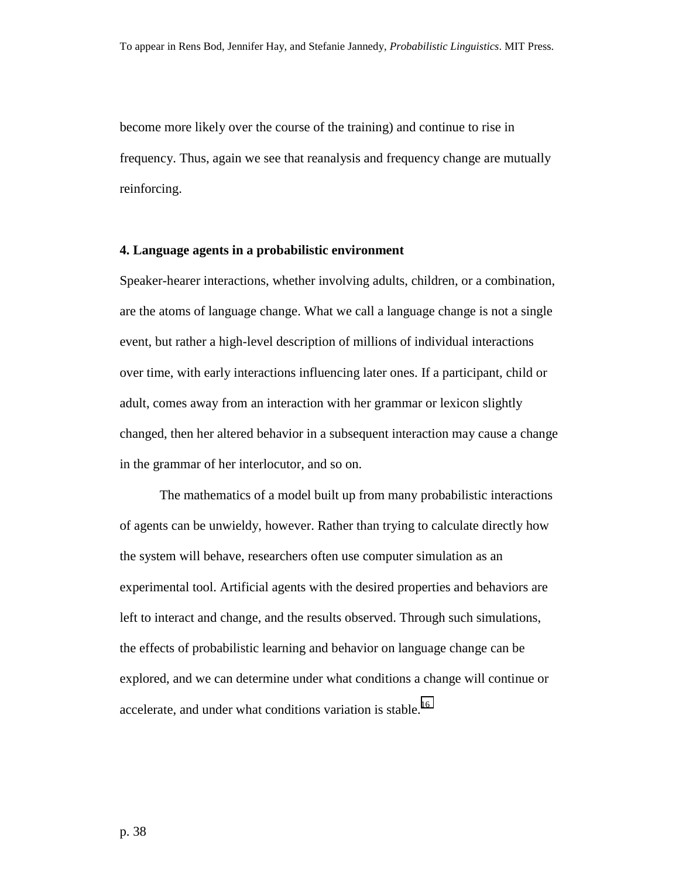become more likely over the course of the training) and continue to rise in frequency. Thus, again we see that reanalysis and frequency change are mutually reinforcing.

## 4. Language agents in a probabilistic environment

Speaker-hearer interactions, whether involving adults, children, or a combination, are the atoms of language change. What we call a language change is not a single event, but rather a high-level description of millions of individual interactions over time, with early interactions influencing later ones. If a participant, child or adult, comes away from an interaction with her grammar or lexicon slightly changed, then her altered behavior in a subsequent interaction may cause a change in the grammar of her interlocutor, and so on.

The mathematics of a model built up from many probabilistic interactions of agents can be unwieldy, however. Rather than trying to calculate directly how the system will behave, researchers often use computer simulation as an experimental tool. Artificial agents with the desired properties and behaviors are left to interact and change, and the results observed. Through such simulations, the effects of probabilistic learning and behavior on language change can be explored, and we can determine under what conditions a change will continue or accelerate, and under what conditions variation is stable.[16]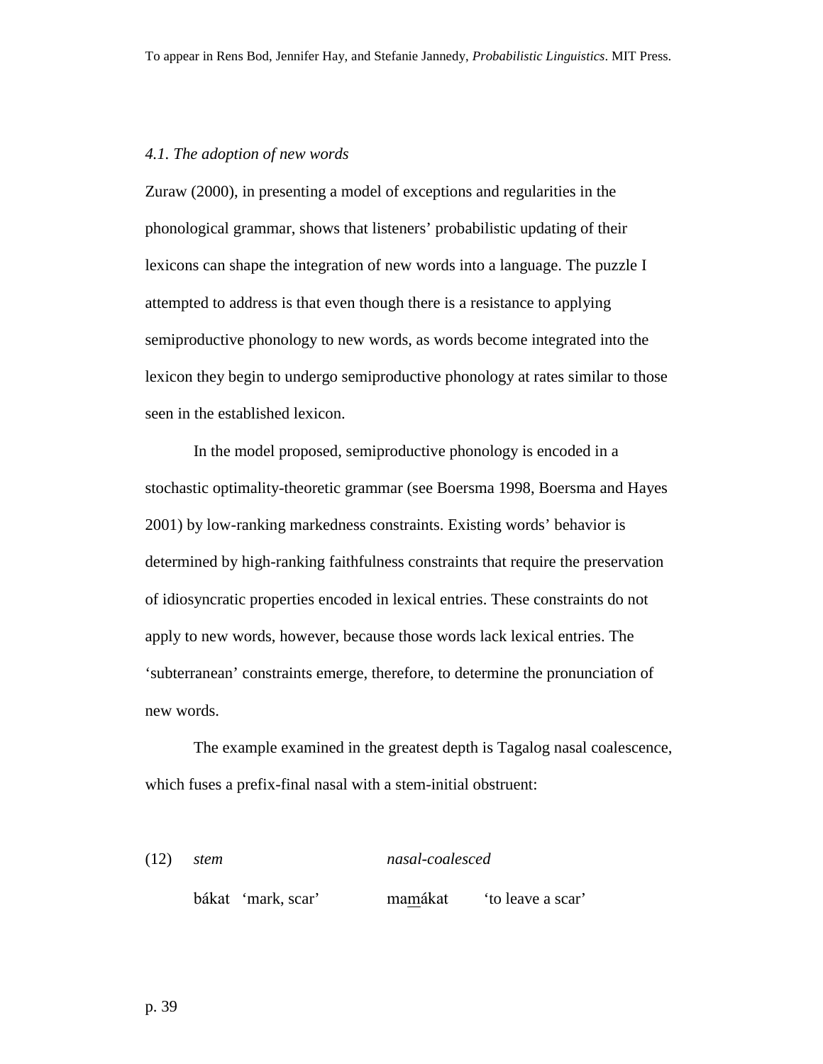*4.1. The adoption of new words*

Zuraw (2000), in presenting a model of exceptions and regularities in the phonological grammar, shows that listeners' probabilistic updating of their lexicons can shape the integration of new words into a language. The puzzle I attempted to address is that even though there is a resistance to applying semiproductive phonology to new words, as words become integrated into the lexicon they begin to undergo semiproductive phonology at rates similar to those seen in the established lexicon.

In the model proposed, semiproductive phonology is encoded in a stochastic optimality-theoretic grammar (see Boersma 1998, Boersma and Hayes 2001) by low-ranking markedness constraints. Existing words' behavior is determined by high-ranking faithfulness constraints that require the preservation of idiosyncratic properties encoded in lexical entries. These constraints do not apply to new words, however, because those words lack lexical entries. The 'subterranean' constraints emerge, therefore, to determine the pronunciation of new words.

The example examined in the greatest depth is Tagalog nasal coalescence, which fuses a prefix-final nasal with a stem-initial obstruent:

(12)

| *stem* | | *nasal-coalesced* | |
|---|---|---|---|
| bákat | 'mark, scar' | ma<u>m</u>ákat | 'to leave a scar' |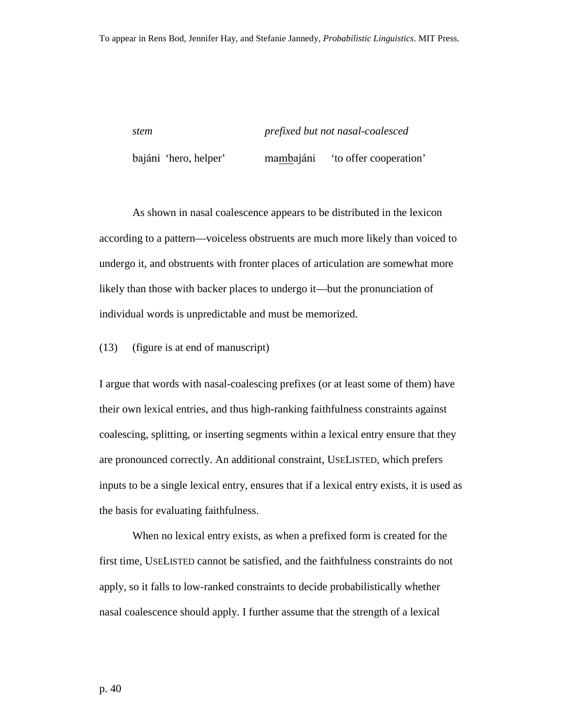| *stem* | *prefixed but not nasal-coalesced* |
|---|---|
| bajáni 'hero, helper' | ma<u>mb</u>ajáni 'to offer cooperation' |

As shown in nasal coalescence appears to be distributed in the lexicon according to a pattern—voiceless obstruents are much more likely than voiced to undergo it, and obstruents with fronter places of articulation are somewhat more likely than those with backer places to undergo it—but the pronunciation of individual words is unpredictable and must be memorized.

(13) (figure is at end of manuscript)

I argue that words with nasal-coalescing prefixes (or at least some of them) have their own lexical entries, and thus high-ranking faithfulness constraints against coalescing, splitting, or inserting segments within a lexical entry ensure that they are pronounced correctly. An additional constraint, USELISTED, which prefers inputs to be a single lexical entry, ensures that if a lexical entry exists, it is used as the basis for evaluating faithfulness.

When no lexical entry exists, as when a prefixed form is created for the first time, USELISTED cannot be satisfied, and the faithfulness constraints do not apply, so it falls to low-ranked constraints to decide probabilistically whether nasal coalescence should apply. I further assume that the strength of a lexical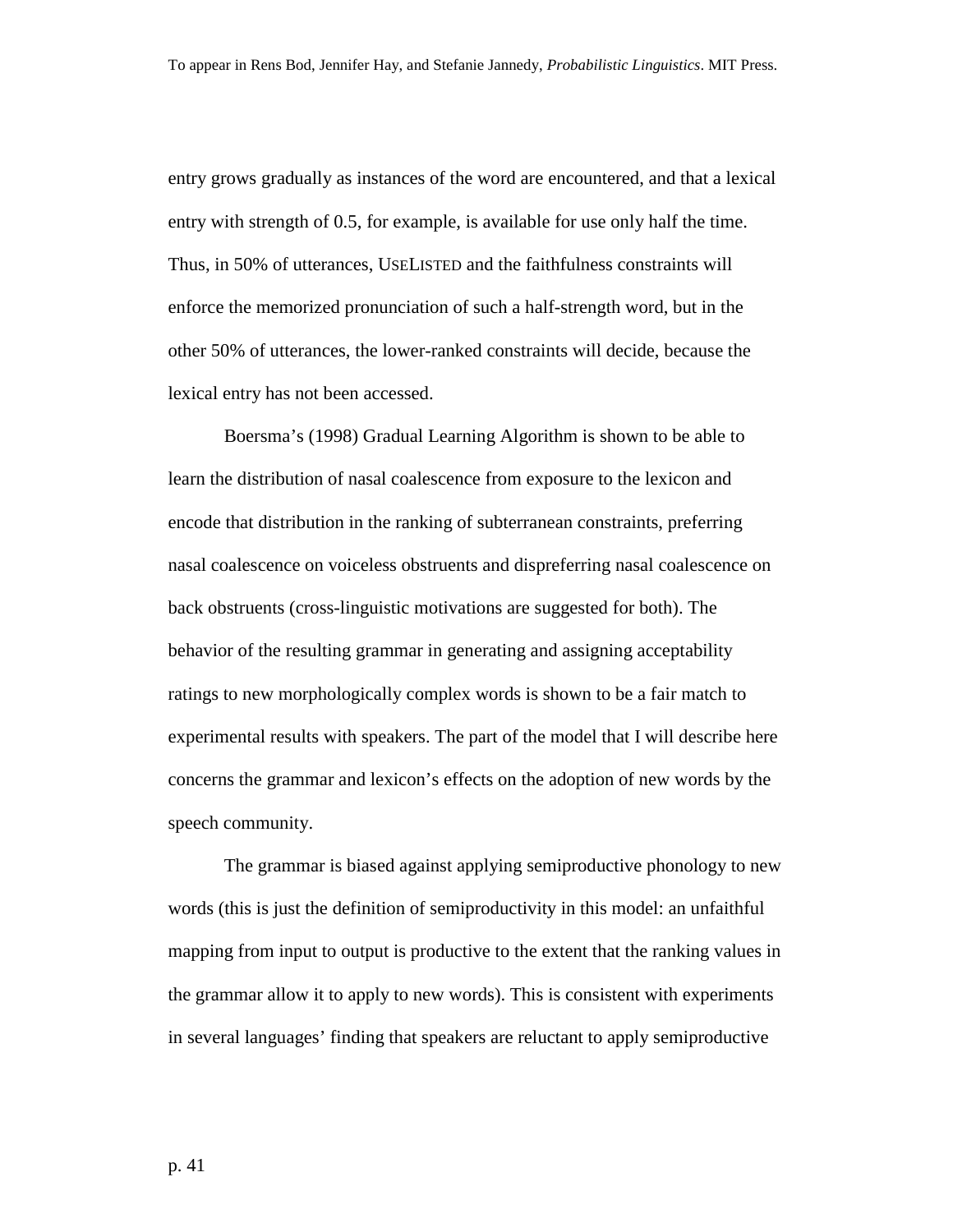entry grows gradually as instances of the word are encountered, and that a lexical entry with strength of 0.5, for example, is available for use only half the time. Thus, in 50% of utterances, USELISTED and the faithfulness constraints will enforce the memorized pronunciation of such a half-strength word, but in the other 50% of utterances, the lower-ranked constraints will decide, because the lexical entry has not been accessed.

Boersma's (1998) Gradual Learning Algorithm is shown to be able to learn the distribution of nasal coalescence from exposure to the lexicon and encode that distribution in the ranking of subterranean constraints, preferring nasal coalescence on voiceless obstruents and dispreferring nasal coalescence on back obstruents (cross-linguistic motivations are suggested for both). The behavior of the resulting grammar in generating and assigning acceptability ratings to new morphologically complex words is shown to be a fair match to experimental results with speakers. The part of the model that I will describe here concerns the grammar and lexicon's effects on the adoption of new words by the speech community.

The grammar is biased against applying semiproductive phonology to new words (this is just the definition of semiproductivity in this model: an unfaithful mapping from input to output is productive to the extent that the ranking values in the grammar allow it to apply to new words). This is consistent with experiments in several languages' finding that speakers are reluctant to apply semiproductive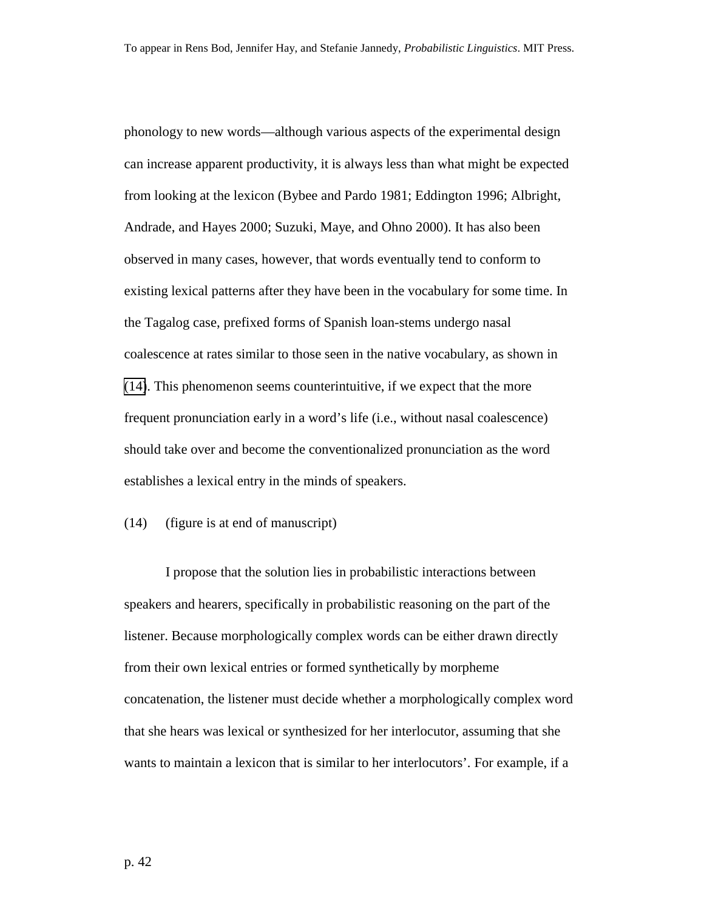phonology to new words—although various aspects of the experimental design can increase apparent productivity, it is always less than what might be expected from looking at the lexicon (Bybee and Pardo 1981; Eddington 1996; Albright, Andrade, and Hayes 2000; Suzuki, Maye, and Ohno 2000). It has also been observed in many cases, however, that words eventually tend to conform to existing lexical patterns after they have been in the vocabulary for some time. In the Tagalog case, prefixed forms of Spanish loan-stems undergo nasal coalescence at rates similar to those seen in the native vocabulary, as shown in (14). This phenomenon seems counterintuitive, if we expect that the more frequent pronunciation early in a word's life (i.e., without nasal coalescence) should take over and become the conventionalized pronunciation as the word establishes a lexical entry in the minds of speakers.

(14) (figure is at end of manuscript)

I propose that the solution lies in probabilistic interactions between speakers and hearers, specifically in probabilistic reasoning on the part of the listener. Because morphologically complex words can be either drawn directly from their own lexical entries or formed synthetically by morpheme concatenation, the listener must decide whether a morphologically complex word that she hears was lexical or synthesized for her interlocutor, assuming that she wants to maintain a lexicon that is similar to her interlocutors'. For example, if a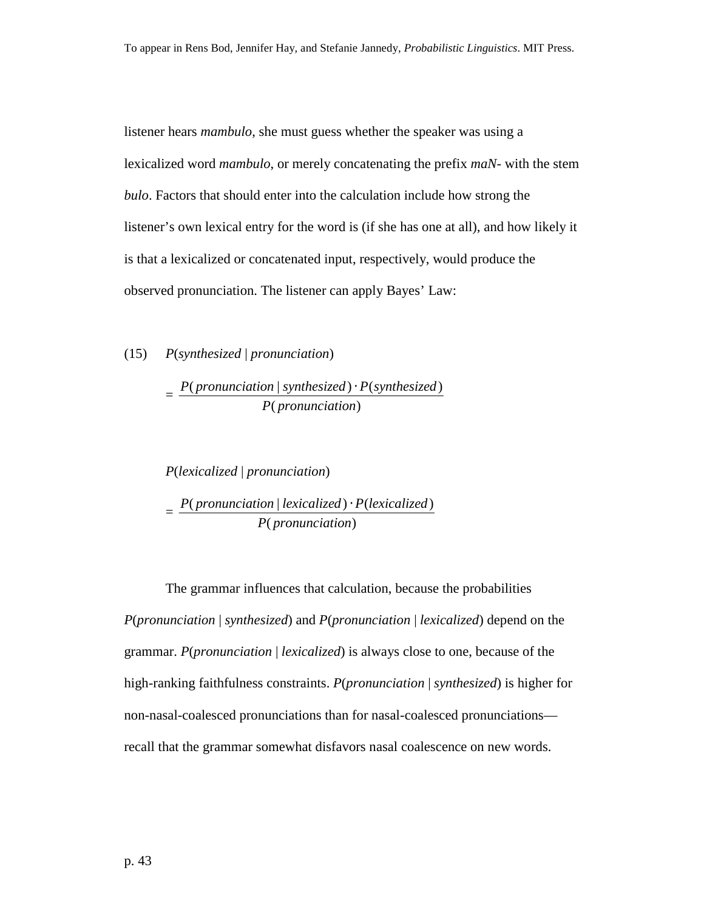listener hears *mambulo*, she must guess whether the speaker was using a lexicalized word *mambulo*, or merely concatenating the prefix *maN-* with the stem *bulo*. Factors that should enter into the calculation include how strong the listener's own lexical entry for the word is (if she has one at all), and how likely it is that a lexicalized or concatenated input, respectively, would produce the observed pronunciation. The listener can apply Bayes' Law:

(15) $P(synthesized \mid pronunciation)$

$$= \frac{P(pronunciation \mid synthesized) \cdot P(synthesized)}{P(pronunciation)}$$

$P(lexicalized \mid pronunciation)$

$$= \frac{P(pronunciation \mid lexicalized) \cdot P(lexicalized)}{P(pronunciation)}$$

The grammar influences that calculation, because the probabilities $P(pronunciation \mid synthesized)$ and $P(pronunciation \mid lexicalized)$ depend on the grammar. $P(pronunciation \mid lexicalized)$ is always close to one, because of the high-ranking faithfulness constraints. $P(pronunciation \mid synthesized)$ is higher for non-nasal-coalesced pronunciations than for nasal-coalesced pronunciations—recall that the grammar somewhat disfavors nasal coalescence on new words.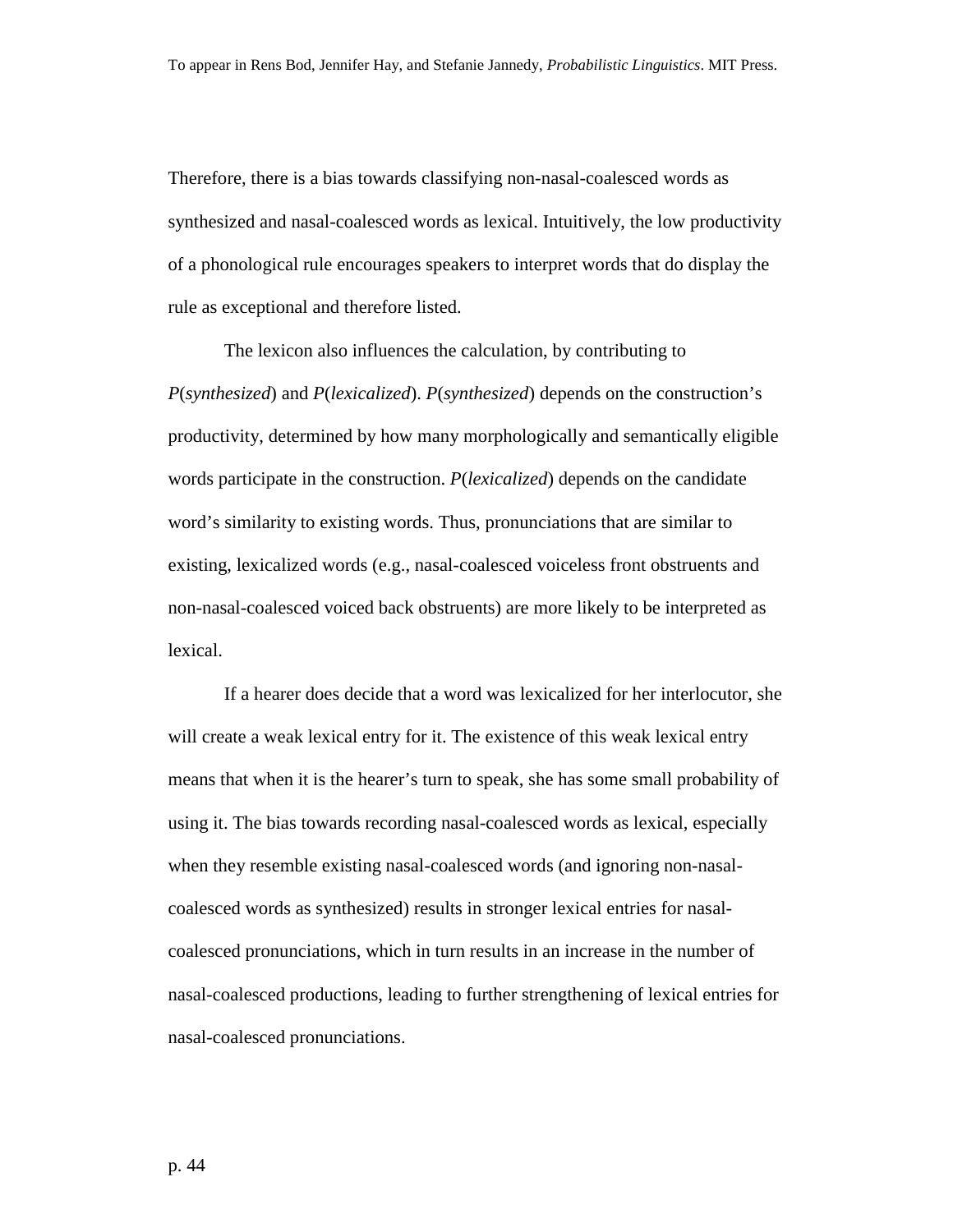Therefore, there is a bias towards classifying non-nasal-coalesced words as synthesized and nasal-coalesced words as lexical. Intuitively, the low productivity of a phonological rule encourages speakers to interpret words that do display the rule as exceptional and therefore listed.

The lexicon also influences the calculation, by contributing to *P*(*synthesized*) and *P*(*lexicalized*). *P*(*synthesized*) depends on the construction's productivity, determined by how many morphologically and semantically eligible words participate in the construction. *P*(*lexicalized*) depends on the candidate word's similarity to existing words. Thus, pronunciations that are similar to existing, lexicalized words (e.g., nasal-coalesced voiceless front obstruents and non-nasal-coalesced voiced back obstruents) are more likely to be interpreted as lexical.

If a hearer does decide that a word was lexicalized for her interlocutor, she will create a weak lexical entry for it. The existence of this weak lexical entry means that when it is the hearer's turn to speak, she has some small probability of using it. The bias towards recording nasal-coalesced words as lexical, especially when they resemble existing nasal-coalesced words (and ignoring non-nasal-coalesced words as synthesized) results in stronger lexical entries for nasal-coalesced pronunciations, which in turn results in an increase in the number of nasal-coalesced productions, leading to further strengthening of lexical entries for nasal-coalesced pronunciations.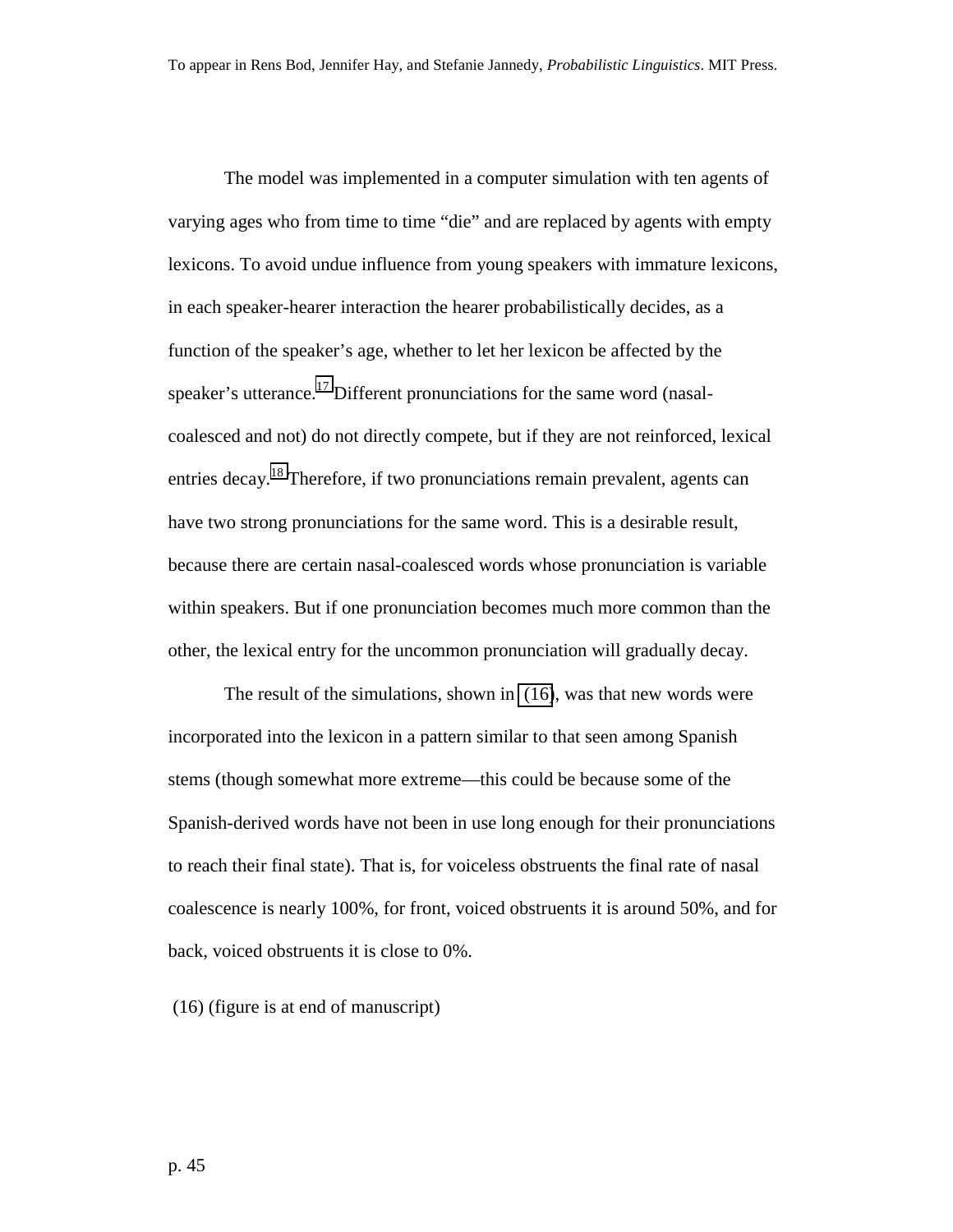The model was implemented in a computer simulation with ten agents of varying ages who from time to time "die" and are replaced by agents with empty lexicons. To avoid undue influence from young speakers with immature lexicons, in each speaker-hearer interaction the hearer probabilistically decides, as a function of the speaker's age, whether to let her lexicon be affected by the speaker's utterance.[17] Different pronunciations for the same word (nasal-coalesced and not) do not directly compete, but if they are not reinforced, lexical entries decay.[18] Therefore, if two pronunciations remain prevalent, agents can have two strong pronunciations for the same word. This is a desirable result, because there are certain nasal-coalesced words whose pronunciation is variable within speakers. But if one pronunciation becomes much more common than the other, the lexical entry for the uncommon pronunciation will gradually decay.

The result of the simulations, shown in (16), was that new words were incorporated into the lexicon in a pattern similar to that seen among Spanish stems (though somewhat more extreme—this could be because some of the Spanish-derived words have not been in use long enough for their pronunciations to reach their final state). That is, for voiceless obstruents the final rate of nasal coalescence is nearly 100%, for front, voiced obstruents it is around 50%, and for back, voiced obstruents it is close to 0%.

(16) (figure is at end of manuscript)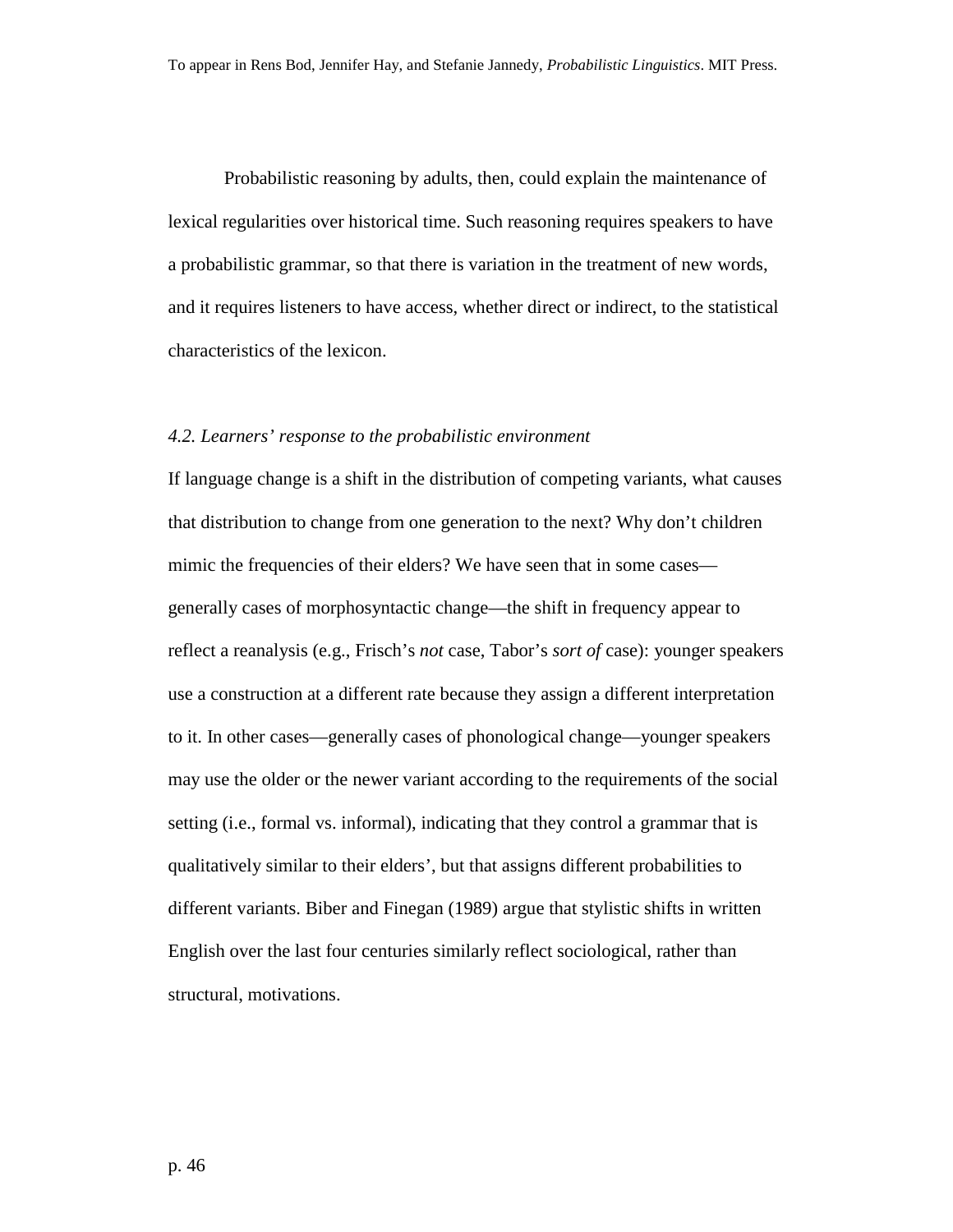Probabilistic reasoning by adults, then, could explain the maintenance of lexical regularities over historical time. Such reasoning requires speakers to have a probabilistic grammar, so that there is variation in the treatment of new words, and it requires listeners to have access, whether direct or indirect, to the statistical characteristics of the lexicon.

### *4.2. Learners' response to the probabilistic environment*

If language change is a shift in the distribution of competing variants, what causes that distribution to change from one generation to the next? Why don't children mimic the frequencies of their elders? We have seen that in some cases—generally cases of morphosyntactic change—the shift in frequency appear to reflect a reanalysis (e.g., Frisch's *not* case, Tabor's *sort of* case): younger speakers use a construction at a different rate because they assign a different interpretation to it. In other cases—generally cases of phonological change—younger speakers may use the older or the newer variant according to the requirements of the social setting (i.e., formal vs. informal), indicating that they control a grammar that is qualitatively similar to their elders', but that assigns different probabilities to different variants. Biber and Finegan (1989) argue that stylistic shifts in written English over the last four centuries similarly reflect sociological, rather than structural, motivations.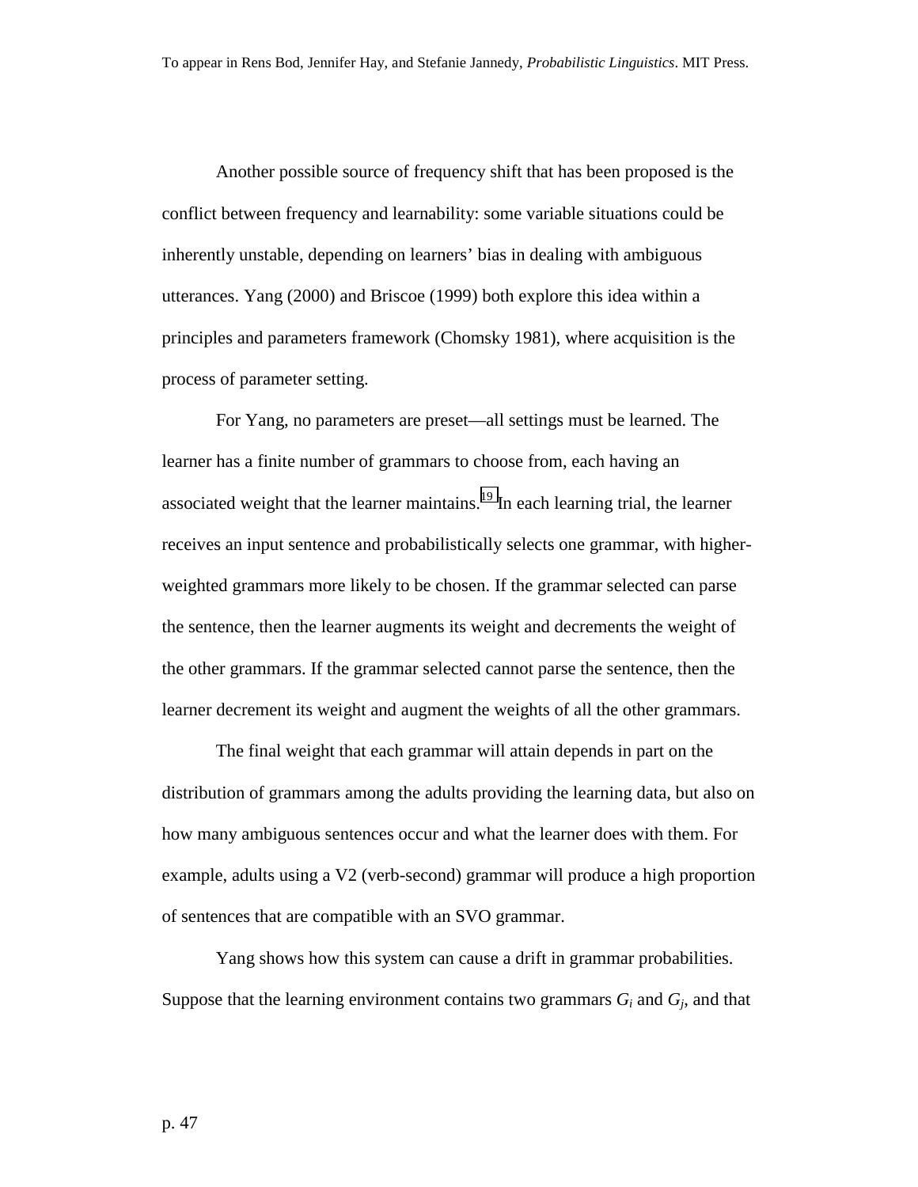Another possible source of frequency shift that has been proposed is the conflict between frequency and learnability: some variable situations could be inherently unstable, depending on learners' bias in dealing with ambiguous utterances. Yang (2000) and Briscoe (1999) both explore this idea within a principles and parameters framework (Chomsky 1981), where acquisition is the process of parameter setting.

For Yang, no parameters are preset—all settings must be learned. The learner has a finite number of grammars to choose from, each having an associated weight that the learner maintains.[19] In each learning trial, the learner receives an input sentence and probabilistically selects one grammar, with higher-weighted grammars more likely to be chosen. If the grammar selected can parse the sentence, then the learner augments its weight and decrements the weight of the other grammars. If the grammar selected cannot parse the sentence, then the learner decrement its weight and augment the weights of all the other grammars.

The final weight that each grammar will attain depends in part on the distribution of grammars among the adults providing the learning data, but also on how many ambiguous sentences occur and what the learner does with them. For example, adults using a V2 (verb-second) grammar will produce a high proportion of sentences that are compatible with an SVO grammar.

Yang shows how this system can cause a drift in grammar probabilities. Suppose that the learning environment contains two grammars $G_i$ and $G_j$, and that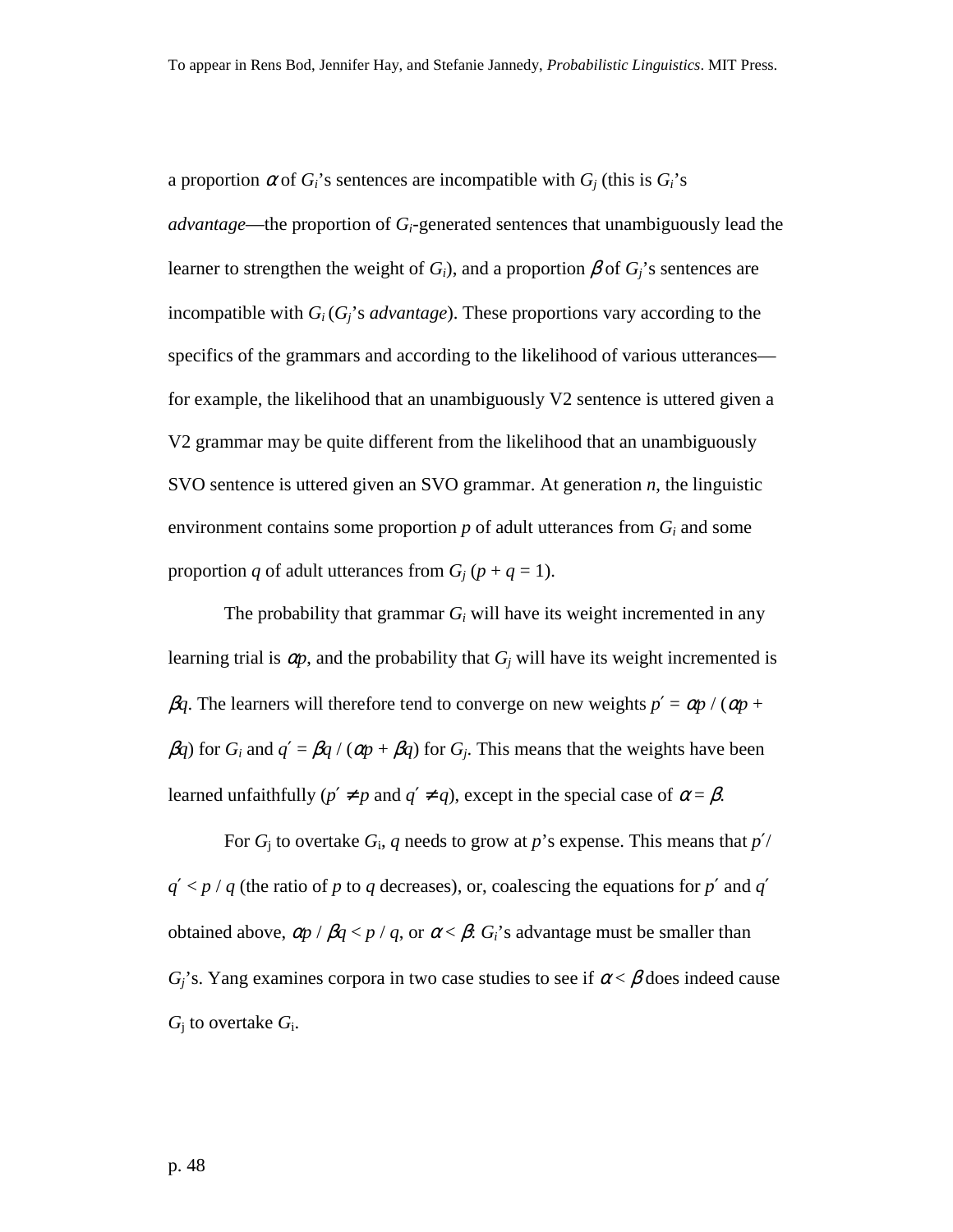a proportion $\alpha$ of $G_i$'s sentences are incompatible with $G_j$ (this is $G_i$'s *advantage*—the proportion of $G_i$-generated sentences that unambiguously lead the learner to strengthen the weight of $G_i$), and a proportion $\beta$ of $G_j$'s sentences are incompatible with $G_i$ ($G_j$'s *advantage*). These proportions vary according to the specifics of the grammars and according to the likelihood of various utterances—for example, the likelihood that an unambiguously V2 sentence is uttered given a V2 grammar may be quite different from the likelihood that an unambiguously SVO sentence is uttered given an SVO grammar. At generation $n$, the linguistic environment contains some proportion $p$ of adult utterances from $G_i$ and some proportion $q$ of adult utterances from $G_j$ ($p + q = 1$).

The probability that grammar $G_i$ will have its weight incremented in any learning trial is $\alpha p$, and the probability that $G_j$ will have its weight incremented is $\beta q$. The learners will therefore tend to converge on new weights $p' = \alpha p / (\alpha p + \beta q)$ for $G_i$ and $q' = \beta q / (\alpha p + \beta q)$ for $G_j$. This means that the weights have been learned unfaithfully ($p' \neq p$ and $q' \neq q$), except in the special case of $\alpha = \beta$.

For $G_j$ to overtake $G_i$, $q$ needs to grow at $p$'s expense. This means that $p' / q' < p / q$ (the ratio of $p$ to $q$ decreases), or, coalescing the equations for $p'$ and $q'$ obtained above, $\alpha p / \beta q < p / q$, or $\alpha < \beta$: $G_i$'s advantage must be smaller than $G_j$'s. Yang examines corpora in two case studies to see if $\alpha < \beta$ does indeed cause $G_j$ to overtake $G_i$.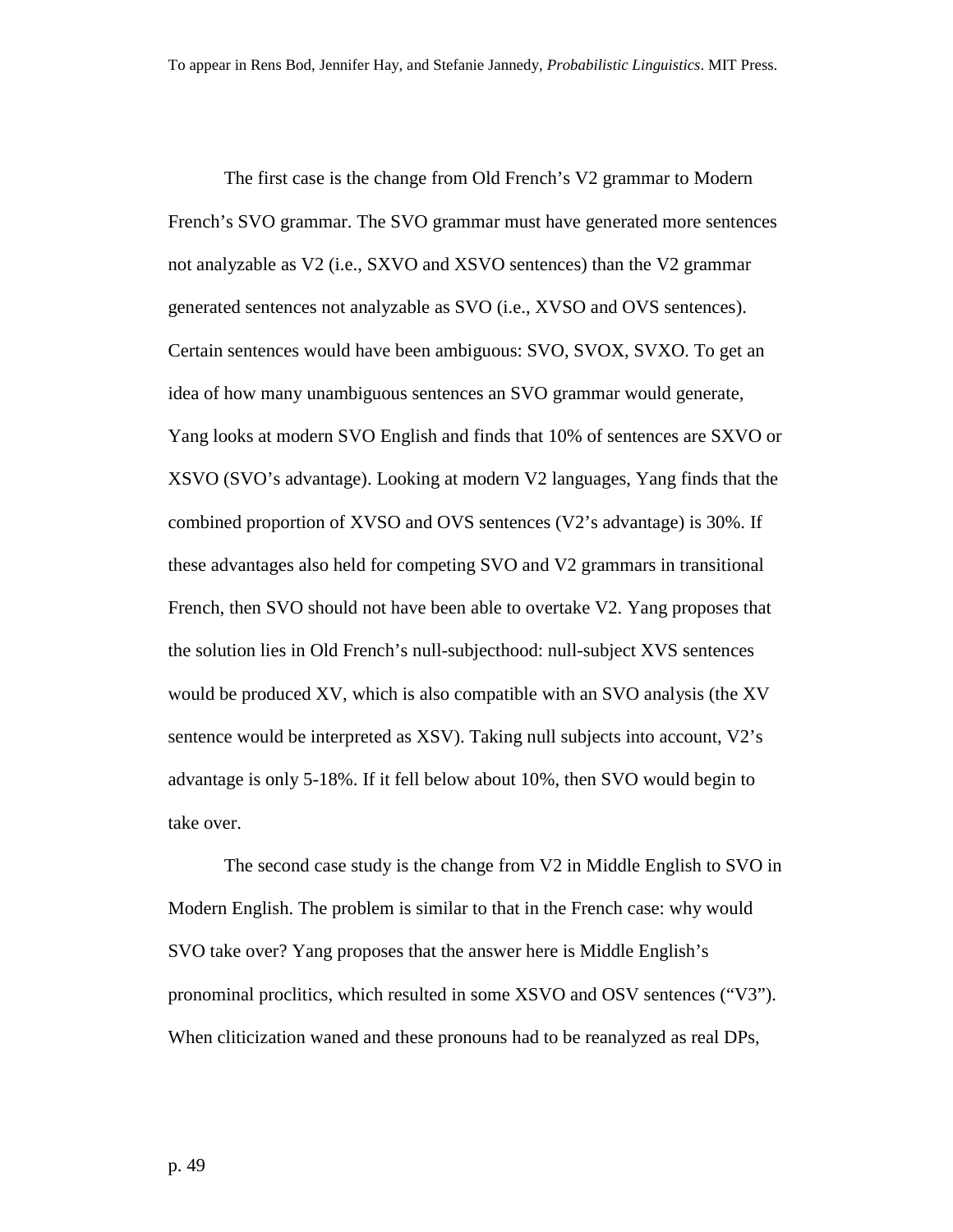The first case is the change from Old French's V2 grammar to Modern French's SVO grammar. The SVO grammar must have generated more sentences not analyzable as V2 (i.e., SXVO and XSVO sentences) than the V2 grammar generated sentences not analyzable as SVO (i.e., XVSO and OVS sentences). Certain sentences would have been ambiguous: SVO, SVOX, SVXO. To get an idea of how many unambiguous sentences an SVO grammar would generate, Yang looks at modern SVO English and finds that 10% of sentences are SXVO or XSVO (SVO's advantage). Looking at modern V2 languages, Yang finds that the combined proportion of XVSO and OVS sentences (V2's advantage) is 30%. If these advantages also held for competing SVO and V2 grammars in transitional French, then SVO should not have been able to overtake V2. Yang proposes that the solution lies in Old French's null-subjecthood: null-subject XVS sentences would be produced XV, which is also compatible with an SVO analysis (the XV sentence would be interpreted as XSV). Taking null subjects into account, V2's advantage is only 5-18%. If it fell below about 10%, then SVO would begin to take over.

The second case study is the change from V2 in Middle English to SVO in Modern English. The problem is similar to that in the French case: why would SVO take over? Yang proposes that the answer here is Middle English's pronominal proclitics, which resulted in some XSVO and OSV sentences ("V3"). When cliticization waned and these pronouns had to be reanalyzed as real DPs,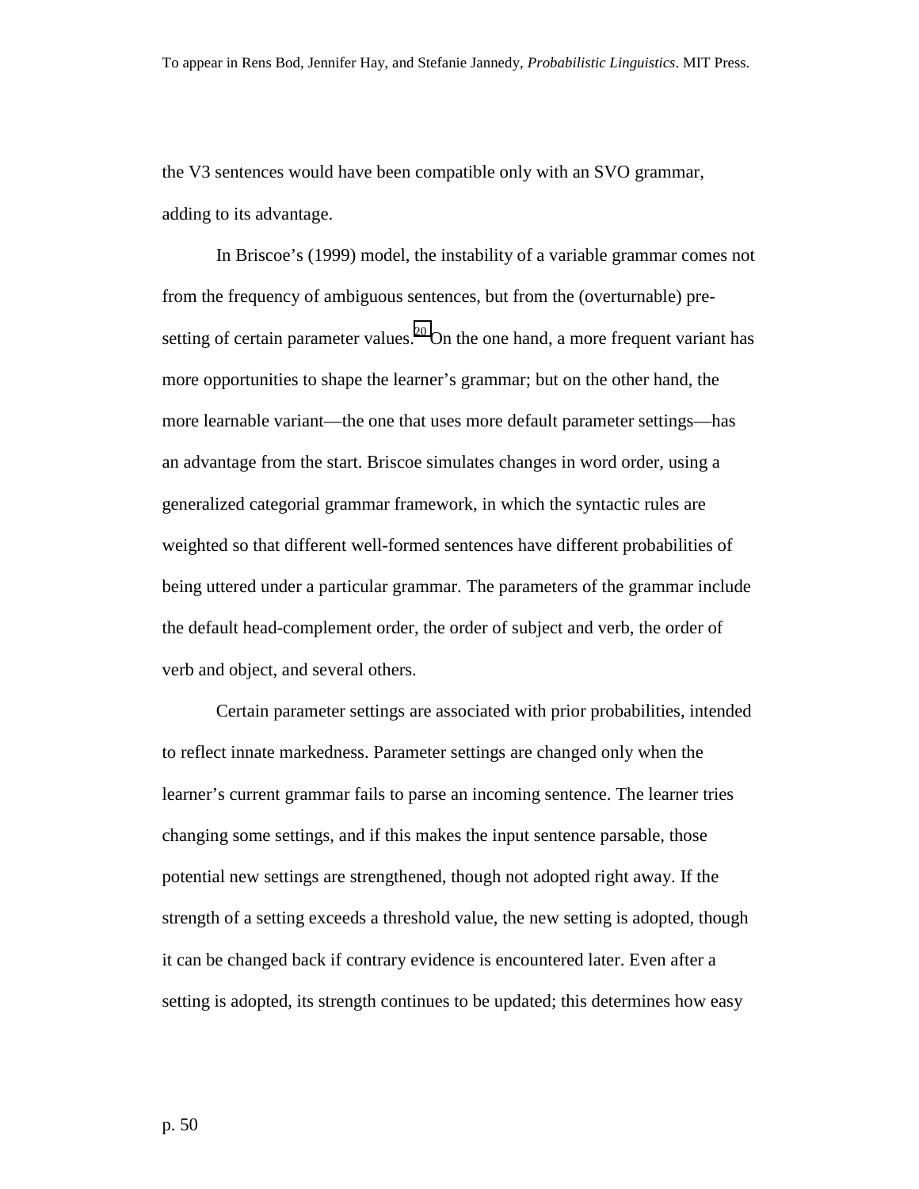the V3 sentences would have been compatible only with an SVO grammar, adding to its advantage.

In Briscoe's (1999) model, the instability of a variable grammar comes not from the frequency of ambiguous sentences, but from the (overturnable) pre-setting of certain parameter values.[20] On the one hand, a more frequent variant has more opportunities to shape the learner's grammar; but on the other hand, the more learnable variant—the one that uses more default parameter settings—has an advantage from the start. Briscoe simulates changes in word order, using a generalized categorial grammar framework, in which the syntactic rules are weighted so that different well-formed sentences have different probabilities of being uttered under a particular grammar. The parameters of the grammar include the default head-complement order, the order of subject and verb, the order of verb and object, and several others.

Certain parameter settings are associated with prior probabilities, intended to reflect innate markedness. Parameter settings are changed only when the learner's current grammar fails to parse an incoming sentence. The learner tries changing some settings, and if this makes the input sentence parsable, those potential new settings are strengthened, though not adopted right away. If the strength of a setting exceeds a threshold value, the new setting is adopted, though it can be changed back if contrary evidence is encountered later. Even after a setting is adopted, its strength continues to be updated; this determines how easy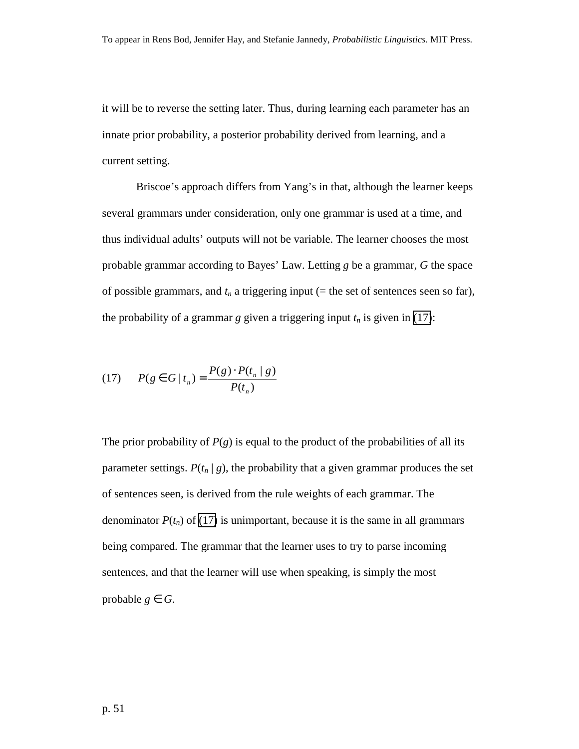it will be to reverse the setting later. Thus, during learning each parameter has an innate prior probability, a posterior probability derived from learning, and a current setting.

Briscoe's approach differs from Yang's in that, although the learner keeps several grammars under consideration, only one grammar is used at a time, and thus individual adults' outputs will not be variable. The learner chooses the most probable grammar according to Bayes' Law. Letting $g$ be a grammar, $G$ the space of possible grammars, and $t_n$ a triggering input (= the set of sentences seen so far), the probability of a grammar $g$ given a triggering input $t_n$ is given in (17):

(17) $$P(g \in G \mid t_n) = \frac{P(g) \cdot P(t_n \mid g)}{P(t_n)}$$

The prior probability of $P(g)$ is equal to the product of the probabilities of all its parameter settings. $P(t_n \mid g)$, the probability that a given grammar produces the set of sentences seen, is derived from the rule weights of each grammar. The denominator $P(t_n)$ of (17) is unimportant, because it is the same in all grammars being compared. The grammar that the learner uses to try to parse incoming sentences, and that the learner will use when speaking, is simply the most probable $g \in G$.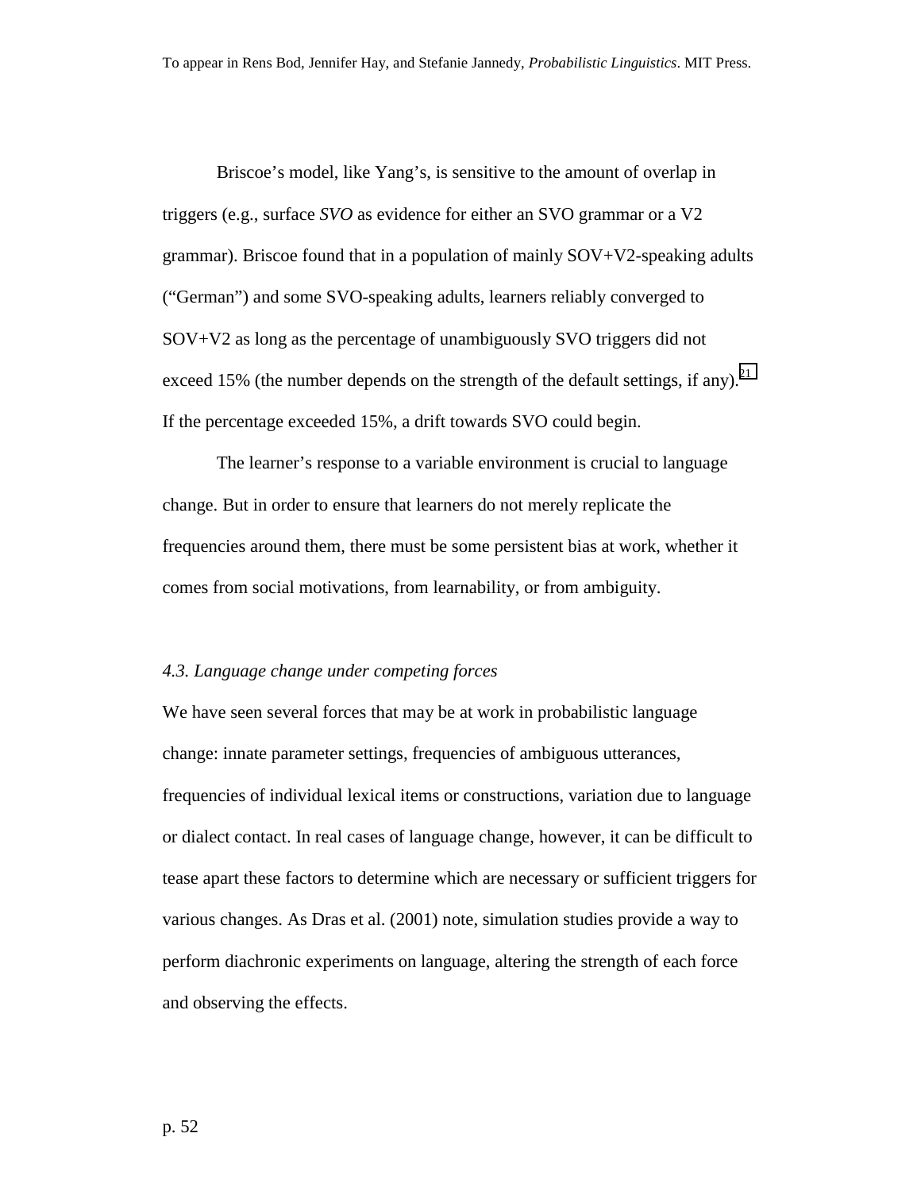Briscoe's model, like Yang's, is sensitive to the amount of overlap in triggers (e.g., surface *SVO* as evidence for either an SVO grammar or a V2 grammar). Briscoe found that in a population of mainly SOV+V2-speaking adults ("German") and some SVO-speaking adults, learners reliably converged to SOV+V2 as long as the percentage of unambiguously SVO triggers did not exceed 15% (the number depends on the strength of the default settings, if any).[21] If the percentage exceeded 15%, a drift towards SVO could begin.

The learner's response to a variable environment is crucial to language change. But in order to ensure that learners do not merely replicate the frequencies around them, there must be some persistent bias at work, whether it comes from social motivations, from learnability, or from ambiguity.

### *4.3. Language change under competing forces*

We have seen several forces that may be at work in probabilistic language change: innate parameter settings, frequencies of ambiguous utterances, frequencies of individual lexical items or constructions, variation due to language or dialect contact. In real cases of language change, however, it can be difficult to tease apart these factors to determine which are necessary or sufficient triggers for various changes. As Dras et al. (2001) note, simulation studies provide a way to perform diachronic experiments on language, altering the strength of each force and observing the effects.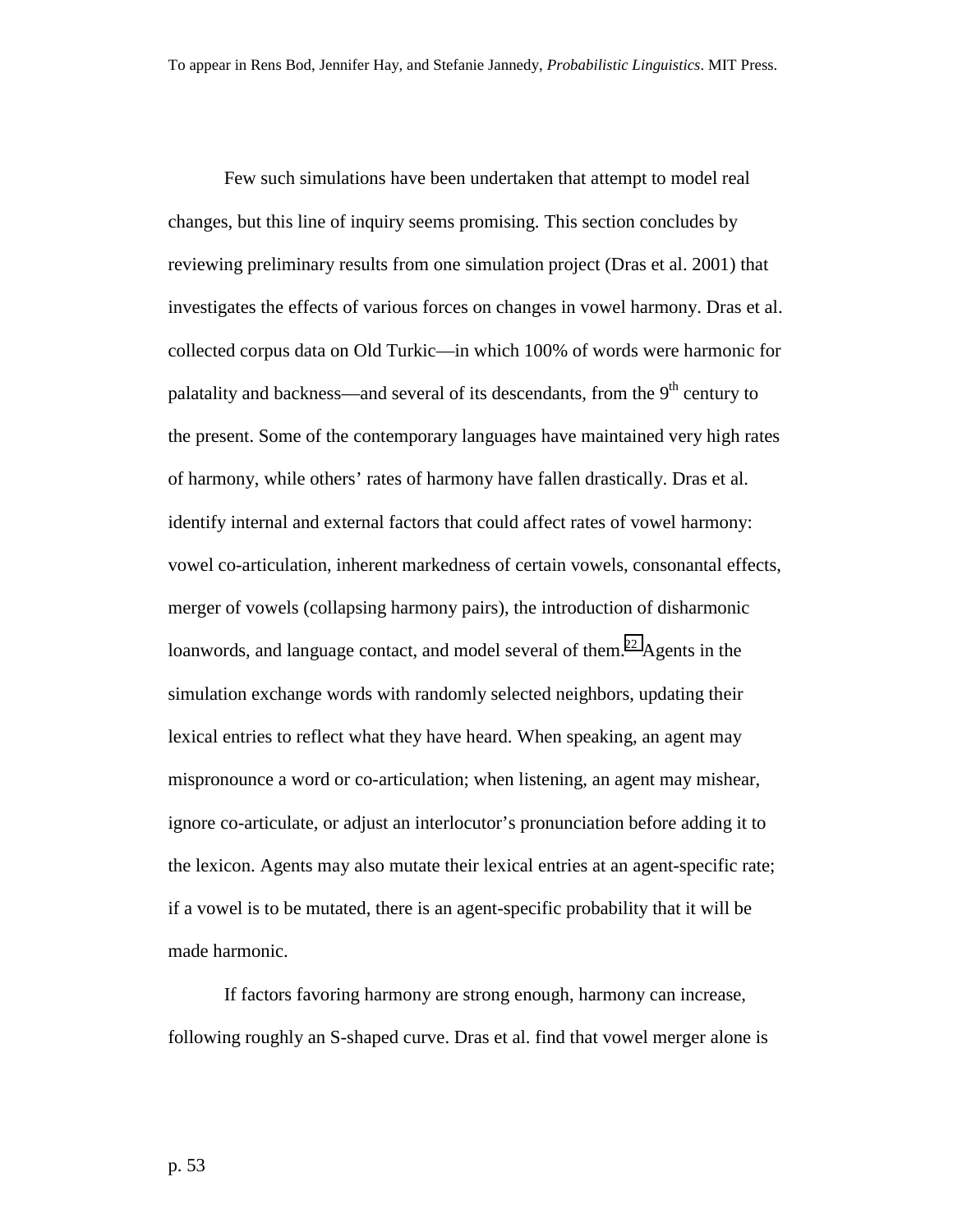Few such simulations have been undertaken that attempt to model real changes, but this line of inquiry seems promising. This section concludes by reviewing preliminary results from one simulation project (Dras et al. 2001) that investigates the effects of various forces on changes in vowel harmony. Dras et al. collected corpus data on Old Turkic—in which 100% of words were harmonic for palatality and backness—and several of its descendants, from the 9th century to the present. Some of the contemporary languages have maintained very high rates of harmony, while others' rates of harmony have fallen drastically. Dras et al. identify internal and external factors that could affect rates of vowel harmony: vowel co-articulation, inherent markedness of certain vowels, consonantal effects, merger of vowels (collapsing harmony pairs), the introduction of disharmonic loanwords, and language contact, and model several of them.[22] Agents in the simulation exchange words with randomly selected neighbors, updating their lexical entries to reflect what they have heard. When speaking, an agent may mispronounce a word or co-articulation; when listening, an agent may mishear, ignore co-articulate, or adjust an interlocutor's pronunciation before adding it to the lexicon. Agents may also mutate their lexical entries at an agent-specific rate; if a vowel is to be mutated, there is an agent-specific probability that it will be made harmonic.

If factors favoring harmony are strong enough, harmony can increase, following roughly an S-shaped curve. Dras et al. find that vowel merger alone is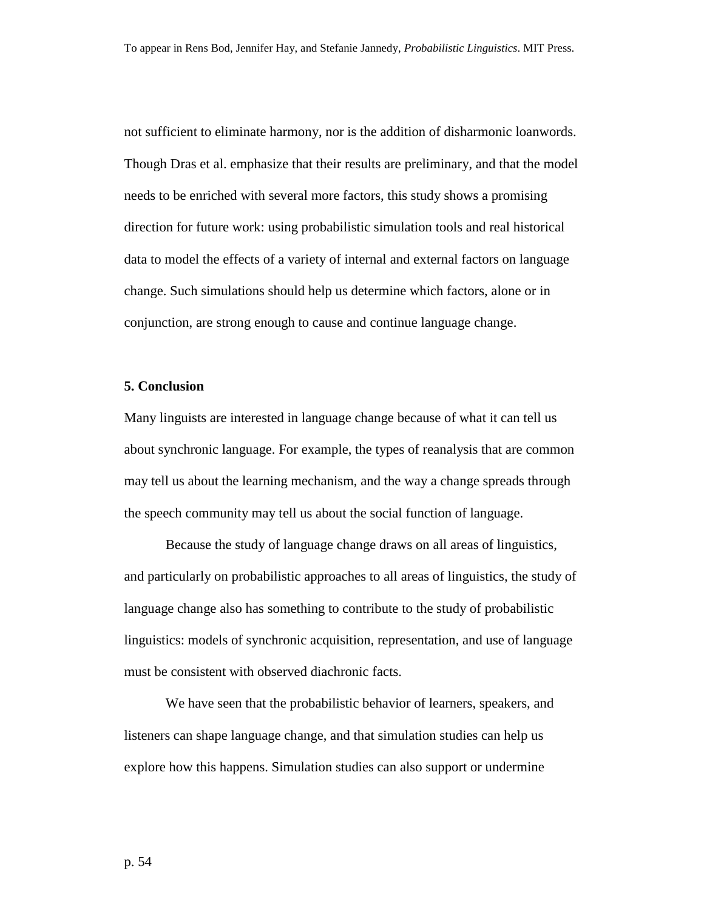not sufficient to eliminate harmony, nor is the addition of disharmonic loanwords. Though Dras et al. emphasize that their results are preliminary, and that the model needs to be enriched with several more factors, this study shows a promising direction for future work: using probabilistic simulation tools and real historical data to model the effects of a variety of internal and external factors on language change. Such simulations should help us determine which factors, alone or in conjunction, are strong enough to cause and continue language change.

## 5. Conclusion

Many linguists are interested in language change because of what it can tell us about synchronic language. For example, the types of reanalysis that are common may tell us about the learning mechanism, and the way a change spreads through the speech community may tell us about the social function of language.

Because the study of language change draws on all areas of linguistics, and particularly on probabilistic approaches to all areas of linguistics, the study of language change also has something to contribute to the study of probabilistic linguistics: models of synchronic acquisition, representation, and use of language must be consistent with observed diachronic facts.

We have seen that the probabilistic behavior of learners, speakers, and listeners can shape language change, and that simulation studies can help us explore how this happens. Simulation studies can also support or undermine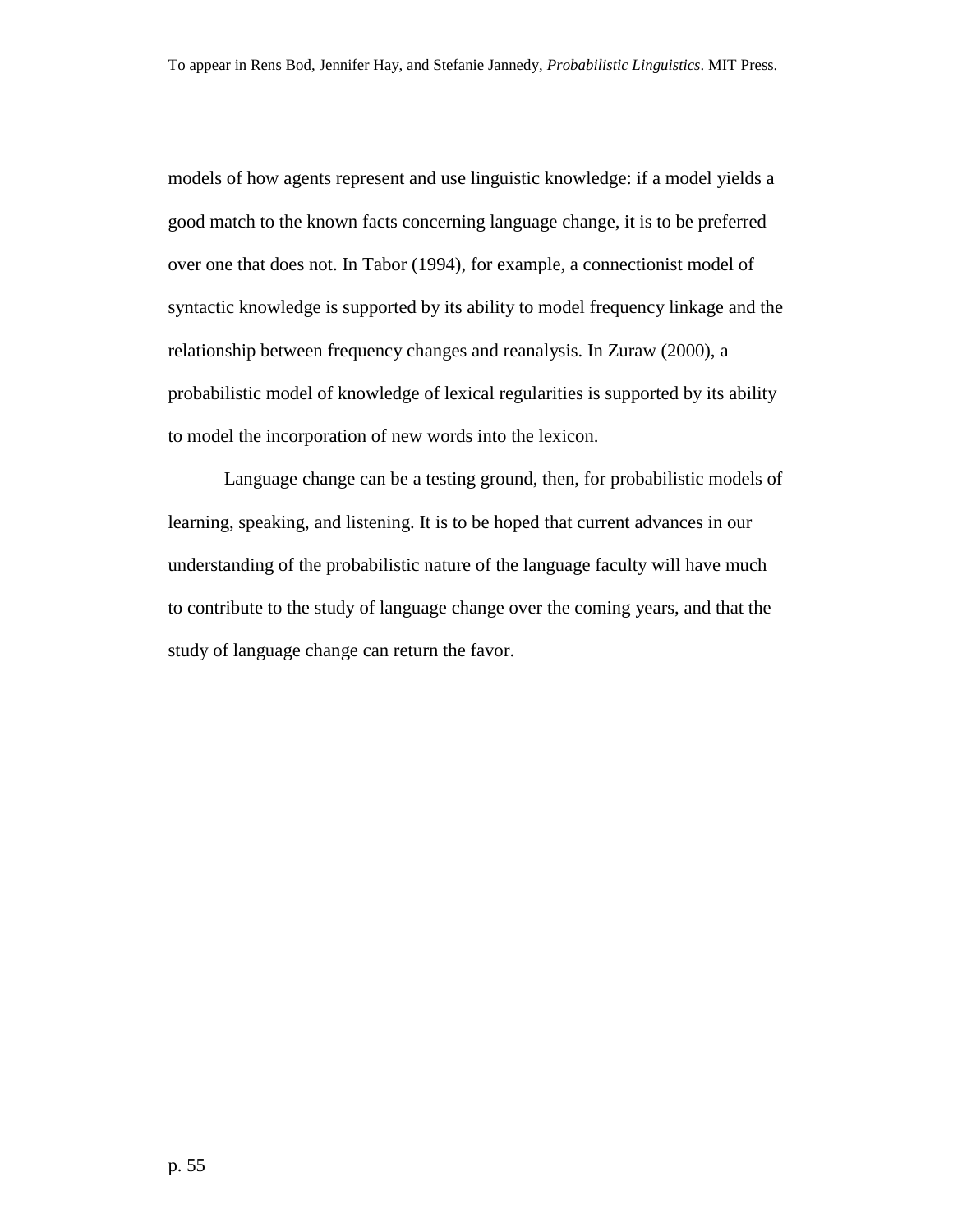models of how agents represent and use linguistic knowledge: if a model yields a good match to the known facts concerning language change, it is to be preferred over one that does not. In Tabor (1994), for example, a connectionist model of syntactic knowledge is supported by its ability to model frequency linkage and the relationship between frequency changes and reanalysis. In Zuraw (2000), a probabilistic model of knowledge of lexical regularities is supported by its ability to model the incorporation of new words into the lexicon.

Language change can be a testing ground, then, for probabilistic models of learning, speaking, and listening. It is to be hoped that current advances in our understanding of the probabilistic nature of the language faculty will have much to contribute to the study of language change over the coming years, and that the study of language change can return the favor.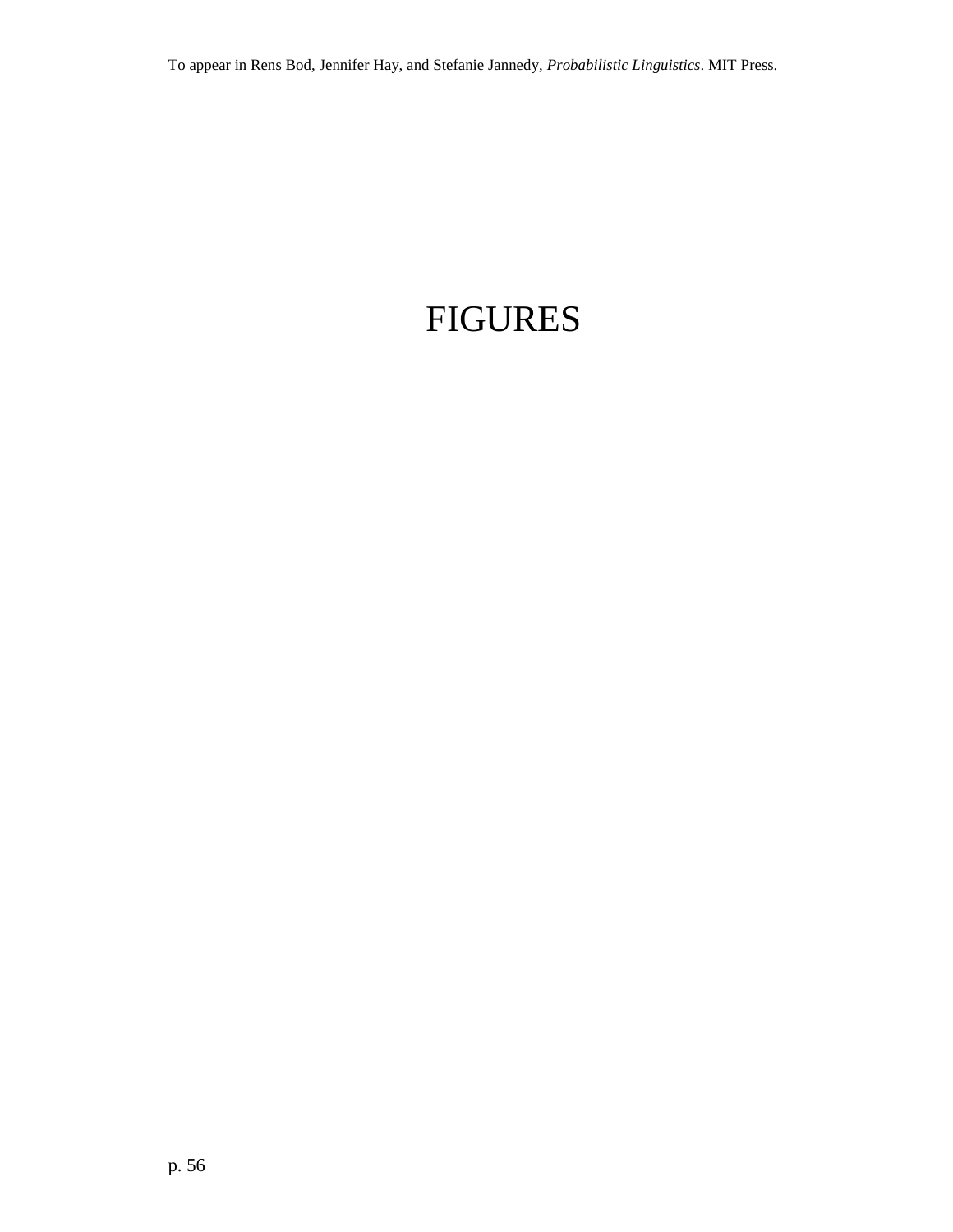# FIGURES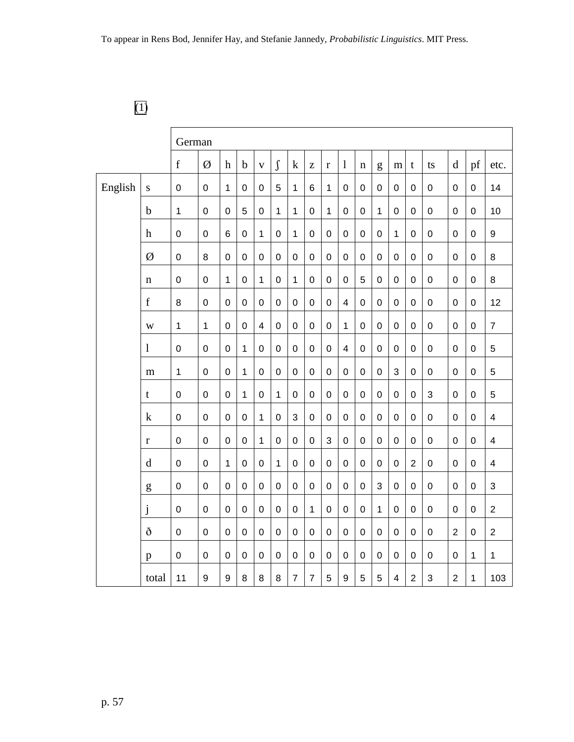(1)

| | | German | | | | | | | | | | | | | | | | | |
|---|---|---|---|---|---|---|---|---|---|---|---|---|---|---|---|---|---|---|---|
| | | f | Ø | h | b | v | ʃ | k | z | r | l | n | g | m | t | ts | d | pf | etc. |
| English | s | 0 | 0 | 1 | 0 | 0 | 5 | 1 | 6 | 1 | 0 | 0 | 0 | 0 | 0 | 0 | 0 | 0 | 14 |
| | b | 1 | 0 | 0 | 5 | 0 | 1 | 1 | 0 | 1 | 0 | 0 | 1 | 0 | 0 | 0 | 0 | 0 | 10 |
| | h | 0 | 0 | 6 | 0 | 1 | 0 | 1 | 0 | 0 | 0 | 0 | 0 | 1 | 0 | 0 | 0 | 0 | 9 |
| | Ø | 0 | 8 | 0 | 0 | 0 | 0 | 0 | 0 | 0 | 0 | 0 | 0 | 0 | 0 | 0 | 0 | 0 | 8 |
| | n | 0 | 0 | 1 | 0 | 1 | 0 | 1 | 0 | 0 | 0 | 5 | 0 | 0 | 0 | 0 | 0 | 0 | 8 |
| | f | 8 | 0 | 0 | 0 | 0 | 0 | 0 | 0 | 0 | 4 | 0 | 0 | 0 | 0 | 0 | 0 | 0 | 12 |
| | w | 1 | 1 | 0 | 0 | 4 | 0 | 0 | 0 | 0 | 1 | 0 | 0 | 0 | 0 | 0 | 0 | 0 | 7 |
| | l | 0 | 0 | 0 | 1 | 0 | 0 | 0 | 0 | 0 | 4 | 0 | 0 | 0 | 0 | 0 | 0 | 0 | 5 |
| | m | 1 | 0 | 0 | 1 | 0 | 0 | 0 | 0 | 0 | 0 | 0 | 0 | 3 | 0 | 0 | 0 | 0 | 5 |
| | t | 0 | 0 | 0 | 1 | 0 | 1 | 0 | 0 | 0 | 0 | 0 | 0 | 0 | 0 | 3 | 0 | 0 | 5 |
| | k | 0 | 0 | 0 | 0 | 1 | 0 | 3 | 0 | 0 | 0 | 0 | 0 | 0 | 0 | 0 | 0 | 0 | 4 |
| | r | 0 | 0 | 0 | 0 | 1 | 0 | 0 | 0 | 3 | 0 | 0 | 0 | 0 | 0 | 0 | 0 | 0 | 4 |
| | d | 0 | 0 | 1 | 0 | 0 | 1 | 0 | 0 | 0 | 0 | 0 | 0 | 0 | 2 | 0 | 0 | 0 | 4 |
| | g | 0 | 0 | 0 | 0 | 0 | 0 | 0 | 0 | 0 | 0 | 0 | 3 | 0 | 0 | 0 | 0 | 0 | 3 |
| | j | 0 | 0 | 0 | 0 | 0 | 0 | 0 | 1 | 0 | 0 | 0 | 1 | 0 | 0 | 0 | 0 | 0 | 2 |
| | ð | 0 | 0 | 0 | 0 | 0 | 0 | 0 | 0 | 0 | 0 | 0 | 0 | 0 | 0 | 0 | 2 | 0 | 2 |
| | p | 0 | 0 | 0 | 0 | 0 | 0 | 0 | 0 | 0 | 0 | 0 | 0 | 0 | 0 | 0 | 0 | 1 | 1 |
| | total | 11 | 9 | 9 | 8 | 8 | 8 | 7 | 7 | 5 | 9 | 5 | 5 | 4 | 2 | 3 | 2 | 1 | 103 |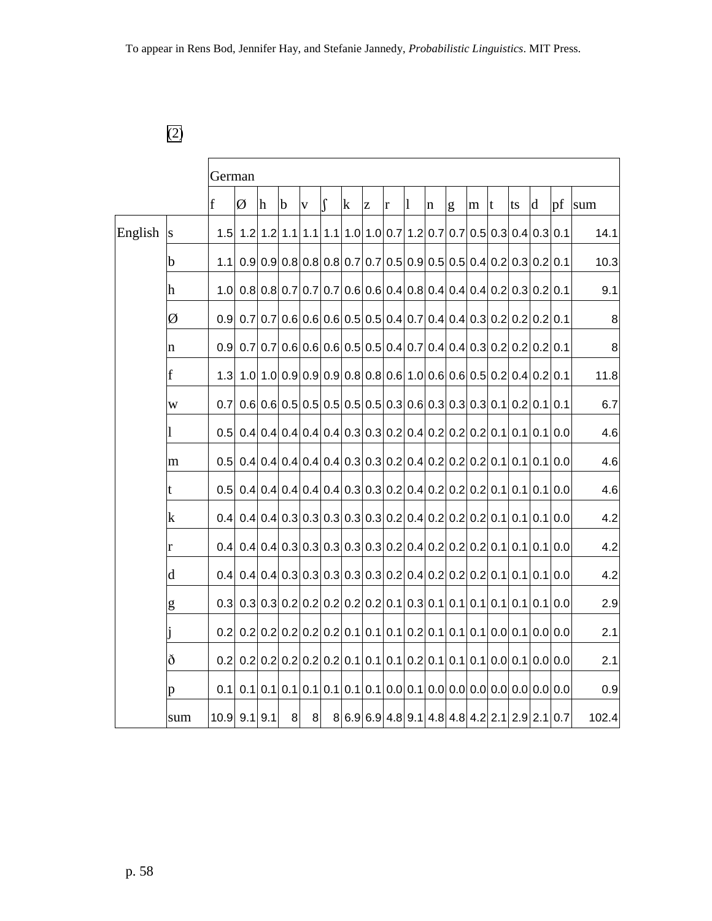(2)

| | | German | | | | | | | | | | | | | | | | | |
|---|---|---|---|---|---|---|---|---|---|---|---|---|---|---|---|---|---|---|---|
| | | f | Ø | h | b | v | ʃ | k | z | r | l | n | g | m | t | ts | d | pf | sum |
| English | s | 1.5 | 1.2 | 1.2 | 1.1 | 1.1 | 1.1 | 1.0 | 1.0 | 0.7 | 1.2 | 0.7 | 0.7 | 0.5 | 0.3 | 0.4 | 0.3 | 0.1 | 14.1 |
| | b | 1.1 | 0.9 | 0.9 | 0.8 | 0.8 | 0.8 | 0.7 | 0.7 | 0.5 | 0.9 | 0.5 | 0.5 | 0.4 | 0.2 | 0.3 | 0.2 | 0.1 | 10.3 |
| | h | 1.0 | 0.8 | 0.8 | 0.7 | 0.7 | 0.7 | 0.6 | 0.6 | 0.4 | 0.8 | 0.4 | 0.4 | 0.4 | 0.2 | 0.3 | 0.2 | 0.1 | 9.1 |
| | Ø | 0.9 | 0.7 | 0.7 | 0.6 | 0.6 | 0.6 | 0.5 | 0.5 | 0.4 | 0.7 | 0.4 | 0.4 | 0.3 | 0.2 | 0.2 | 0.2 | 0.1 | 8 |
| | n | 0.9 | 0.7 | 0.7 | 0.6 | 0.6 | 0.6 | 0.5 | 0.5 | 0.4 | 0.7 | 0.4 | 0.4 | 0.3 | 0.2 | 0.2 | 0.2 | 0.1 | 8 |
| | f | 1.3 | 1.0 | 1.0 | 0.9 | 0.9 | 0.9 | 0.8 | 0.8 | 0.6 | 1.0 | 0.6 | 0.6 | 0.5 | 0.2 | 0.4 | 0.2 | 0.1 | 11.8 |
| | w | 0.7 | 0.6 | 0.6 | 0.5 | 0.5 | 0.5 | 0.5 | 0.5 | 0.3 | 0.6 | 0.3 | 0.3 | 0.3 | 0.1 | 0.2 | 0.1 | 0.1 | 6.7 |
| | l | 0.5 | 0.4 | 0.4 | 0.4 | 0.4 | 0.4 | 0.3 | 0.3 | 0.2 | 0.4 | 0.2 | 0.2 | 0.2 | 0.1 | 0.1 | 0.1 | 0.0 | 4.6 |
| | m | 0.5 | 0.4 | 0.4 | 0.4 | 0.4 | 0.4 | 0.3 | 0.3 | 0.2 | 0.4 | 0.2 | 0.2 | 0.2 | 0.1 | 0.1 | 0.1 | 0.0 | 4.6 |
| | t | 0.5 | 0.4 | 0.4 | 0.4 | 0.4 | 0.4 | 0.3 | 0.3 | 0.2 | 0.4 | 0.2 | 0.2 | 0.2 | 0.1 | 0.1 | 0.1 | 0.0 | 4.6 |
| | k | 0.4 | 0.4 | 0.4 | 0.3 | 0.3 | 0.3 | 0.3 | 0.3 | 0.2 | 0.4 | 0.2 | 0.2 | 0.2 | 0.1 | 0.1 | 0.1 | 0.0 | 4.2 |
| | r | 0.4 | 0.4 | 0.4 | 0.3 | 0.3 | 0.3 | 0.3 | 0.3 | 0.2 | 0.4 | 0.2 | 0.2 | 0.2 | 0.1 | 0.1 | 0.1 | 0.0 | 4.2 |
| | d | 0.4 | 0.4 | 0.4 | 0.3 | 0.3 | 0.3 | 0.3 | 0.3 | 0.2 | 0.4 | 0.2 | 0.2 | 0.2 | 0.1 | 0.1 | 0.1 | 0.0 | 4.2 |
| | g | 0.3 | 0.3 | 0.3 | 0.2 | 0.2 | 0.2 | 0.2 | 0.2 | 0.1 | 0.3 | 0.1 | 0.1 | 0.1 | 0.1 | 0.1 | 0.1 | 0.0 | 2.9 |
| | j | 0.2 | 0.2 | 0.2 | 0.2 | 0.2 | 0.2 | 0.1 | 0.1 | 0.1 | 0.2 | 0.1 | 0.1 | 0.1 | 0.0 | 0.1 | 0.0 | 0.0 | 2.1 |
| | ð | 0.2 | 0.2 | 0.2 | 0.2 | 0.2 | 0.2 | 0.1 | 0.1 | 0.1 | 0.2 | 0.1 | 0.1 | 0.1 | 0.0 | 0.1 | 0.0 | 0.0 | 2.1 |
| | p | 0.1 | 0.1 | 0.1 | 0.1 | 0.1 | 0.1 | 0.1 | 0.1 | 0.0 | 0.1 | 0.0 | 0.0 | 0.0 | 0.0 | 0.0 | 0.0 | 0.0 | 0.9 |
| | sum | 10.9 | 9.1 | 9.1 | 8 | 8 | 8 | 6.9 | 6.9 | 4.8 | 9.1 | 4.8 | 4.8 | 4.2 | 2.1 | 2.9 | 2.1 | 0.7 | 102.4 |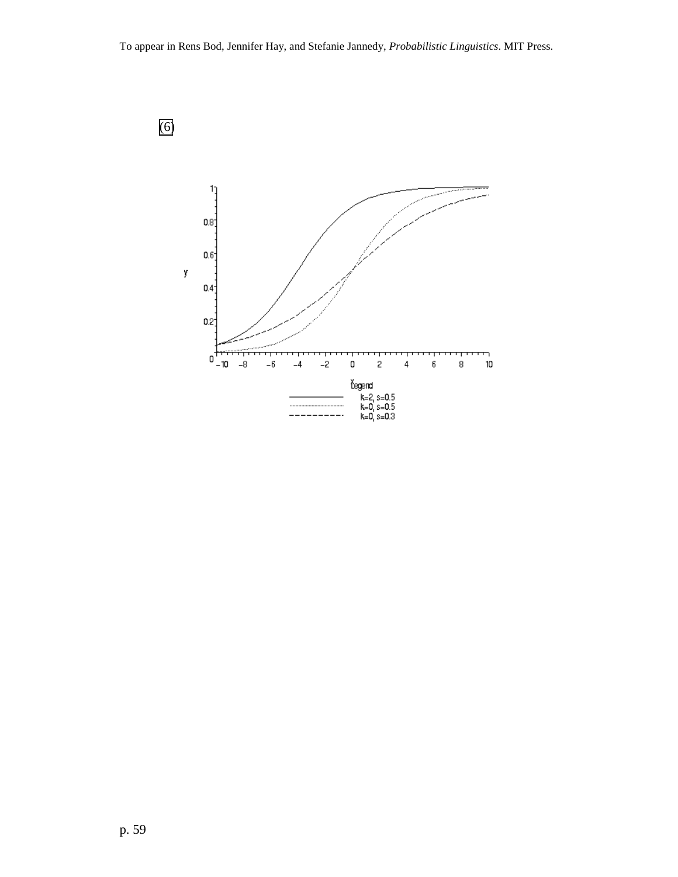(6)

y

x

Legend

k=2, s=0.5

k=0, s=0.5

k=0, s=0.3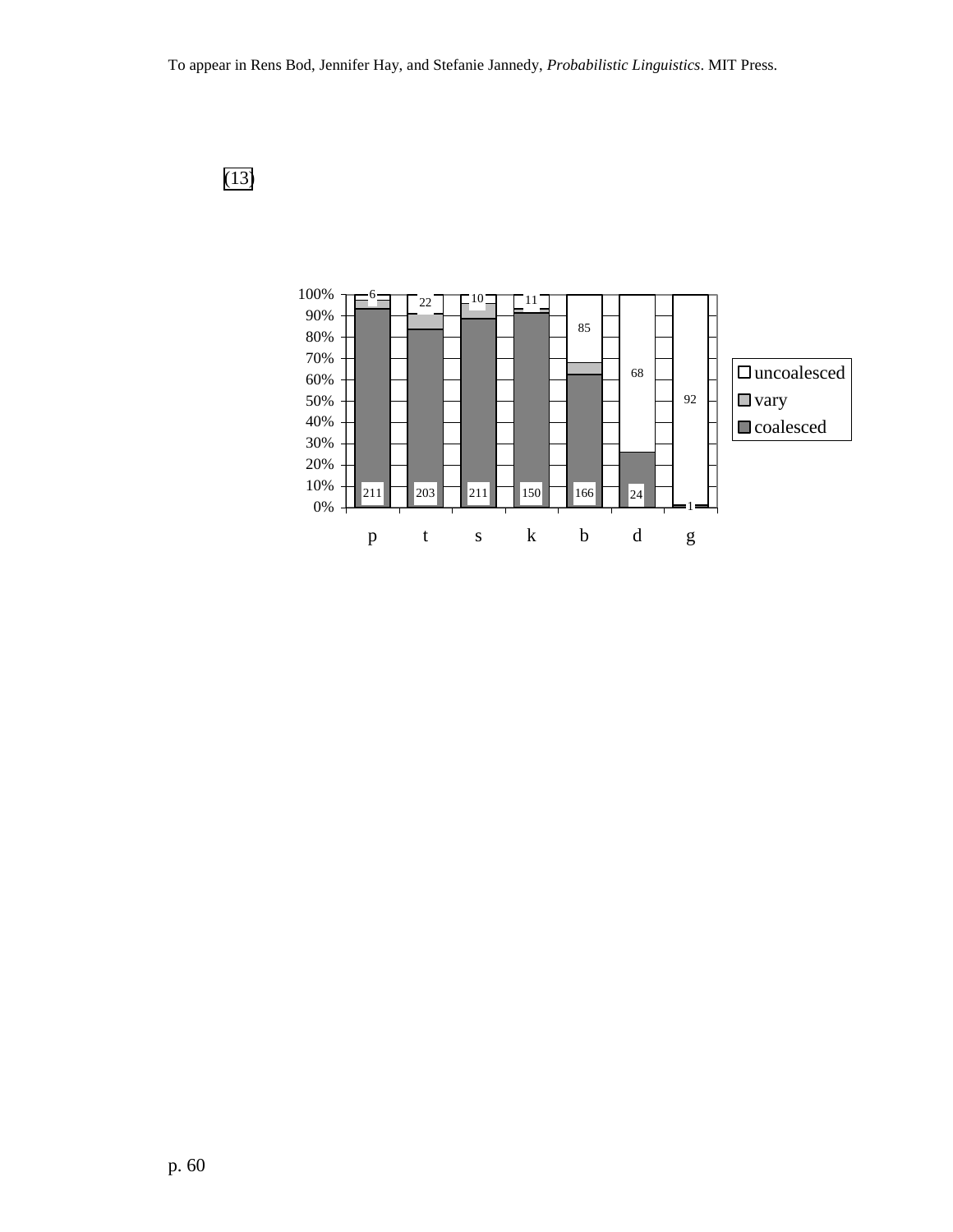(13)

| | p | t | s | k | b | d | g |
|---|---|---|---|---|---|---|---|
| uncoalesced | 6 | 22 | 10 | 11 | 85 | 68 | 92 |
| coalesced | 211 | 203 | 211 | 150 | 166 | 24 | 1 |

Legend: uncoalesced, vary, coalesced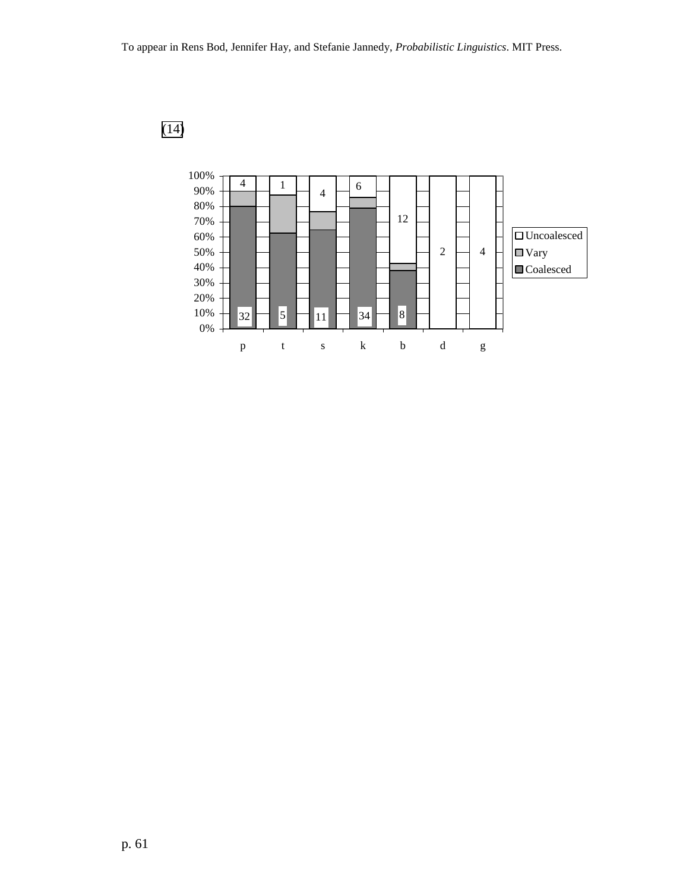(14)

| | p | t | s | k | b | d | g |
|---|---|---|---|---|---|---|---|
| Uncoalesced | 4 | 1 | 4 | 6 | 12 | 2 | 4 |
| Coalesced | 32 | 5 | 11 | 34 | 8 | | |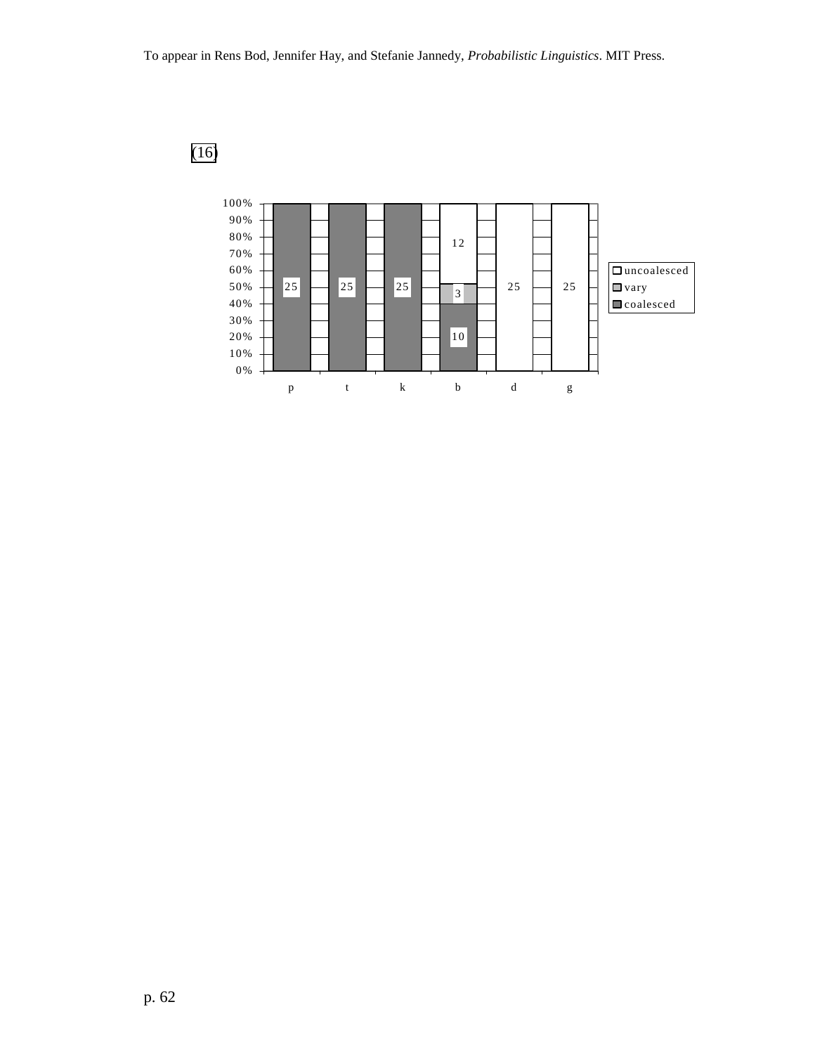(16)

| | p | t | k | b | d | g |
|---|---|---|---|---|---|---|
| uncoalesced | | | | 12 | 25 | 25 |
| vary | | | | 3 | | |
| coalesced | 25 | 25 | 25 | 10 | | |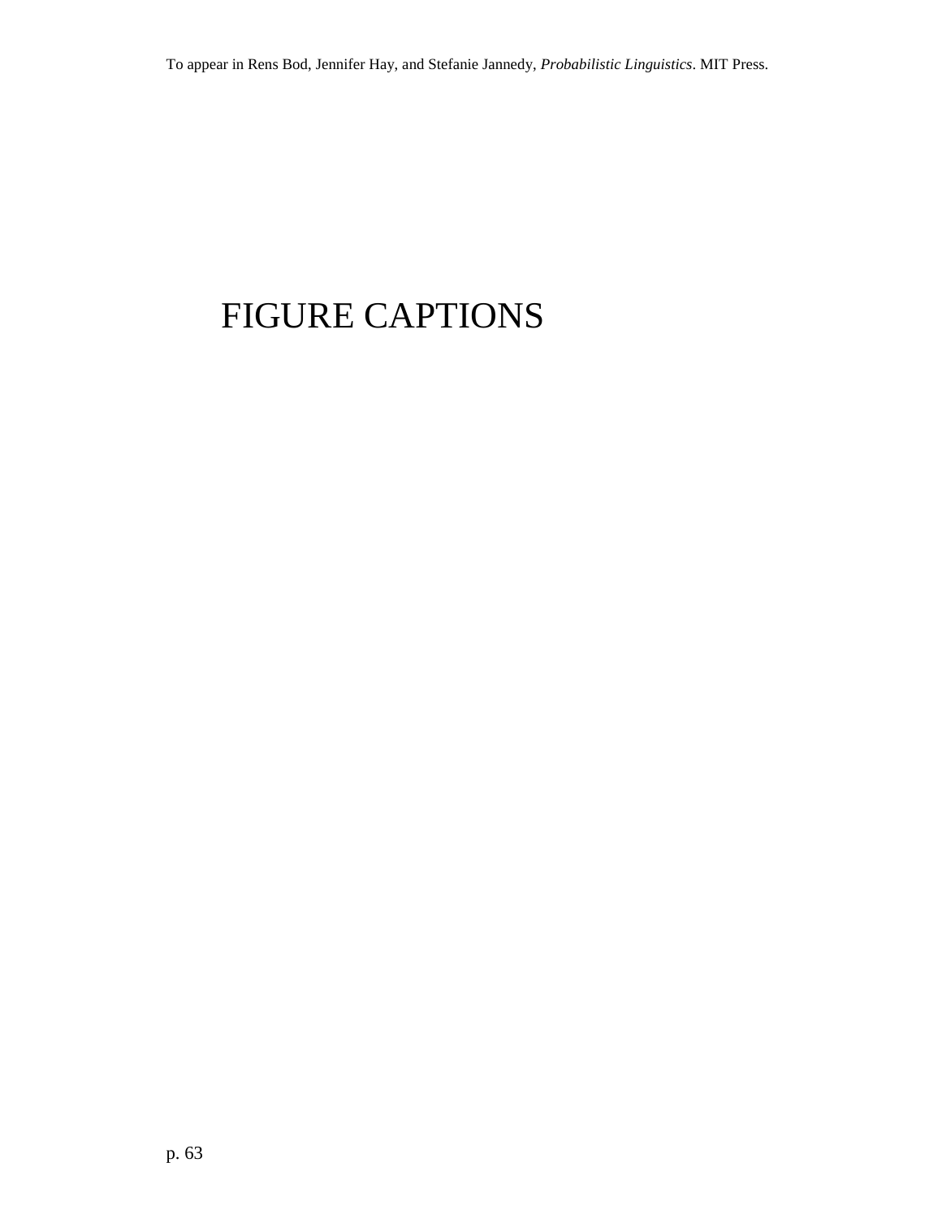# FIGURE CAPTIONS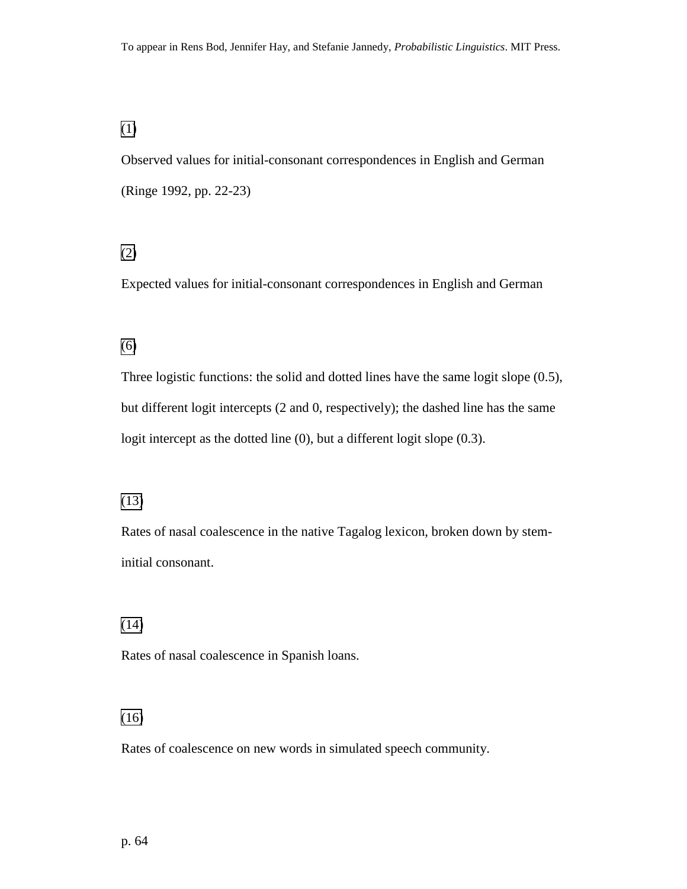(1)

Observed values for initial-consonant correspondences in English and German (Ringe 1992, pp. 22-23)

(2)

Expected values for initial-consonant correspondences in English and German

(6)

Three logistic functions: the solid and dotted lines have the same logit slope (0.5), but different logit intercepts (2 and 0, respectively); the dashed line has the same logit intercept as the dotted line (0), but a different logit slope (0.3).

(13)

Rates of nasal coalescence in the native Tagalog lexicon, broken down by stem-initial consonant.

(14)

Rates of nasal coalescence in Spanish loans.

(16)

Rates of coalescence on new words in simulated speech community.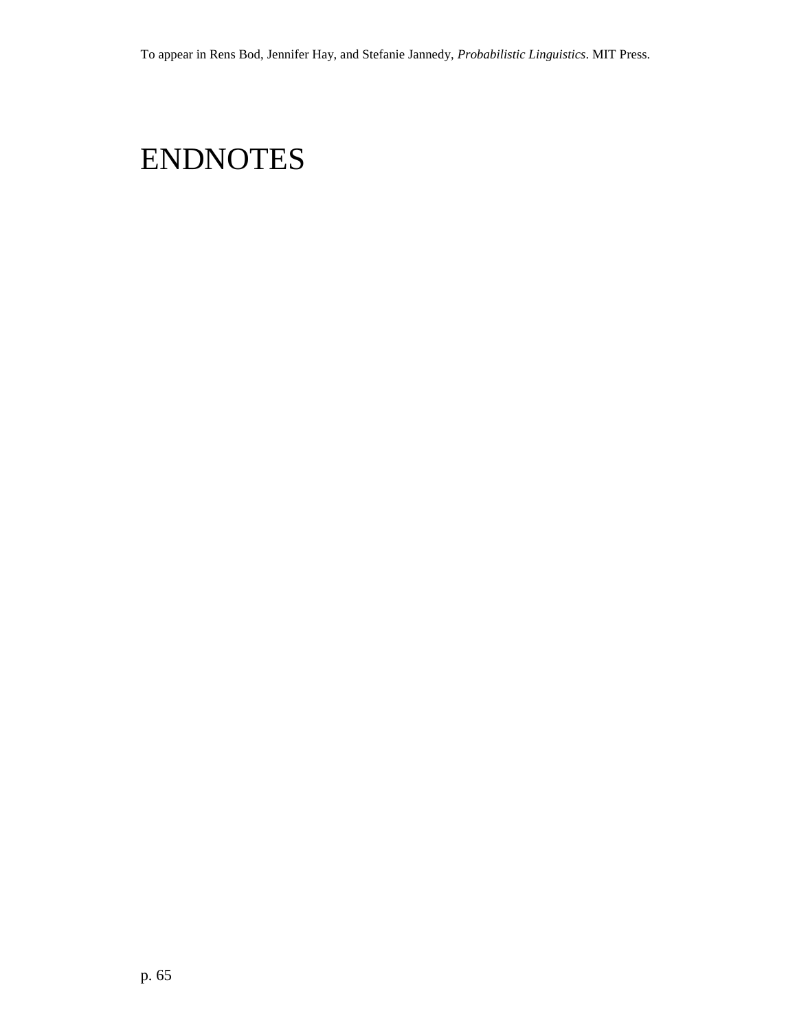# ENDNOTES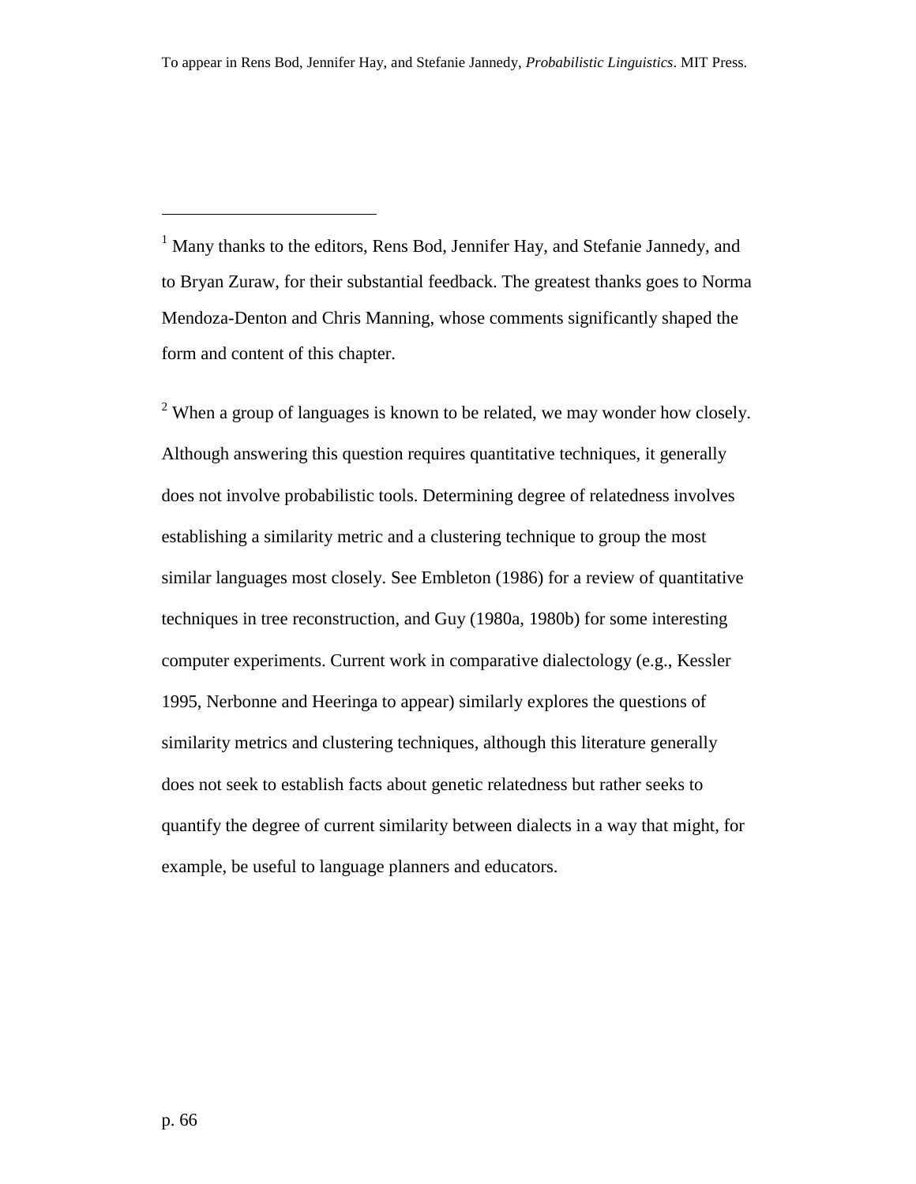---

[1] Many thanks to the editors, Rens Bod, Jennifer Hay, and Stefanie Jannedy, and to Bryan Zuraw, for their substantial feedback. The greatest thanks goes to Norma Mendoza-Denton and Chris Manning, whose comments significantly shaped the form and content of this chapter.

[2] When a group of languages is known to be related, we may wonder how closely. Although answering this question requires quantitative techniques, it generally does not involve probabilistic tools. Determining degree of relatedness involves establishing a similarity metric and a clustering technique to group the most similar languages most closely. See Embleton (1986) for a review of quantitative techniques in tree reconstruction, and Guy (1980a, 1980b) for some interesting computer experiments. Current work in comparative dialectology (e.g., Kessler 1995, Nerbonne and Heeringa to appear) similarly explores the questions of similarity metrics and clustering techniques, although this literature generally does not seek to establish facts about genetic relatedness but rather seeks to quantify the degree of current similarity between dialects in a way that might, for example, be useful to language planners and educators.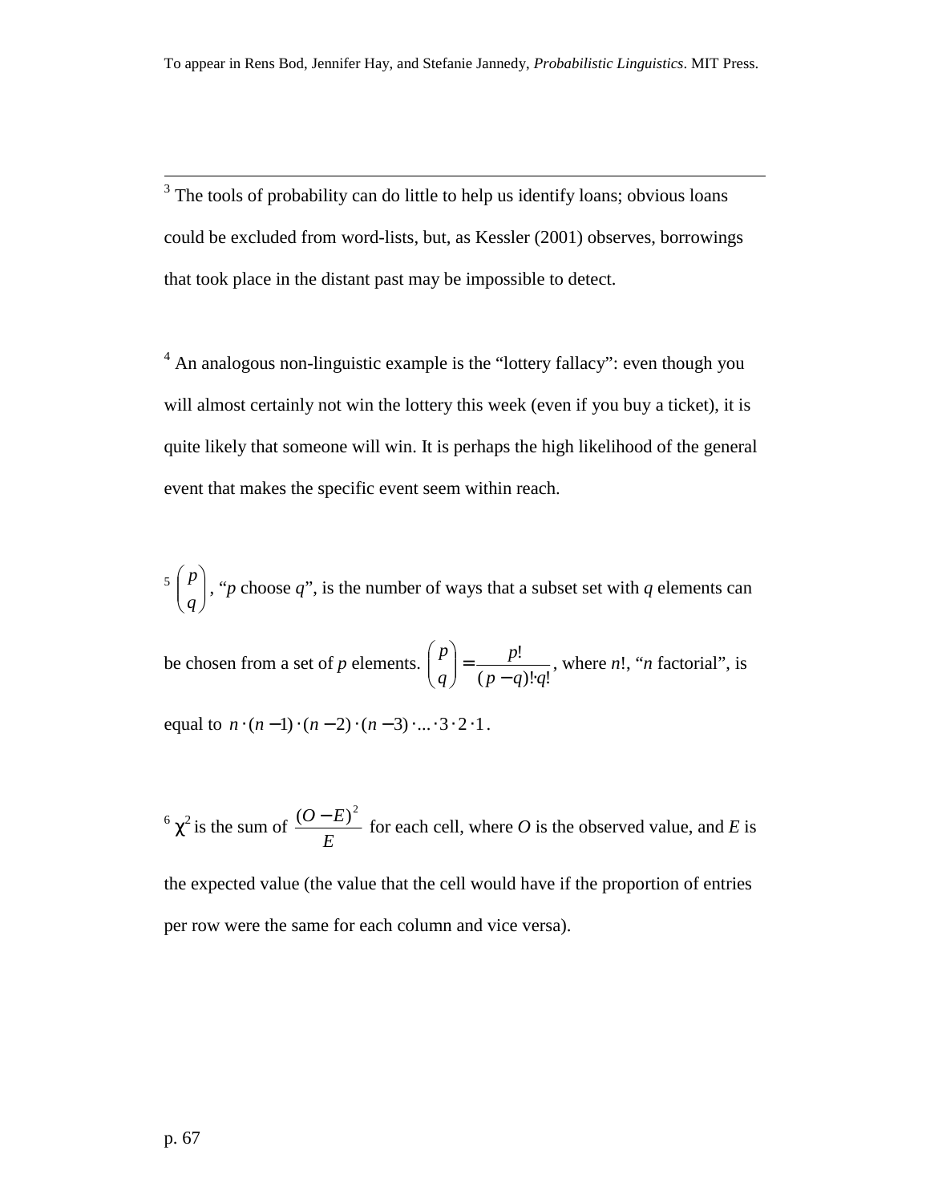[3] The tools of probability can do little to help us identify loans; obvious loans could be excluded from word-lists, but, as Kessler (2001) observes, borrowings that took place in the distant past may be impossible to detect.

[4] An analogous non-linguistic example is the "lottery fallacy": even though you will almost certainly not win the lottery this week (even if you buy a ticket), it is quite likely that someone will win. It is perhaps the high likelihood of the general event that makes the specific event seem within reach.

[5] $\binom{p}{q}$, "*p* choose *q*", is the number of ways that a subset set with *q* elements can be chosen from a set of *p* elements. $\binom{p}{q} = \frac{p!}{(p-q)! \cdot q!}$, where $n!$, "*n* factorial", is equal to $n \cdot (n-1) \cdot (n-2) \cdot (n-3) \cdot \ldots \cdot 3 \cdot 2 \cdot 1$.

[6] $\chi^2$ is the sum of $\frac{(O-E)^2}{E}$ for each cell, where *O* is the observed value, and *E* is the expected value (the value that the cell would have if the proportion of entries per row were the same for each column and vice versa).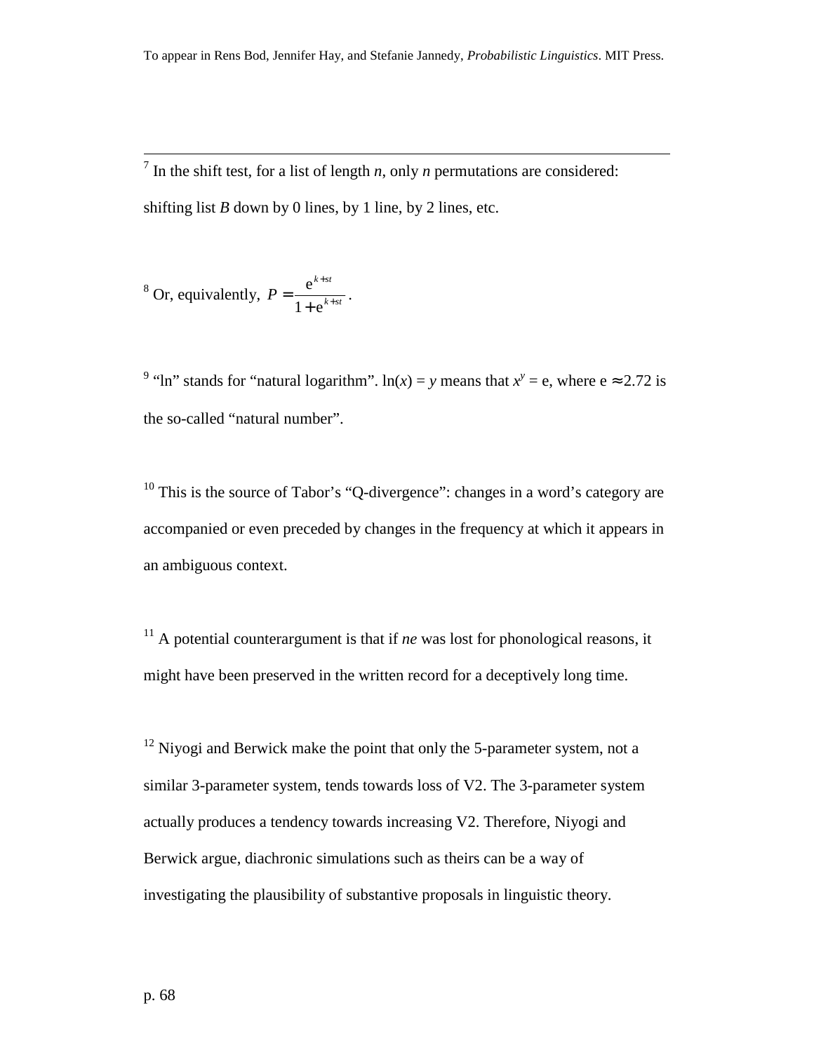[7] In the shift test, for a list of length *n*, only *n* permutations are considered: shifting list *B* down by 0 lines, by 1 line, by 2 lines, etc.

[8] Or, equivalently, $P = \frac{\mathrm{e}^{k+st}}{1+\mathrm{e}^{k+st}}$.

[9] "ln" stands for "natural logarithm". ln($x$) = $y$ means that $x^y$ = e, where e ≈ 2.72 is the so-called "natural number".

[10] This is the source of Tabor's "Q-divergence": changes in a word's category are accompanied or even preceded by changes in the frequency at which it appears in an ambiguous context.

[11] A potential counterargument is that if *ne* was lost for phonological reasons, it might have been preserved in the written record for a deceptively long time.

[12] Niyogi and Berwick make the point that only the 5-parameter system, not a similar 3-parameter system, tends towards loss of V2. The 3-parameter system actually produces a tendency towards increasing V2. Therefore, Niyogi and Berwick argue, diachronic simulations such as theirs can be a way of investigating the plausibility of substantive proposals in linguistic theory.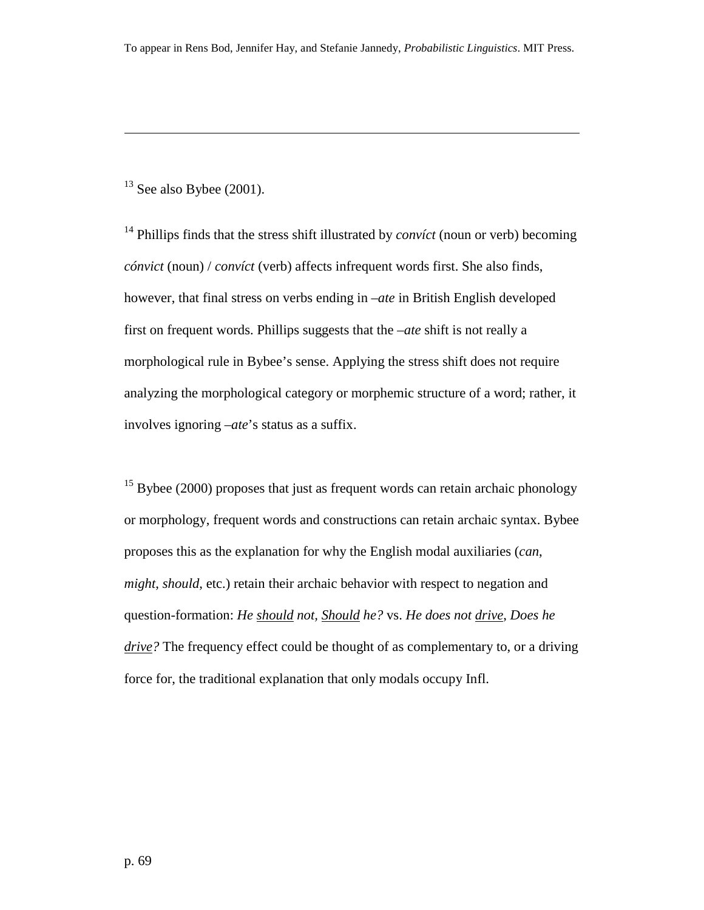[13] See also Bybee (2001).

[14] Phillips finds that the stress shift illustrated by *convíct* (noun or verb) becoming *cónvict* (noun) / *convíct* (verb) affects infrequent words first. She also finds, however, that final stress on verbs ending in *–ate* in British English developed first on frequent words. Phillips suggests that the *–ate* shift is not really a morphological rule in Bybee's sense. Applying the stress shift does not require analyzing the morphological category or morphemic structure of a word; rather, it involves ignoring *–ate*'s status as a suffix.

[15] Bybee (2000) proposes that just as frequent words can retain archaic phonology or morphology, frequent words and constructions can retain archaic syntax. Bybee proposes this as the explanation for why the English modal auxiliaries (*can*, *might*, *should*, etc.) retain their archaic behavior with respect to negation and question-formation: *He <u>should</u> not, <u>Should</u> he?* vs. *He does not <u>drive</u>, Does he <u>drive</u>?* The frequency effect could be thought of as complementary to, or a driving force for, the traditional explanation that only modals occupy Infl.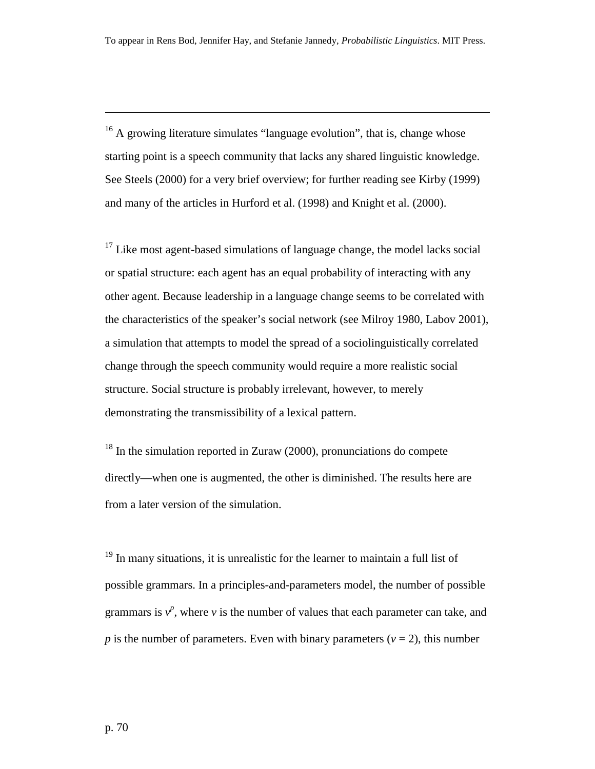[16] A growing literature simulates "language evolution", that is, change whose starting point is a speech community that lacks any shared linguistic knowledge. See Steels (2000) for a very brief overview; for further reading see Kirby (1999) and many of the articles in Hurford et al. (1998) and Knight et al. (2000).

[17] Like most agent-based simulations of language change, the model lacks social or spatial structure: each agent has an equal probability of interacting with any other agent. Because leadership in a language change seems to be correlated with the characteristics of the speaker's social network (see Milroy 1980, Labov 2001), a simulation that attempts to model the spread of a sociolinguistically correlated change through the speech community would require a more realistic social structure. Social structure is probably irrelevant, however, to merely demonstrating the transmissibility of a lexical pattern.

[18] In the simulation reported in Zuraw (2000), pronunciations do compete directly—when one is augmented, the other is diminished. The results here are from a later version of the simulation.

[19] In many situations, it is unrealistic for the learner to maintain a full list of possible grammars. In a principles-and-parameters model, the number of possible grammars is $v^p$, where $v$ is the number of values that each parameter can take, and $p$ is the number of parameters. Even with binary parameters ($v = 2$), this number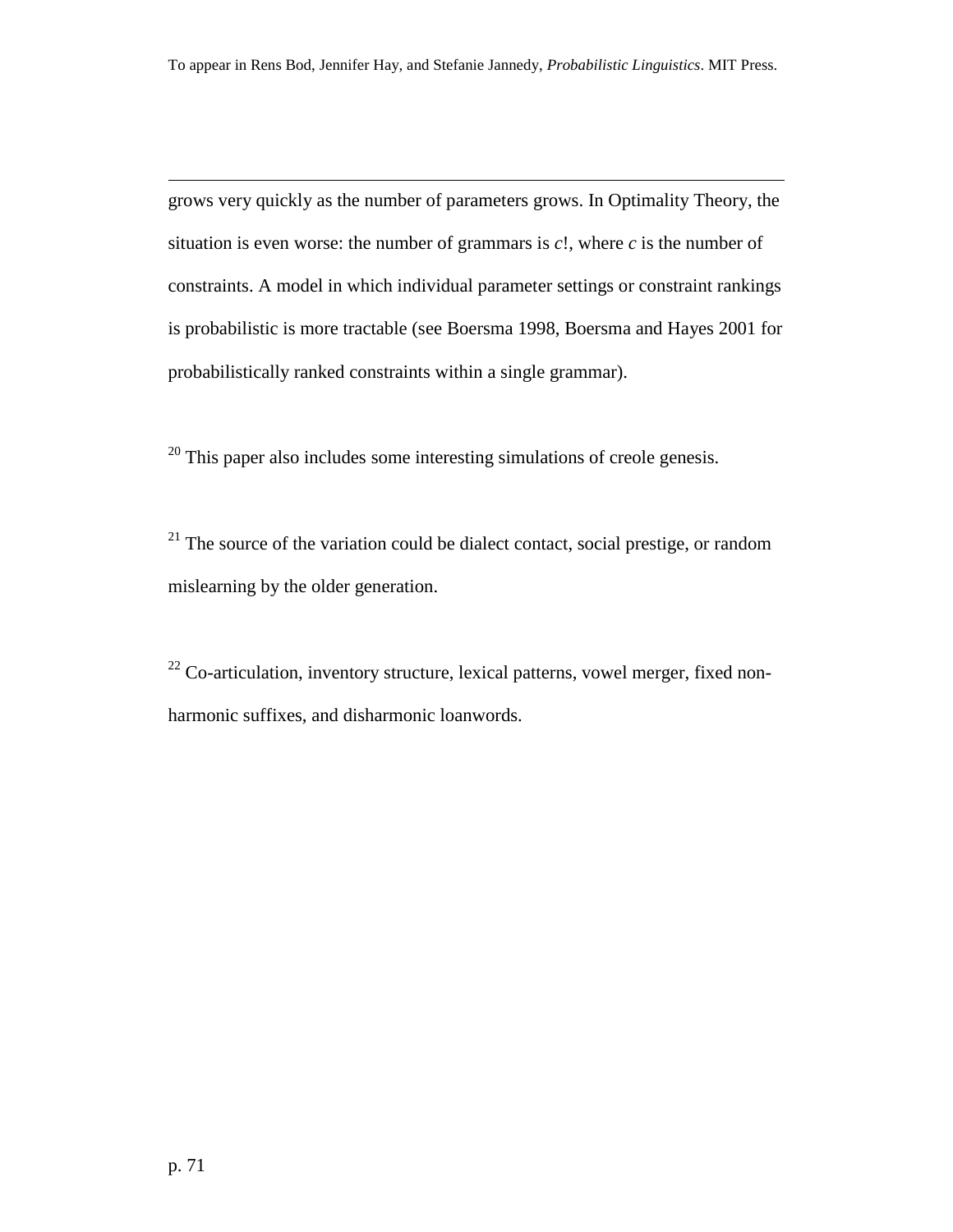grows very quickly as the number of parameters grows. In Optimality Theory, the situation is even worse: the number of grammars is $c!$, where $c$ is the number of constraints. A model in which individual parameter settings or constraint rankings is probabilistic is more tractable (see Boersma 1998, Boersma and Hayes 2001 for probabilistically ranked constraints within a single grammar).

[20] This paper also includes some interesting simulations of creole genesis.

[21] The source of the variation could be dialect contact, social prestige, or random mislearning by the older generation.

[22] Co-articulation, inventory structure, lexical patterns, vowel merger, fixed non-harmonic suffixes, and disharmonic loanwords.